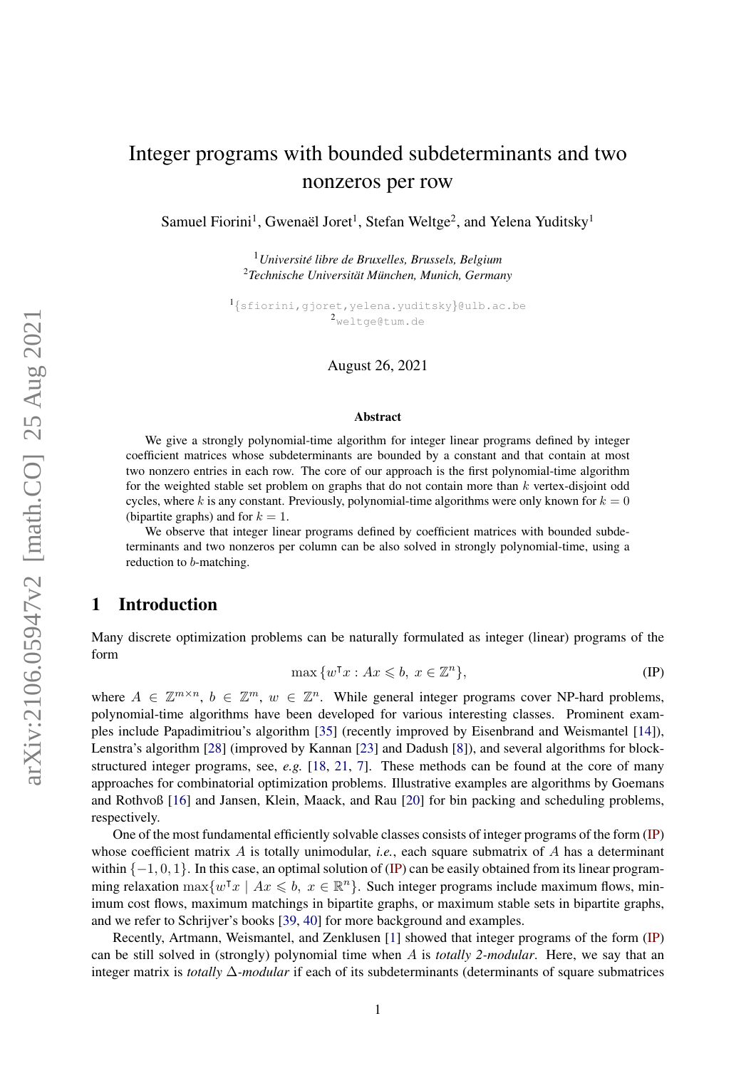# Integer programs with bounded subdeterminants and two nonzeros per row

Samuel Fiorini[1], Gwenaël Joret[1], Stefan Weltge[2], and Yelena Yuditsky[1]

[1] *Université libre de Bruxelles, Brussels, Belgium*
[2] *Technische Universität München, Munich, Germany*

[1] {sfiorini,gjoret,yelena.yuditsky}@ulb.ac.be
[2] weltge@tum.de

August 26, 2021

### Abstract

We give a strongly polynomial-time algorithm for integer linear programs defined by integer coefficient matrices whose subdeterminants are bounded by a constant and that contain at most two nonzero entries in each row. The core of our approach is the first polynomial-time algorithm for the weighted stable set problem on graphs that do not contain more than $k$ vertex-disjoint odd cycles, where $k$ is any constant. Previously, polynomial-time algorithms were only known for $k = 0$ (bipartite graphs) and for $k = 1$.

We observe that integer linear programs defined by coefficient matrices with bounded subdeterminants and two nonzeros per column can be also solved in strongly polynomial-time, using a reduction to $b$-matching.

## 1 Introduction

Many discrete optimization problems can be naturally formulated as integer (linear) programs of the form

$$\max\{w^\intercal x : Ax \leqslant b,\ x \in \mathbb{Z}^n\}, \tag{IP}$$

where $A \in \mathbb{Z}^{m\times n}$, $b \in \mathbb{Z}^m$, $w \in \mathbb{Z}^n$. While general integer programs cover NP-hard problems, polynomial-time algorithms have been developed for various interesting classes. Prominent examples include Papadimitriou's algorithm [35] (recently improved by Eisenbrand and Weismantel [14]), Lenstra's algorithm [28] (improved by Kannan [23] and Dadush [8]), and several algorithms for block-structured integer programs, see, *e.g.* [18, 21, 7]. These methods can be found at the core of many approaches for combinatorial optimization problems. Illustrative examples are algorithms by Goemans and Rothvoß [16] and Jansen, Klein, Maack, and Rau [20] for bin packing and scheduling problems, respectively.

One of the most fundamental efficiently solvable classes consists of integer programs of the form (IP) whose coefficient matrix $A$ is totally unimodular, *i.e.*, each square submatrix of $A$ has a determinant within $\{-1, 0, 1\}$. In this case, an optimal solution of (IP) can be easily obtained from its linear programming relaxation $\max\{w^\intercal x \mid Ax \leqslant b,\ x \in \mathbb{R}^n\}$. Such integer programs include maximum flows, minimum cost flows, maximum matchings in bipartite graphs, or maximum stable sets in bipartite graphs, and we refer to Schrijver's books [39, 40] for more background and examples.

Recently, Artmann, Weismantel, and Zenklusen [1] showed that integer programs of the form (IP) can be still solved in (strongly) polynomial time when $A$ is *totally 2-modular*. Here, we say that an integer matrix is *totally $\Delta$-modular* if each of its subdeterminants (determinants of square submatrices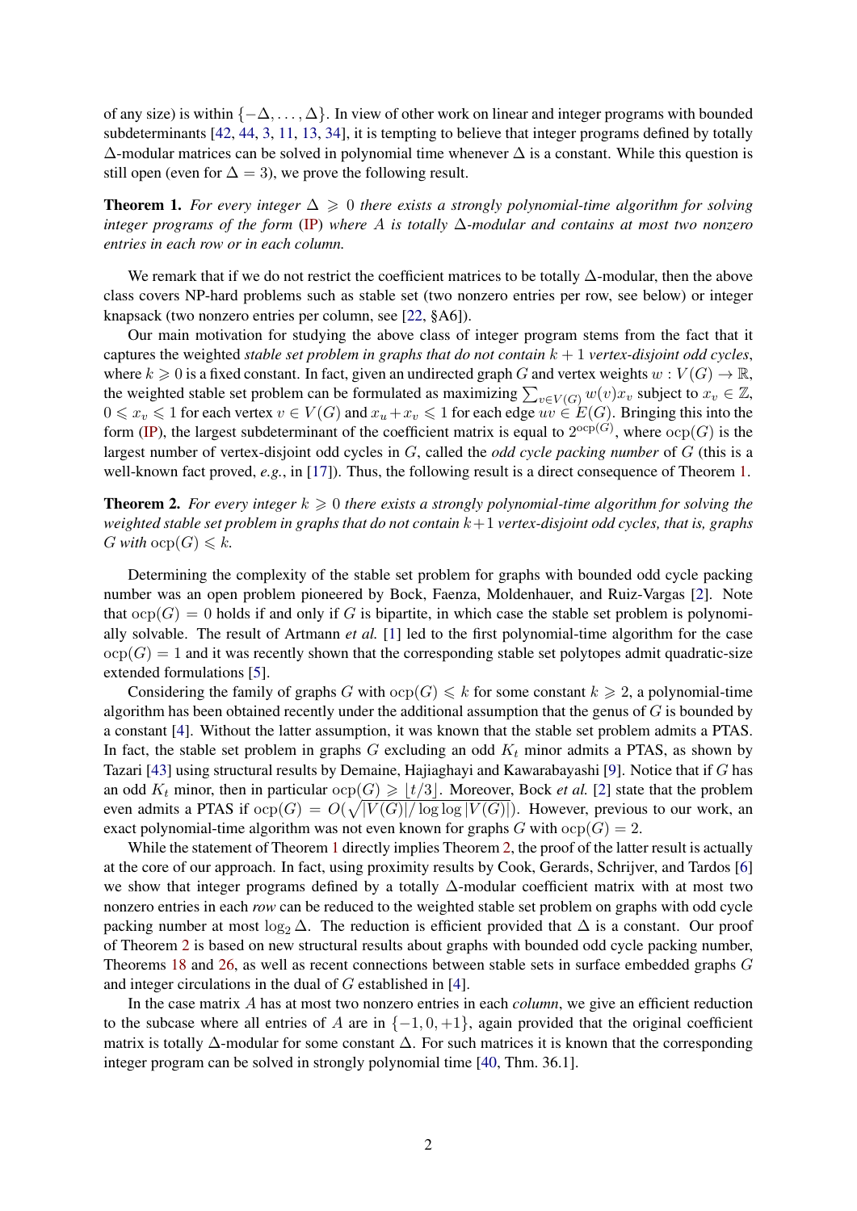of any size) is within $\{-\Delta, \ldots, \Delta\}$. In view of other work on linear and integer programs with bounded subdeterminants [42, 44, 3, 11, 13, 34], it is tempting to believe that integer programs defined by totally $\Delta$-modular matrices can be solved in polynomial time whenever $\Delta$ is a constant. While this question is still open (even for $\Delta = 3$), we prove the following result.

**Theorem 1.** *For every integer $\Delta \geqslant 0$ there exists a strongly polynomial-time algorithm for solving integer programs of the form* (IP) *where $A$ is totally $\Delta$-modular and contains at most two nonzero entries in each row or in each column.*

We remark that if we do not restrict the coefficient matrices to be totally $\Delta$-modular, then the above class covers NP-hard problems such as stable set (two nonzero entries per row, see below) or integer knapsack (two nonzero entries per column, see [22, §A6]).

Our main motivation for studying the above class of integer program stems from the fact that it captures the weighted *stable set problem in graphs that do not contain $k+1$ vertex-disjoint odd cycles*, where $k \geqslant 0$ is a fixed constant. In fact, given an undirected graph $G$ and vertex weights $w : V(G) \to \mathbb{R}$, the weighted stable set problem can be formulated as maximizing $\sum_{v \in V(G)} w(v) x_v$ subject to $x_v \in \mathbb{Z}$, $0 \leqslant x_v \leqslant 1$ for each vertex $v \in V(G)$ and $x_u + x_v \leqslant 1$ for each edge $uv \in E(G)$. Bringing this into the form (IP), the largest subdeterminant of the coefficient matrix is equal to $2^{\mathrm{ocp}(G)}$, where $\mathrm{ocp}(G)$ is the largest number of vertex-disjoint odd cycles in $G$, called the *odd cycle packing number* of $G$ (this is a well-known fact proved, *e.g.*, in [17]). Thus, the following result is a direct consequence of Theorem 1.

**Theorem 2.** *For every integer $k \geqslant 0$ there exists a strongly polynomial-time algorithm for solving the weighted stable set problem in graphs that do not contain $k+1$ vertex-disjoint odd cycles, that is, graphs $G$ with $\mathrm{ocp}(G) \leqslant k$.*

Determining the complexity of the stable set problem for graphs with bounded odd cycle packing number was an open problem pioneered by Bock, Faenza, Moldenhauer, and Ruiz-Vargas [2]. Note that $\mathrm{ocp}(G) = 0$ holds if and only if $G$ is bipartite, in which case the stable set problem is polynomially solvable. The result of Artmann *et al.* [1] led to the first polynomial-time algorithm for the case $\mathrm{ocp}(G) = 1$ and it was recently shown that the corresponding stable set polytopes admit quadratic-size extended formulations [5].

Considering the family of graphs $G$ with $\mathrm{ocp}(G) \leqslant k$ for some constant $k \geqslant 2$, a polynomial-time algorithm has been obtained recently under the additional assumption that the genus of $G$ is bounded by a constant [4]. Without the latter assumption, it was known that the stable set problem admits a PTAS. In fact, the stable set problem in graphs $G$ excluding an odd $K_t$ minor admits a PTAS, as shown by Tazari [43] using structural results by Demaine, Hajiaghayi and Kawarabayashi [9]. Notice that if $G$ has an odd $K_t$ minor, then in particular $\mathrm{ocp}(G) \geqslant \lfloor t/3 \rfloor$. Moreover, Bock *et al.* [2] state that the problem even admits a PTAS if $\mathrm{ocp}(G) = O(\sqrt{|V(G)|/\log\log|V(G)|})$. However, previous to our work, an exact polynomial-time algorithm was not even known for graphs $G$ with $\mathrm{ocp}(G) = 2$.

While the statement of Theorem 1 directly implies Theorem 2, the proof of the latter result is actually at the core of our approach. In fact, using proximity results by Cook, Gerards, Schrijver, and Tardos [6] we show that integer programs defined by a totally $\Delta$-modular coefficient matrix with at most two nonzero entries in each *row* can be reduced to the weighted stable set problem on graphs with odd cycle packing number at most $\log_2 \Delta$. The reduction is efficient provided that $\Delta$ is a constant. Our proof of Theorem 2 is based on new structural results about graphs with bounded odd cycle packing number, Theorems 18 and 26, as well as recent connections between stable sets in surface embedded graphs $G$ and integer circulations in the dual of $G$ established in [4].

In the case matrix $A$ has at most two nonzero entries in each *column*, we give an efficient reduction to the subcase where all entries of $A$ are in $\{-1, 0, +1\}$, again provided that the original coefficient matrix is totally $\Delta$-modular for some constant $\Delta$. For such matrices it is known that the corresponding integer program can be solved in strongly polynomial time [40, Thm. 36.1].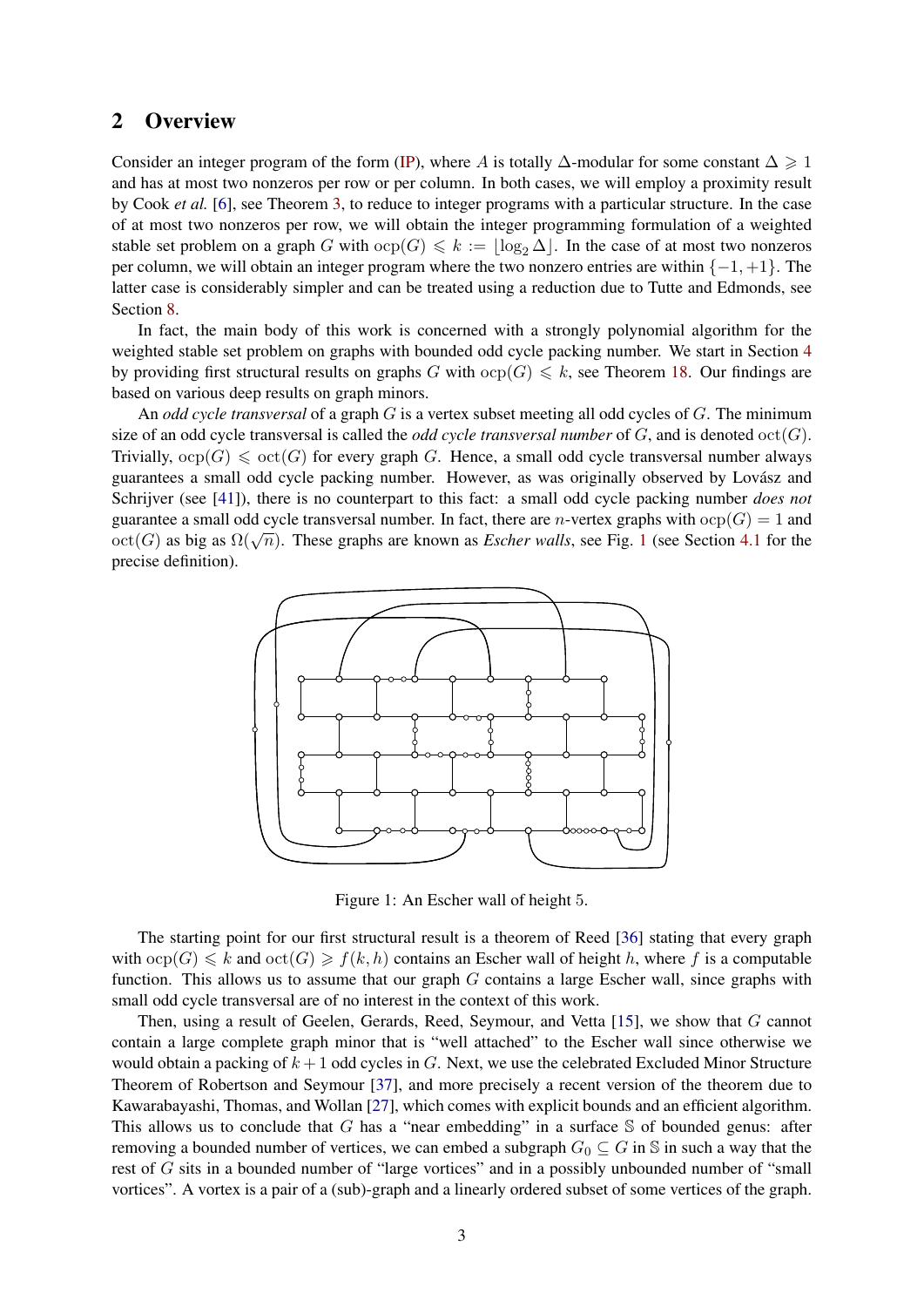## 2 Overview

Consider an integer program of the form (IP), where $A$ is totally $\Delta$-modular for some constant $\Delta \geqslant 1$ and has at most two nonzeros per row or per column. In both cases, we will employ a proximity result by Cook *et al.* [6], see Theorem 3, to reduce to integer programs with a particular structure. In the case of at most two nonzeros per row, we will obtain the integer programming formulation of a weighted stable set problem on a graph $G$ with $\operatorname{ocp}(G) \leqslant k := \lfloor \log_2 \Delta \rfloor$. In the case of at most two nonzeros per column, we will obtain an integer program where the two nonzero entries are within $\{-1, +1\}$. The latter case is considerably simpler and can be treated using a reduction due to Tutte and Edmonds, see Section 8.

In fact, the main body of this work is concerned with a strongly polynomial algorithm for the weighted stable set problem on graphs with bounded odd cycle packing number. We start in Section 4 by providing first structural results on graphs $G$ with $\operatorname{ocp}(G) \leqslant k$, see Theorem 18. Our findings are based on various deep results on graph minors.

An *odd cycle transversal* of a graph $G$ is a vertex subset meeting all odd cycles of $G$. The minimum size of an odd cycle transversal is called the *odd cycle transversal number* of $G$, and is denoted $\operatorname{oct}(G)$. Trivially, $\operatorname{ocp}(G) \leqslant \operatorname{oct}(G)$ for every graph $G$. Hence, a small odd cycle transversal number always guarantees a small odd cycle packing number. However, as was originally observed by Lovász and Schrijver (see [41]), there is no counterpart to this fact: a small odd cycle packing number *does not* guarantee a small odd cycle transversal number. In fact, there are $n$-vertex graphs with $\operatorname{ocp}(G) = 1$ and $\operatorname{oct}(G)$ as big as $\Omega(\sqrt{n})$. These graphs are known as *Escher walls*, see Fig. 1 (see Section 4.1 for the precise definition).

Figure 1: An Escher wall of height 5.

The starting point for our first structural result is a theorem of Reed [36] stating that every graph with $\operatorname{ocp}(G) \leqslant k$ and $\operatorname{oct}(G) \geqslant f(k, h)$ contains an Escher wall of height $h$, where $f$ is a computable function. This allows us to assume that our graph $G$ contains a large Escher wall, since graphs with small odd cycle transversal are of no interest in the context of this work.

Then, using a result of Geelen, Gerards, Reed, Seymour, and Vetta [15], we show that $G$ cannot contain a large complete graph minor that is "well attached" to the Escher wall since otherwise we would obtain a packing of $k+1$ odd cycles in $G$. Next, we use the celebrated Excluded Minor Structure Theorem of Robertson and Seymour [37], and more precisely a recent version of the theorem due to Kawarabayashi, Thomas, and Wollan [27], which comes with explicit bounds and an efficient algorithm. This allows us to conclude that $G$ has a "near embedding" in a surface $\mathbb{S}$ of bounded genus: after removing a bounded number of vertices, we can embed a subgraph $G_0 \subseteq G$ in $\mathbb{S}$ in such a way that the rest of $G$ sits in a bounded number of "large vortices" and in a possibly unbounded number of "small vortices". A vertex is a pair of a (sub)-graph and a linearly ordered subset of some vertices of the graph.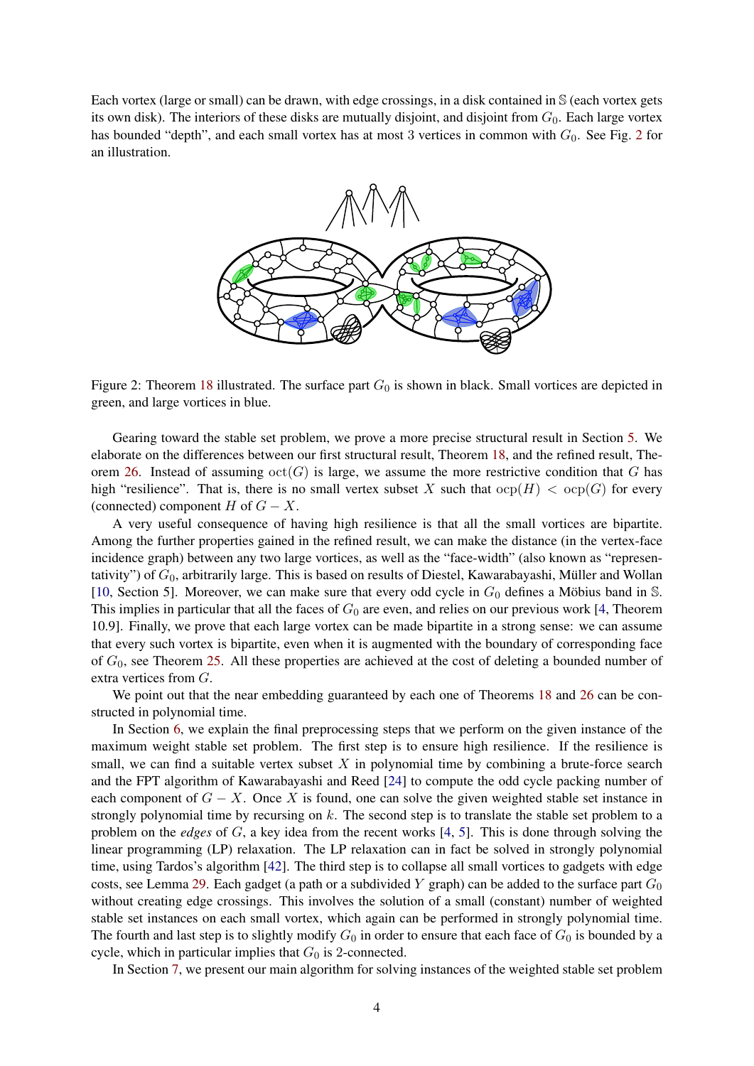Each vortex (large or small) can be drawn, with edge crossings, in a disk contained in $\mathbb{S}$ (each vortex gets its own disk). The interiors of these disks are mutually disjoint, and disjoint from $G_0$. Each large vortex has bounded "depth", and each small vortex has at most 3 vertices in common with $G_0$. See Fig. 2 for an illustration.

Figure 2: Theorem 18 illustrated. The surface part $G_0$ is shown in black. Small vortices are depicted in green, and large vortices in blue.

Gearing toward the stable set problem, we prove a more precise structural result in Section 5. We elaborate on the differences between our first structural result, Theorem 18, and the refined result, Theorem 26. Instead of assuming $\mathrm{oct}(G)$ is large, we assume the more restrictive condition that $G$ has high "resilience". That is, there is no small vertex subset $X$ such that $\mathrm{ocp}(H) < \mathrm{ocp}(G)$ for every (connected) component $H$ of $G - X$.

A very useful consequence of having high resilience is that all the small vortices are bipartite. Among the further properties gained in the refined result, we can make the distance (in the vertex-face incidence graph) between any two large vortices, as well as the "face-width" (also known as "representativity") of $G_0$, arbitrarily large. This is based on results of Diestel, Kawarabayashi, Müller and Wollan [10, Section 5]. Moreover, we can make sure that every odd cycle in $G_0$ defines a Möbius band in $\mathbb{S}$. This implies in particular that all the faces of $G_0$ are even, and relies on our previous work [4, Theorem 10.9]. Finally, we prove that each large vortex can be made bipartite in a strong sense: we can assume that every such vortex is bipartite, even when it is augmented with the boundary of corresponding face of $G_0$, see Theorem 25. All these properties are achieved at the cost of deleting a bounded number of extra vertices from $G$.

We point out that the near embedding guaranteed by each one of Theorems 18 and 26 can be constructed in polynomial time.

In Section 6, we explain the final preprocessing steps that we perform on the given instance of the maximum weight stable set problem. The first step is to ensure high resilience. If the resilience is small, we can find a suitable vertex subset $X$ in polynomial time by combining a brute-force search and the FPT algorithm of Kawarabayashi and Reed [24] to compute the odd cycle packing number of each component of $G - X$. Once $X$ is found, one can solve the given weighted stable set instance in strongly polynomial time by recursing on $k$. The second step is to translate the stable set problem to a problem on the *edges* of $G$, a key idea from the recent works [4, 5]. This is done through solving the linear programming (LP) relaxation. The LP relaxation can in fact be solved in strongly polynomial time, using Tardos's algorithm [42]. The third step is to collapse all small vortices to gadgets with edge costs, see Lemma 29. Each gadget (a path or a subdivided $Y$ graph) can be added to the surface part $G_0$ without creating edge crossings. This involves the solution of a small (constant) number of weighted stable set instances on each small vortex, which again can be performed in strongly polynomial time. The fourth and last step is to slightly modify $G_0$ in order to ensure that each face of $G_0$ is bounded by a cycle, which in particular implies that $G_0$ is 2-connected.

In Section 7, we present our main algorithm for solving instances of the weighted stable set problem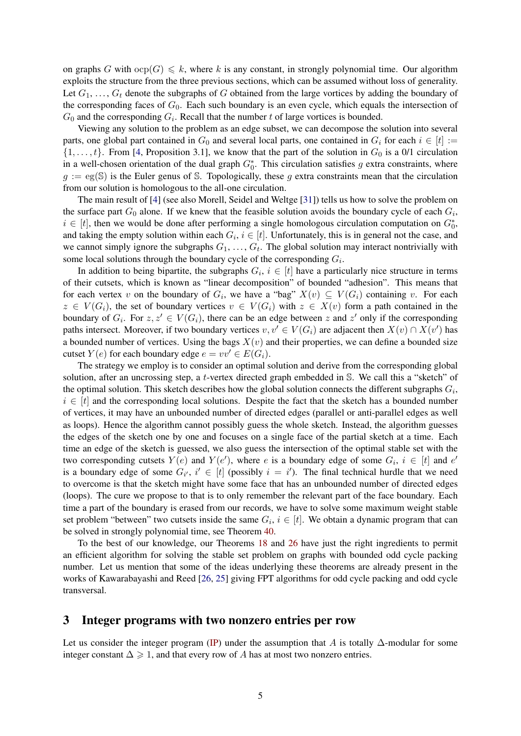on graphs $G$ with $\text{ocp}(G) \leqslant k$, where $k$ is any constant, in strongly polynomial time. Our algorithm exploits the structure from the three previous sections, which can be assumed without loss of generality. Let $G_1, \dots, G_t$ denote the subgraphs of $G$ obtained from the large vortices by adding the boundary of the corresponding faces of $G_0$. Each such boundary is an even cycle, which equals the intersection of $G_0$ and the corresponding $G_i$. Recall that the number $t$ of large vortices is bounded.

Viewing any solution to the problem as an edge subset, we can decompose the solution into several parts, one global part contained in $G_0$ and several local parts, one contained in $G_i$ for each $i \in [t] := \{1, \dots, t\}$. From [4, Proposition 3.1], we know that the part of the solution in $G_0$ is a 0/1 circulation in a well-chosen orientation of the dual graph $G_0^*$. This circulation satisfies $g$ extra constraints, where $g := \text{eg}(\mathbb{S})$ is the Euler genus of $\mathbb{S}$. Topologically, these $g$ extra constraints mean that the circulation from our solution is homologous to the all-one circulation.

The main result of [4] (see also Morell, Seidel and Weltge [31]) tells us how to solve the problem on the surface part $G_0$ alone. If we knew that the feasible solution avoids the boundary cycle of each $G_i$, $i \in [t]$, then we would be done after performing a single homologous circulation computation on $G_0^*$, and taking the empty solution within each $G_i$, $i \in [t]$. Unfortunately, this is in general not the case, and we cannot simply ignore the subgraphs $G_1, \dots, G_t$. The global solution may interact nontrivially with some local solutions through the boundary cycle of the corresponding $G_i$.

In addition to being bipartite, the subgraphs $G_i$, $i \in [t]$ have a particularly nice structure in terms of their cutsets, which is known as "linear decomposition" of bounded "adhesion". This means that for each vertex $v$ on the boundary of $G_i$, we have a "bag" $X(v) \subseteq V(G_i)$ containing $v$. For each $z \in V(G_i)$, the set of boundary vertices $v \in V(G_i)$ with $z \in X(v)$ form a path contained in the boundary of $G_i$. For $z, z' \in V(G_i)$, there can be an edge between $z$ and $z'$ only if the corresponding paths intersect. Moreover, if two boundary vertices $v, v' \in V(G_i)$ are adjacent then $X(v) \cap X(v')$ has a bounded number of vertices. Using the bags $X(v)$ and their properties, we can define a bounded size cutset $Y(e)$ for each boundary edge $e = vv' \in E(G_i)$.

The strategy we employ is to consider an optimal solution and derive from the corresponding global solution, after an uncrossing step, a $t$-vertex directed graph embedded in $\mathbb{S}$. We call this a "sketch" of the optimal solution. This sketch describes how the global solution connects the different subgraphs $G_i$, $i \in [t]$ and the corresponding local solutions. Despite the fact that the sketch has a bounded number of vertices, it may have an unbounded number of directed edges (parallel or anti-parallel edges as well as loops). Hence the algorithm cannot possibly guess the whole sketch. Instead, the algorithm guesses the edges of the sketch one by one and focuses on a single face of the partial sketch at a time. Each time an edge of the sketch is guessed, we also guess the intersection of the optimal stable set with the two corresponding cutsets $Y(e)$ and $Y(e')$, where $e$ is a boundary edge of some $G_i$, $i \in [t]$ and $e'$ is a boundary edge of some $G_{i'}$, $i' \in [t]$ (possibly $i = i'$). The final technical hurdle that we need to overcome is that the sketch might have some face that has an unbounded number of directed edges (loops). The cure we propose to that is to only remember the relevant part of the face boundary. Each time a part of the boundary is erased from our records, we have to solve some maximum weight stable set problem "between" two cutsets inside the same $G_i$, $i \in [t]$. We obtain a dynamic program that can be solved in strongly polynomial time, see Theorem 40.

To the best of our knowledge, our Theorems 18 and 26 have just the right ingredients to permit an efficient algorithm for solving the stable set problem on graphs with bounded odd cycle packing number. Let us mention that some of the ideas underlying these theorems are already present in the works of Kawarabayashi and Reed [26, 25] giving FPT algorithms for odd cycle packing and odd cycle transversal.

## 3 Integer programs with two nonzero entries per row

Let us consider the integer program (IP) under the assumption that $A$ is totally $\Delta$-modular for some integer constant $\Delta \geqslant 1$, and that every row of $A$ has at most two nonzero entries.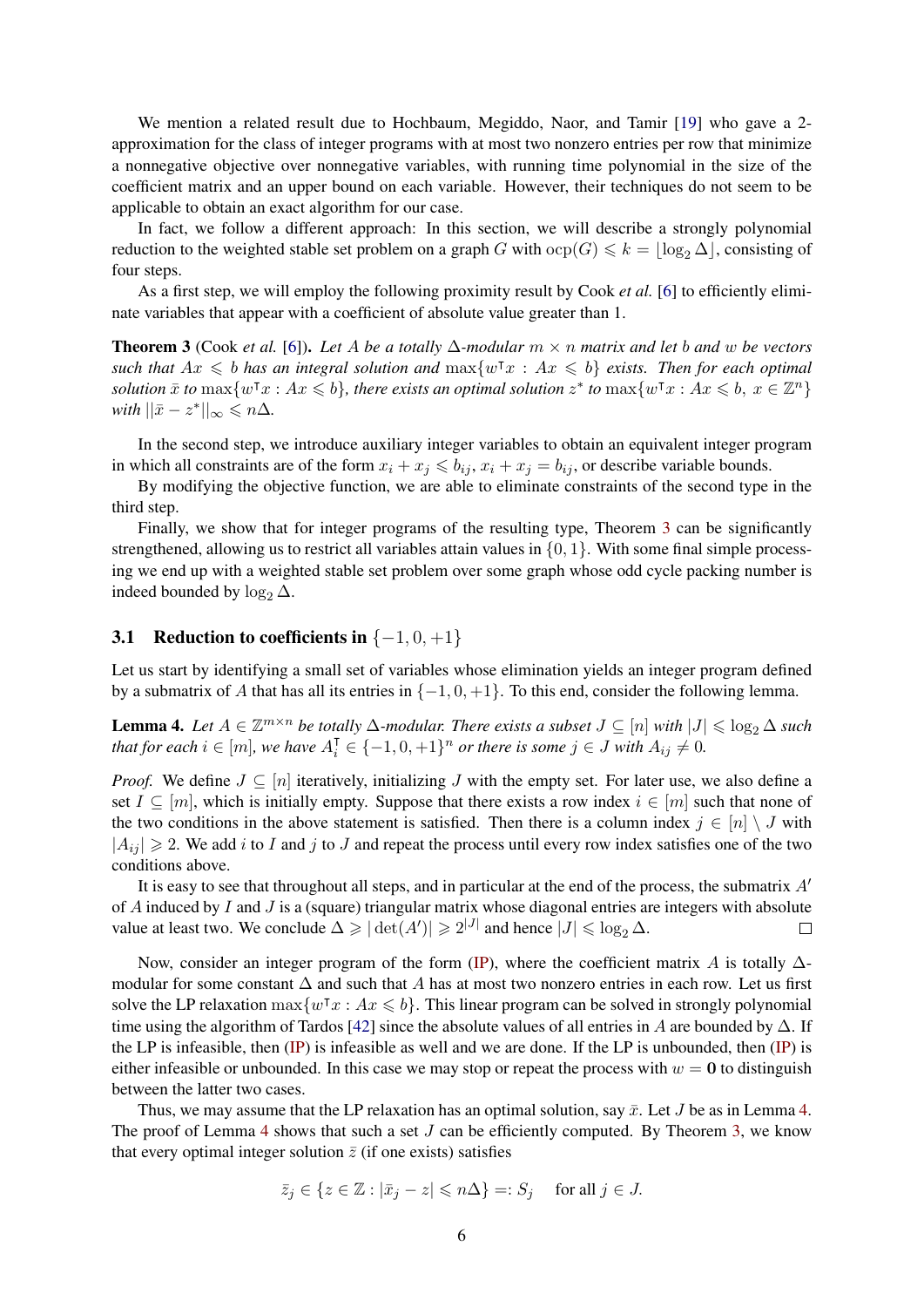We mention a related result due to Hochbaum, Megiddo, Naor, and Tamir [19] who gave a 2-approximation for the class of integer programs with at most two nonzero entries per row that minimize a nonnegative objective over nonnegative variables, with running time polynomial in the size of the coefficient matrix and an upper bound on each variable. However, their techniques do not seem to be applicable to obtain an exact algorithm for our case.

In fact, we follow a different approach: In this section, we will describe a strongly polynomial reduction to the weighted stable set problem on a graph $G$ with $\operatorname{ocp}(G) \leqslant k = \lfloor \log_2 \Delta \rfloor$, consisting of four steps.

As a first step, we will employ the following proximity result by Cook *et al.* [6] to efficiently eliminate variables that appear with a coefficient of absolute value greater than 1.

**Theorem 3** (Cook *et al.* [6]). *Let $A$ be a totally $\Delta$-modular $m \times n$ matrix and let $b$ and $w$ be vectors such that $Ax \leqslant b$ has an integral solution and $\max\{w^\intercal x : Ax \leqslant b\}$ exists. Then for each optimal solution $\bar{x}$ to $\max\{w^\intercal x : Ax \leqslant b\}$, there exists an optimal solution $z^*$ to $\max\{w^\intercal x : Ax \leqslant b,\ x \in \mathbb{Z}^n\}$ with $||\bar{x} - z^*||_\infty \leqslant n\Delta$.*

In the second step, we introduce auxiliary integer variables to obtain an equivalent integer program in which all constraints are of the form $x_i + x_j \leqslant b_{ij}$, $x_i + x_j = b_{ij}$, or describe variable bounds.

By modifying the objective function, we are able to eliminate constraints of the second type in the third step.

Finally, we show that for integer programs of the resulting type, Theorem 3 can be significantly strengthened, allowing us to restrict all variables attain values in $\{0, 1\}$. With some final simple processing we end up with a weighted stable set problem over some graph whose odd cycle packing number is indeed bounded by $\log_2 \Delta$.

## 3.1 Reduction to coefficients in $\{-1, 0, +1\}$

Let us start by identifying a small set of variables whose elimination yields an integer program defined by a submatrix of $A$ that has all its entries in $\{-1, 0, +1\}$. To this end, consider the following lemma.

**Lemma 4.** *Let $A \in \mathbb{Z}^{m \times n}$ be totally $\Delta$-modular. There exists a subset $J \subseteq [n]$ with $|J| \leqslant \log_2 \Delta$ such that for each $i \in [m]$, we have $A_i^\intercal \in \{-1, 0, +1\}^n$ or there is some $j \in J$ with $A_{ij} \neq 0$.*

*Proof.* We define $J \subseteq [n]$ iteratively, initializing $J$ with the empty set. For later use, we also define a set $I \subseteq [m]$, which is initially empty. Suppose that there exists a row index $i \in [m]$ such that none of the two conditions in the above statement is satisfied. Then there is a column index $j \in [n] \setminus J$ with $|A_{ij}| \geqslant 2$. We add $i$ to $I$ and $j$ to $J$ and repeat the process until every row index satisfies one of the two conditions above.

It is easy to see that throughout all steps, and in particular at the end of the process, the submatrix $A'$ of $A$ induced by $I$ and $J$ is a (square) triangular matrix whose diagonal entries are integers with absolute value at least two. We conclude $\Delta \geqslant |\det(A')| \geqslant 2^{|J|}$ and hence $|J| \leqslant \log_2 \Delta$. $\square$

Now, consider an integer program of the form (IP), where the coefficient matrix $A$ is totally $\Delta$-modular for some constant $\Delta$ and such that $A$ has at most two nonzero entries in each row. Let us first solve the LP relaxation $\max\{w^\intercal x : Ax \leqslant b\}$. This linear program can be solved in strongly polynomial time using the algorithm of Tardos [42] since the absolute values of all entries in $A$ are bounded by $\Delta$. If the LP is infeasible, then (IP) is infeasible as well and we are done. If the LP is unbounded, then (IP) is either infeasible or unbounded. In this case we may stop or repeat the process with $w = \mathbf{0}$ to distinguish between the latter two cases.

Thus, we may assume that the LP relaxation has an optimal solution, say $\bar{x}$. Let $J$ be as in Lemma 4. The proof of Lemma 4 shows that such a set $J$ can be efficiently computed. By Theorem 3, we know that every optimal integer solution $\bar{z}$ (if one exists) satisfies

$$\bar{z}_j \in \{z \in \mathbb{Z} : |\bar{x}_j - z| \leqslant n\Delta\} =: S_j \quad \text{for all } j \in J.$$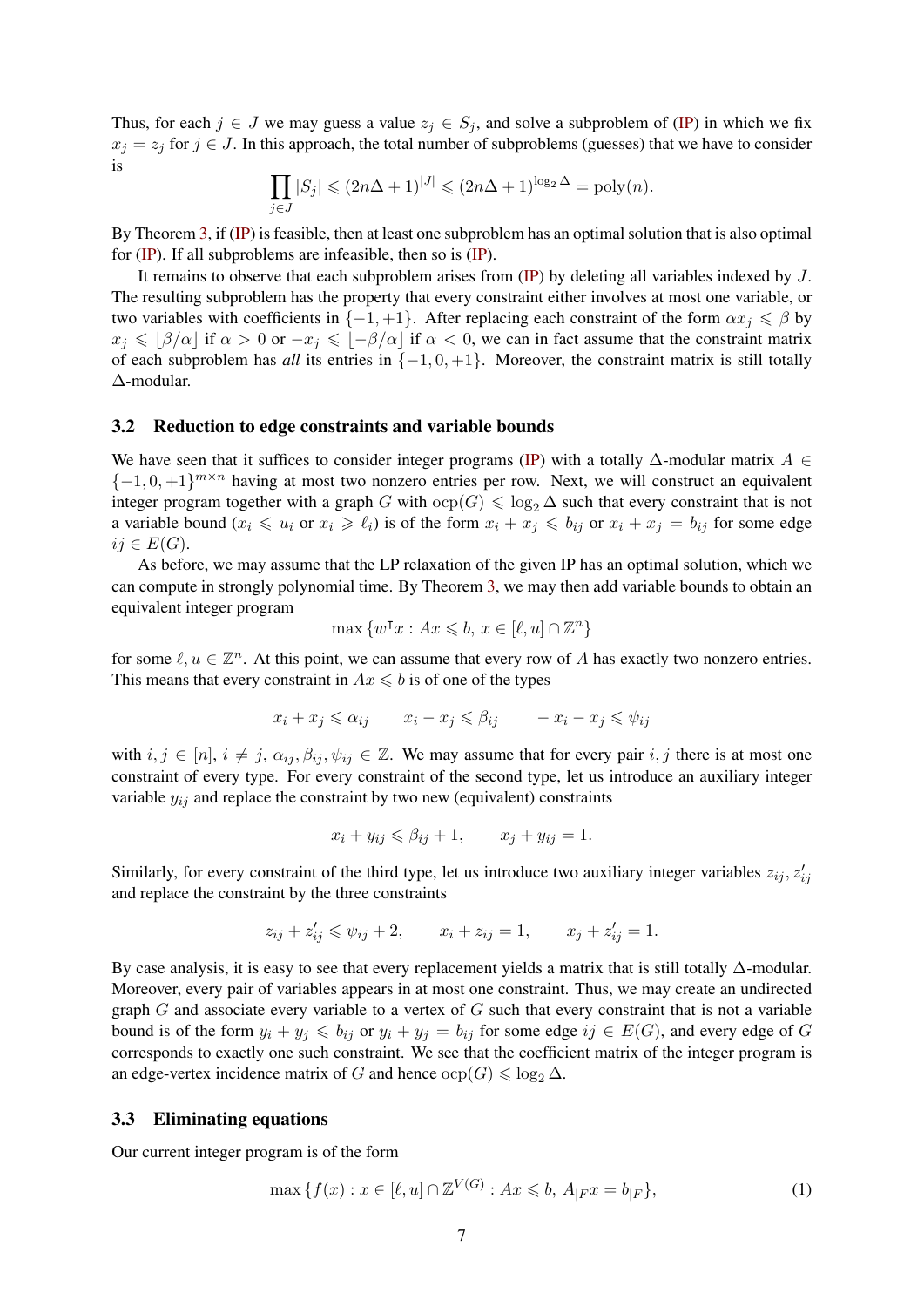Thus, for each $j \in J$ we may guess a value $z_j \in S_j$, and solve a subproblem of (IP) in which we fix $x_j = z_j$ for $j \in J$. In this approach, the total number of subproblems (guesses) that we have to consider is

$$\prod_{j \in J} |S_j| \leqslant (2n\Delta + 1)^{|J|} \leqslant (2n\Delta + 1)^{\log_2 \Delta} = \mathrm{poly}(n).$$

By Theorem 3, if (IP) is feasible, then at least one subproblem has an optimal solution that is also optimal for (IP). If all subproblems are infeasible, then so is (IP).

It remains to observe that each subproblem arises from (IP) by deleting all variables indexed by $J$. The resulting subproblem has the property that every constraint either involves at most one variable, or two variables with coefficients in $\{-1, +1\}$. After replacing each constraint of the form $\alpha x_j \leqslant \beta$ by $x_j \leqslant \lfloor \beta/\alpha \rfloor$ if $\alpha > 0$ or $-x_j \leqslant \lfloor -\beta/\alpha \rfloor$ if $\alpha < 0$, we can in fact assume that the constraint matrix of each subproblem has *all* its entries in $\{-1, 0, +1\}$. Moreover, the constraint matrix is still totally $\Delta$-modular.

### 3.2 Reduction to edge constraints and variable bounds

We have seen that it suffices to consider integer programs (IP) with a totally $\Delta$-modular matrix $A \in \{-1, 0, +1\}^{m \times n}$ having at most two nonzero entries per row. Next, we will construct an equivalent integer program together with a graph $G$ with $\mathrm{ocp}(G) \leqslant \log_2 \Delta$ such that every constraint that is not a variable bound ($x_i \leqslant u_i$ or $x_i \geqslant \ell_i$) is of the form $x_i + x_j \leqslant b_{ij}$ or $x_i + x_j = b_{ij}$ for some edge $ij \in E(G)$.

As before, we may assume that the LP relaxation of the given IP has an optimal solution, which we can compute in strongly polynomial time. By Theorem 3, we may then add variable bounds to obtain an equivalent integer program

$$\max\{w^{\intercal} x : Ax \leqslant b,\ x \in [\ell, u] \cap \mathbb{Z}^n\}$$

for some $\ell, u \in \mathbb{Z}^n$. At this point, we can assume that every row of $A$ has exactly two nonzero entries. This means that every constraint in $Ax \leqslant b$ is of one of the types

$$x_i + x_j \leqslant \alpha_{ij} \qquad x_i - x_j \leqslant \beta_{ij} \qquad -x_i - x_j \leqslant \psi_{ij}$$

with $i, j \in [n]$, $i \neq j$, $\alpha_{ij}, \beta_{ij}, \psi_{ij} \in \mathbb{Z}$. We may assume that for every pair $i, j$ there is at most one constraint of every type. For every constraint of the second type, let us introduce an auxiliary integer variable $y_{ij}$ and replace the constraint by two new (equivalent) constraints

$$x_i + y_{ij} \leqslant \beta_{ij} + 1, \qquad x_j + y_{ij} = 1.$$

Similarly, for every constraint of the third type, let us introduce two auxiliary integer variables $z_{ij}, z'_{ij}$ and replace the constraint by the three constraints

$$z_{ij} + z'_{ij} \leqslant \psi_{ij} + 2, \qquad x_i + z_{ij} = 1, \qquad x_j + z'_{ij} = 1.$$

By case analysis, it is easy to see that every replacement yields a matrix that is still totally $\Delta$-modular. Moreover, every pair of variables appears in at most one constraint. Thus, we may create an undirected graph $G$ and associate every variable to a vertex of $G$ such that every constraint that is not a variable bound is of the form $y_i + y_j \leqslant b_{ij}$ or $y_i + y_j = b_{ij}$ for some edge $ij \in E(G)$, and every edge of $G$ corresponds to exactly one such constraint. We see that the coefficient matrix of the integer program is an edge-vertex incidence matrix of $G$ and hence $\mathrm{ocp}(G) \leqslant \log_2 \Delta$.

### 3.3 Eliminating equations

Our current integer program is of the form

$$\max\{f(x) : x \in [\ell, u] \cap \mathbb{Z}^{V(G)} : Ax \leqslant b,\ A_{|F} x = b_{|F}\}, \tag{1}$$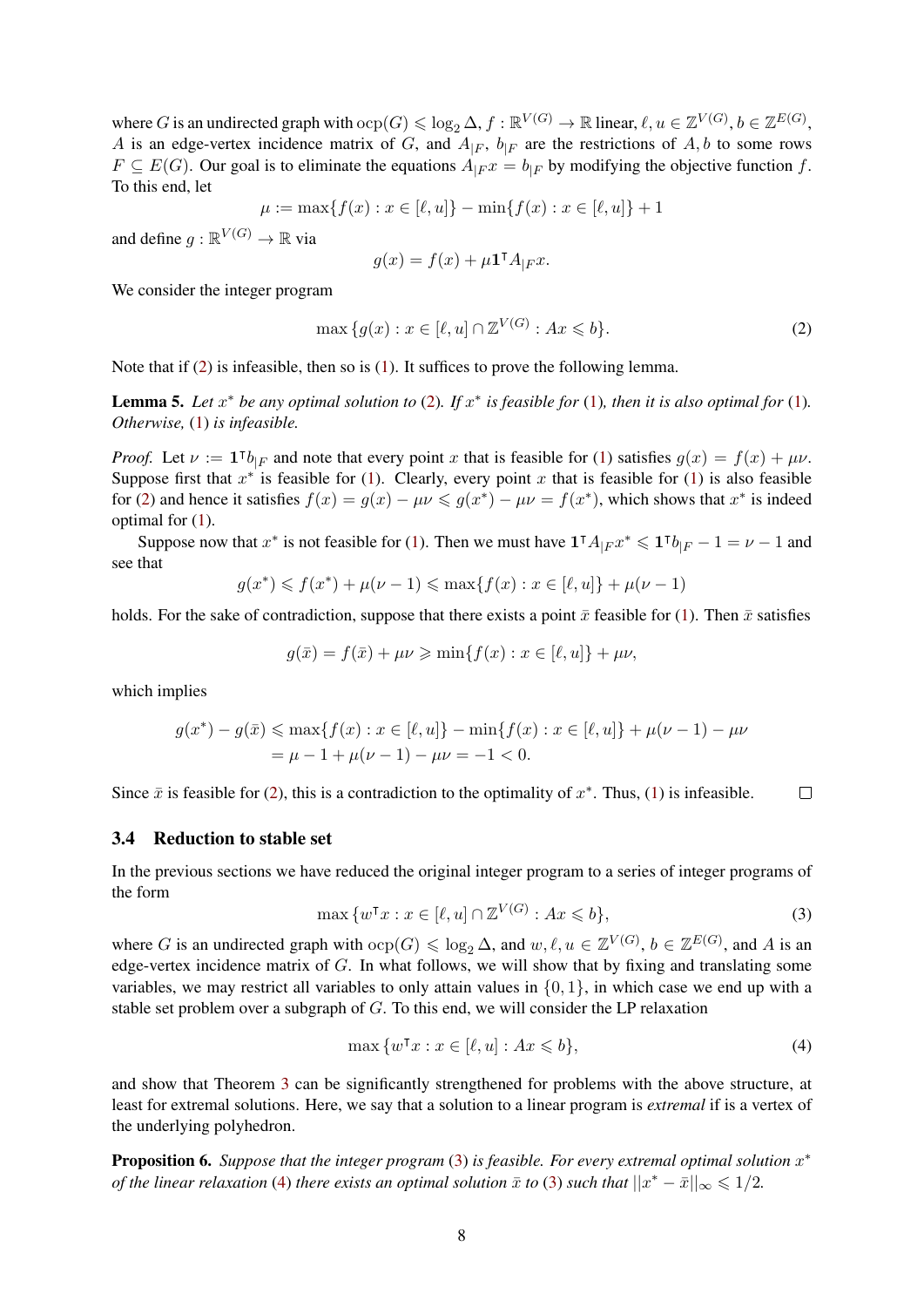where $G$ is an undirected graph with $\operatorname{ocp}(G) \leqslant \log_2 \Delta$, $f : \mathbb{R}^{V(G)} \to \mathbb{R}$ linear, $\ell, u \in \mathbb{Z}^{V(G)}$, $b \in \mathbb{Z}^{E(G)}$, $A$ is an edge-vertex incidence matrix of $G$, and $A_{|F}$, $b_{|F}$ are the restrictions of $A, b$ to some rows $F \subseteq E(G)$. Our goal is to eliminate the equations $A_{|F}x = b_{|F}$ by modifying the objective function $f$. To this end, let

$$\mu := \max\{f(x) : x \in [\ell, u]\} - \min\{f(x) : x \in [\ell, u]\} + 1$$

and define $g : \mathbb{R}^{V(G)} \to \mathbb{R}$ via

$$g(x) = f(x) + \mu \mathbf{1}^\intercal A_{|F} x.$$

We consider the integer program

$$\max\{g(x) : x \in [\ell, u] \cap \mathbb{Z}^{V(G)} : Ax \leqslant b\}. \tag{2}$$

Note that if (2) is infeasible, then so is (1). It suffices to prove the following lemma.

**Lemma 5.** *Let $x^*$ be any optimal solution to (2). If $x^*$ is feasible for (1), then it is also optimal for (1). Otherwise, (1) is infeasible.*

*Proof.* Let $\nu := \mathbf{1}^\intercal b_{|F}$ and note that every point $x$ that is feasible for (1) satisfies $g(x) = f(x) + \mu\nu$. Suppose first that $x^*$ is feasible for (1). Clearly, every point $x$ that is feasible for (1) is also feasible for (2) and hence it satisfies $f(x) = g(x) - \mu\nu \leqslant g(x^*) - \mu\nu = f(x^*)$, which shows that $x^*$ is indeed optimal for (1).

Suppose now that $x^*$ is not feasible for (1). Then we must have $\mathbf{1}^\intercal A_{|F} x^* \leqslant \mathbf{1}^\intercal b_{|F} - 1 = \nu - 1$ and see that

$$g(x^*) \leqslant f(x^*) + \mu(\nu - 1) \leqslant \max\{f(x) : x \in [\ell, u]\} + \mu(\nu - 1)$$

holds. For the sake of contradiction, suppose that there exists a point $\bar{x}$ feasible for (1). Then $\bar{x}$ satisfies

$$g(\bar{x}) = f(\bar{x}) + \mu\nu \geqslant \min\{f(x) : x \in [\ell, u]\} + \mu\nu,$$

which implies

$$\begin{aligned} g(x^*) - g(\bar{x}) &\leqslant \max\{f(x) : x \in [\ell, u]\} - \min\{f(x) : x \in [\ell, u]\} + \mu(\nu - 1) - \mu\nu \\ &= \mu - 1 + \mu(\nu - 1) - \mu\nu = -1 < 0. \end{aligned}$$

Since $\bar{x}$ is feasible for (2), this is a contradiction to the optimality of $x^*$. Thus, (1) is infeasible. $\square$

### 3.4 Reduction to stable set

In the previous sections we have reduced the original integer program to a series of integer programs of the form

$$\max\{w^\intercal x : x \in [\ell, u] \cap \mathbb{Z}^{V(G)} : Ax \leqslant b\}, \tag{3}$$

where $G$ is an undirected graph with $\operatorname{ocp}(G) \leqslant \log_2 \Delta$, and $w, \ell, u \in \mathbb{Z}^{V(G)}$, $b \in \mathbb{Z}^{E(G)}$, and $A$ is an edge-vertex incidence matrix of $G$. In what follows, we will show that by fixing and translating some variables, we may restrict all variables to only attain values in $\{0, 1\}$, in which case we end up with a stable set problem over a subgraph of $G$. To this end, we will consider the LP relaxation

$$\max\{w^\intercal x : x \in [\ell, u] : Ax \leqslant b\}, \tag{4}$$

and show that Theorem 3 can be significantly strengthened for problems with the above structure, at least for extremal solutions. Here, we say that a solution to a linear program is *extremal* if is a vertex of the underlying polyhedron.

**Proposition 6.** *Suppose that the integer program (3) is feasible. For every extremal optimal solution $x^*$ of the linear relaxation (4) there exists an optimal solution $\bar{x}$ to (3) such that $||x^* - \bar{x}||_\infty \leqslant 1/2$.*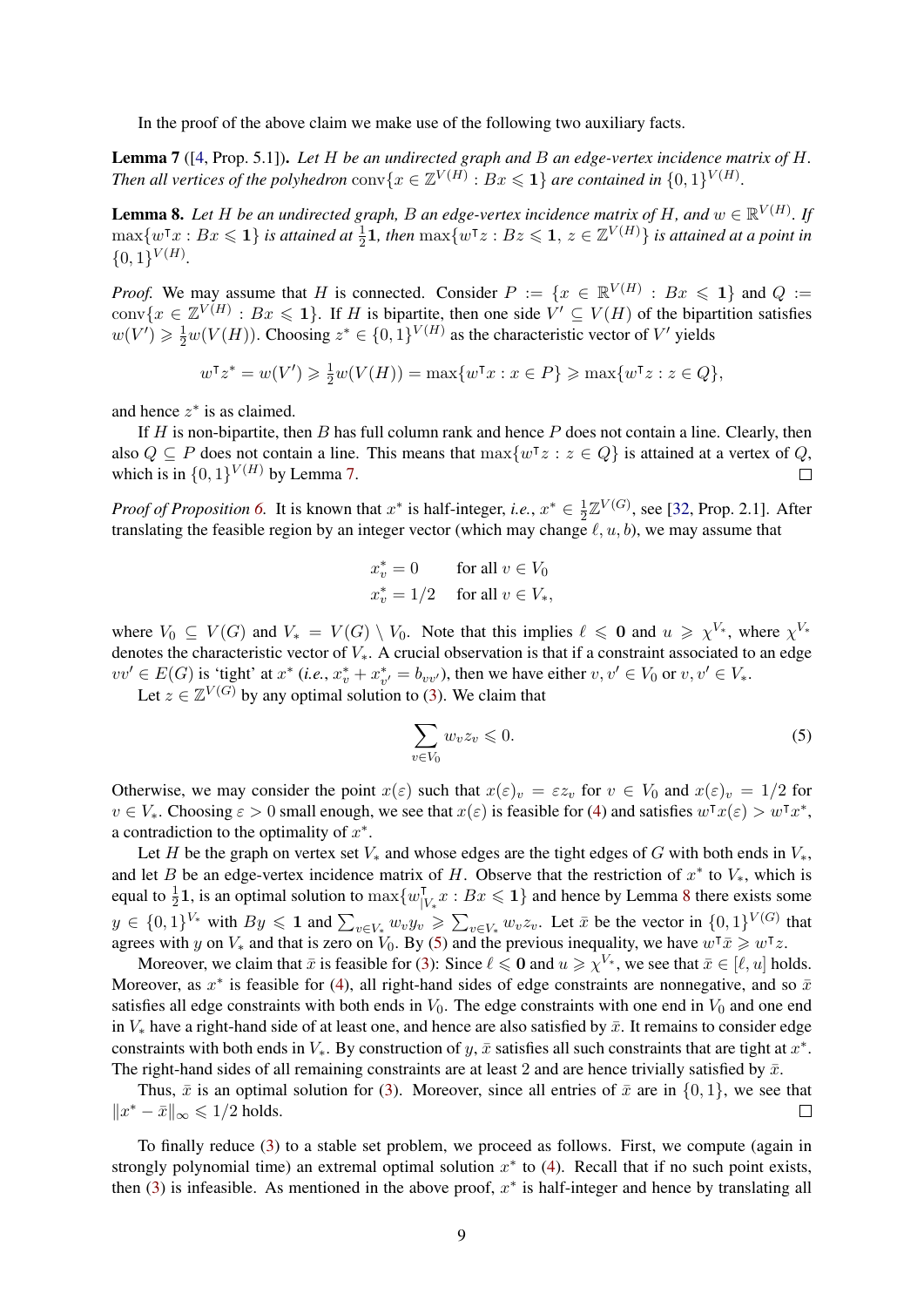In the proof of the above claim we make use of the following two auxiliary facts.

**Lemma 7** ([4, Prop. 5.1]). *Let $H$ be an undirected graph and $B$ an edge-vertex incidence matrix of $H$. Then all vertices of the polyhedron $\operatorname{conv}\{x \in \mathbb{Z}^{V(H)} : Bx \leqslant \mathbf{1}\}$ are contained in $\{0,1\}^{V(H)}$.*

**Lemma 8.** *Let $H$ be an undirected graph, $B$ an edge-vertex incidence matrix of $H$, and $w \in \mathbb{R}^{V(H)}$. If $\max\{w^\intercal x : Bx \leqslant \mathbf{1}\}$ is attained at $\frac{1}{2}\mathbf{1}$, then $\max\{w^\intercal z : Bz \leqslant \mathbf{1},\, z \in \mathbb{Z}^{V(H)}\}$ is attained at a point in $\{0,1\}^{V(H)}$.*

*Proof.* We may assume that $H$ is connected. Consider $P := \{x \in \mathbb{R}^{V(H)} : Bx \leqslant \mathbf{1}\}$ and $Q := \operatorname{conv}\{x \in \mathbb{Z}^{V(H)} : Bx \leqslant \mathbf{1}\}$. If $H$ is bipartite, then one side $V' \subseteq V(H)$ of the bipartition satisfies $w(V') \geqslant \frac{1}{2}w(V(H))$. Choosing $z^* \in \{0,1\}^{V(H)}$ as the characteristic vector of $V'$ yields

$$w^\intercal z^* = w(V') \geqslant \tfrac{1}{2}w(V(H)) = \max\{w^\intercal x : x \in P\} \geqslant \max\{w^\intercal z : z \in Q\},$$

and hence $z^*$ is as claimed.

If $H$ is non-bipartite, then $B$ has full column rank and hence $P$ does not contain a line. Clearly, then also $Q \subseteq P$ does not contain a line. This means that $\max\{w^\intercal z : z \in Q\}$ is attained at a vertex of $Q$, which is in $\{0,1\}^{V(H)}$ by Lemma 7. □

*Proof of Proposition 6.* It is known that $x^*$ is half-integer, *i.e.*, $x^* \in \frac{1}{2}\mathbb{Z}^{V(G)}$, see [32, Prop. 2.1]. After translating the feasible region by an integer vector (which may change $\ell, u, b$), we may assume that

$$\begin{aligned} x^*_v &= 0 \quad \text{for all } v \in V_0 \\ x^*_v &= 1/2 \quad \text{for all } v \in V_*, \end{aligned}$$

where $V_0 \subseteq V(G)$ and $V_* = V(G) \setminus V_0$. Note that this implies $\ell \leqslant \mathbf{0}$ and $u \geqslant \chi^{V_*}$, where $\chi^{V_*}$ denotes the characteristic vector of $V_*$. A crucial observation is that if a constraint associated to an edge $vv' \in E(G)$ is 'tight' at $x^*$ (*i.e.*, $x^*_v + x^*_{v'} = b_{vv'}$), then we have either $v, v' \in V_0$ or $v, v' \in V_*$.

Let $z \in \mathbb{Z}^{V(G)}$ by any optimal solution to (3). We claim that

$$\sum_{v \in V_0} w_v z_v \leqslant 0. \tag{5}$$

Otherwise, we may consider the point $x(\varepsilon)$ such that $x(\varepsilon)_v = \varepsilon z_v$ for $v \in V_0$ and $x(\varepsilon)_v = 1/2$ for $v \in V_*$. Choosing $\varepsilon > 0$ small enough, we see that $x(\varepsilon)$ is feasible for (4) and satisfies $w^\intercal x(\varepsilon) > w^\intercal x^*$, a contradiction to the optimality of $x^*$.

Let $H$ be the graph on vertex set $V_*$ and whose edges are the tight edges of $G$ with both ends in $V_*$, and let $B$ be an edge-vertex incidence matrix of $H$. Observe that the restriction of $x^*$ to $V_*$, which is equal to $\frac{1}{2}\mathbf{1}$, is an optimal solution to $\max\{w_{|V_*}^\intercal x : Bx \leqslant \mathbf{1}\}$ and hence by Lemma 8 there exists some $y \in \{0,1\}^{V_*}$ with $By \leqslant \mathbf{1}$ and $\sum_{v \in V_*} w_v y_v \geqslant \sum_{v \in V_*} w_v z_v$. Let $\bar{x}$ be the vector in $\{0,1\}^{V(G)}$ that agrees with $y$ on $V_*$ and that is zero on $V_0$. By (5) and the previous inequality, we have $w^\intercal \bar{x} \geqslant w^\intercal z$.

Moreover, we claim that $\bar{x}$ is feasible for (3): Since $\ell \leqslant \mathbf{0}$ and $u \geqslant \chi^{V_*}$, we see that $\bar{x} \in [\ell, u]$ holds. Moreover, as $x^*$ is feasible for (4), all right-hand sides of edge constraints are nonnegative, and so $\bar{x}$ satisfies all edge constraints with both ends in $V_0$. The edge constraints with one end in $V_0$ and one end in $V_*$ have a right-hand side of at least one, and hence are also satisfied by $\bar{x}$. It remains to consider edge constraints with both ends in $V_*$. By construction of $y$, $\bar{x}$ satisfies all such constraints that are tight at $x^*$. The right-hand sides of all remaining constraints are at least 2 and are hence trivially satisfied by $\bar{x}$.

Thus, $\bar{x}$ is an optimal solution for (3). Moreover, since all entries of $\bar{x}$ are in $\{0,1\}$, we see that $\|x^* - \bar{x}\|_\infty \leqslant 1/2$ holds. □

To finally reduce (3) to a stable set problem, we proceed as follows. First, we compute (again in strongly polynomial time) an extremal optimal solution $x^*$ to (4). Recall that if no such point exists, then (3) is infeasible. As mentioned in the above proof, $x^*$ is half-integer and hence by translating all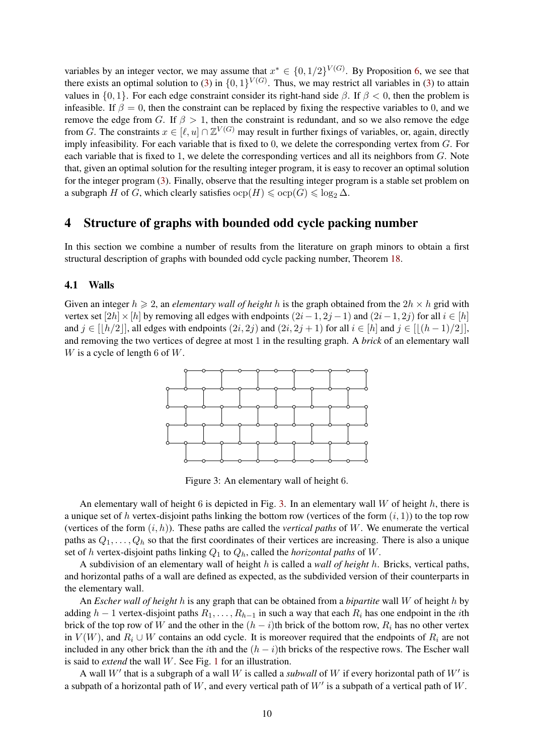variables by an integer vector, we may assume that $x^* \in \{0, 1/2\}^{V(G)}$. By Proposition 6, we see that there exists an optimal solution to (3) in $\{0,1\}^{V(G)}$. Thus, we may restrict all variables in (3) to attain values in $\{0,1\}$. For each edge constraint consider its right-hand side $\beta$. If $\beta < 0$, then the problem is infeasible. If $\beta = 0$, then the constraint can be replaced by fixing the respective variables to 0, and we remove the edge from $G$. If $\beta > 1$, then the constraint is redundant, and so we also remove the edge from $G$. The constraints $x \in [\ell, u] \cap \mathbb{Z}^{V(G)}$ may result in further fixings of variables, or, again, directly imply infeasibility. For each variable that is fixed to 0, we delete the corresponding vertex from $G$. For each variable that is fixed to 1, we delete the corresponding vertices and all its neighbors from $G$. Note that, given an optimal solution for the resulting integer program, it is easy to recover an optimal solution for the integer program (3). Finally, observe that the resulting integer program is a stable set problem on a subgraph $H$ of $G$, which clearly satisfies $\operatorname{ocp}(H) \leqslant \operatorname{ocp}(G) \leqslant \log_2 \Delta$.

# 4 Structure of graphs with bounded odd cycle packing number

In this section we combine a number of results from the literature on graph minors to obtain a first structural description of graphs with bounded odd cycle packing number, Theorem 18.

## 4.1 Walls

Given an integer $h \geqslant 2$, an *elementary wall of height* $h$ is the graph obtained from the $2h \times h$ grid with vertex set $[2h] \times [h]$ by removing all edges with endpoints $(2i-1, 2j-1)$ and $(2i-1, 2j)$ for all $i \in [h]$ and $j \in [\lfloor h/2 \rfloor]$, all edges with endpoints $(2i, 2j)$ and $(2i, 2j+1)$ for all $i \in [h]$ and $j \in [\lfloor (h-1)/2 \rfloor]$, and removing the two vertices of degree at most 1 in the resulting graph. A *brick* of an elementary wall $W$ is a cycle of length 6 of $W$.

Figure 3: An elementary wall of height 6.

An elementary wall of height 6 is depicted in Fig. 3. In an elementary wall $W$ of height $h$, there is a unique set of $h$ vertex-disjoint paths linking the bottom row (vertices of the form $(i, 1)$) to the top row (vertices of the form $(i, h)$). These paths are called the *vertical paths* of $W$. We enumerate the vertical paths as $Q_1, \dots, Q_h$ so that the first coordinates of their vertices are increasing. There is also a unique set of $h$ vertex-disjoint paths linking $Q_1$ to $Q_h$, called the *horizontal paths* of $W$.

A subdivision of an elementary wall of height $h$ is called a *wall of height* $h$. Bricks, vertical paths, and horizontal paths of a wall are defined as expected, as the subdivided version of their counterparts in the elementary wall.

An *Escher wall of height* $h$ is any graph that can be obtained from a *bipartite* wall $W$ of height $h$ by adding $h-1$ vertex-disjoint paths $R_1, \dots, R_{h-1}$ in such a way that each $R_i$ has one endpoint in the $i$th brick of the top row of $W$ and the other in the $(h-i)$th brick of the bottom row, $R_i$ has no other vertex in $V(W)$, and $R_i \cup W$ contains an odd cycle. It is moreover required that the endpoints of $R_i$ are not included in any other brick than the $i$th and the $(h-i)$th bricks of the respective rows. The Escher wall is said to *extend* the wall $W$. See Fig. 1 for an illustration.

A wall $W'$ that is a subgraph of a wall $W$ is called a *subwall* of $W$ if every horizontal path of $W'$ is a subpath of a horizontal path of $W$, and every vertical path of $W'$ is a subpath of a vertical path of $W$.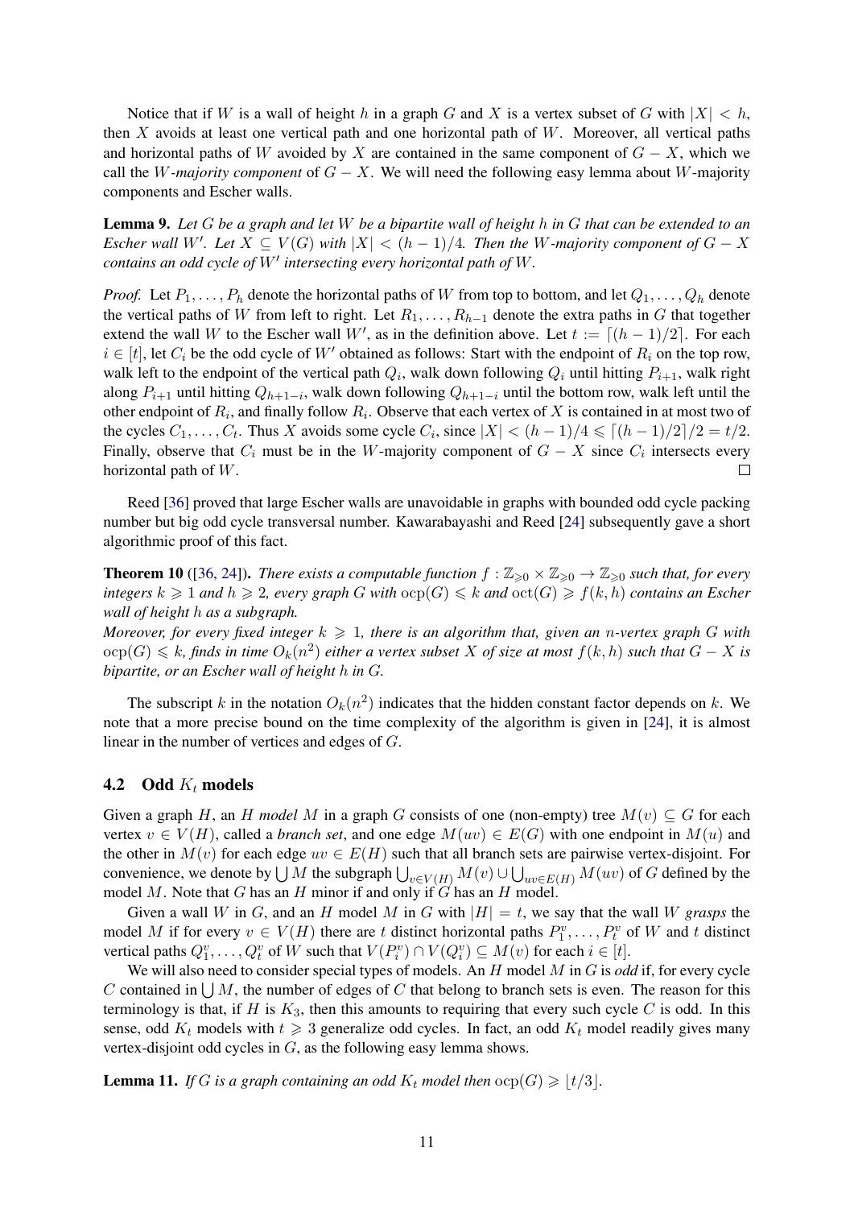Notice that if $W$ is a wall of height $h$ in a graph $G$ and $X$ is a vertex subset of $G$ with $|X| < h$, then $X$ avoids at least one vertical path and one horizontal path of $W$. Moreover, all vertical paths and horizontal paths of $W$ avoided by $X$ are contained in the same component of $G - X$, which we call the *$W$-majority component* of $G - X$. We will need the following easy lemma about $W$-majority components and Escher walls.

**Lemma 9.** *Let $G$ be a graph and let $W$ be a bipartite wall of height $h$ in $G$ that can be extended to an Escher wall $W'$. Let $X \subseteq V(G)$ with $|X| < (h-1)/4$. Then the $W$-majority component of $G - X$ contains an odd cycle of $W'$ intersecting every horizontal path of $W$.*

*Proof.* Let $P_1, \dots, P_h$ denote the horizontal paths of $W$ from top to bottom, and let $Q_1, \dots, Q_h$ denote the vertical paths of $W$ from left to right. Let $R_1, \dots, R_{h-1}$ denote the extra paths in $G$ that together extend the wall $W$ to the Escher wall $W'$, as in the definition above. Let $t := \lceil (h-1)/2 \rceil$. For each $i \in [t]$, let $C_i$ be the odd cycle of $W'$ obtained as follows: Start with the endpoint of $R_i$ on the top row, walk left to the endpoint of the vertical path $Q_i$, walk down following $Q_i$ until hitting $P_{i+1}$, walk right along $P_{i+1}$ until hitting $Q_{h+1-i}$, walk down following $Q_{h+1-i}$ until the bottom row, walk left until the other endpoint of $R_i$, and finally follow $R_i$. Observe that each vertex of $X$ is contained in at most two of the cycles $C_1, \dots, C_t$. Thus $X$ avoids some cycle $C_i$, since $|X| < (h-1)/4 \leqslant \lceil (h-1)/2 \rceil / 2 = t/2$. Finally, observe that $C_i$ must be in the $W$-majority component of $G - X$ since $C_i$ intersects every horizontal path of $W$. $\square$

Reed [36] proved that large Escher walls are unavoidable in graphs with bounded odd cycle packing number but big odd cycle transversal number. Kawarabayashi and Reed [24] subsequently gave a short algorithmic proof of this fact.

**Theorem 10** ([36, 24]). *There exists a computable function $f : \mathbb{Z}_{\geqslant 0} \times \mathbb{Z}_{\geqslant 0} \to \mathbb{Z}_{\geqslant 0}$ such that, for every integers $k \geqslant 1$ and $h \geqslant 2$, every graph $G$ with $\operatorname{ocp}(G) \leqslant k$ and $\operatorname{oct}(G) \geqslant f(k, h)$ contains an Escher wall of height $h$ as a subgraph.*
*Moreover, for every fixed integer $k \geqslant 1$, there is an algorithm that, given an $n$-vertex graph $G$ with $\operatorname{ocp}(G) \leqslant k$, finds in time $O_k(n^2)$ either a vertex subset $X$ of size at most $f(k, h)$ such that $G - X$ is bipartite, or an Escher wall of height $h$ in $G$.*

The subscript $k$ in the notation $O_k(n^2)$ indicates that the hidden constant factor depends on $k$. We note that a more precise bound on the time complexity of the algorithm is given in [24], it is almost linear in the number of vertices and edges of $G$.

### 4.2 Odd $K_t$ models

Given a graph $H$, an *$H$ model* $M$ in a graph $G$ consists of one (non-empty) tree $M(v) \subseteq G$ for each vertex $v \in V(H)$, called a *branch set*, and one edge $M(uv) \in E(G)$ with one endpoint in $M(u)$ and the other in $M(v)$ for each edge $uv \in E(H)$ such that all branch sets are pairwise vertex-disjoint. For convenience, we denote by $\bigcup M$ the subgraph $\bigcup_{v \in V(H)} M(v) \cup \bigcup_{uv \in E(H)} M(uv)$ of $G$ defined by the model $M$. Note that $G$ has an $H$ minor if and only if $G$ has an $H$ model.

Given a wall $W$ in $G$, and an $H$ model $M$ in $G$ with $|H| = t$, we say that the wall $W$ *grasps* the model $M$ if for every $v \in V(H)$ there are $t$ distinct horizontal paths $P_1^v, \dots, P_t^v$ of $W$ and $t$ distinct vertical paths $Q_1^v, \dots, Q_t^v$ of $W$ such that $V(P_i^v) \cap V(Q_i^v) \subseteq M(v)$ for each $i \in [t]$.

We will also need to consider special types of models. An $H$ model $M$ in $G$ is *odd* if, for every cycle $C$ contained in $\bigcup M$, the number of edges of $C$ that belong to branch sets is even. The reason for this terminology is that, if $H$ is $K_3$, then this amounts to requiring that every such cycle $C$ is odd. In this sense, odd $K_t$ models with $t \geqslant 3$ generalize odd cycles. In fact, an odd $K_t$ model readily gives many vertex-disjoint odd cycles in $G$, as the following easy lemma shows.

**Lemma 11.** *If $G$ is a graph containing an odd $K_t$ model then $\operatorname{ocp}(G) \geqslant \lfloor t/3 \rfloor$.*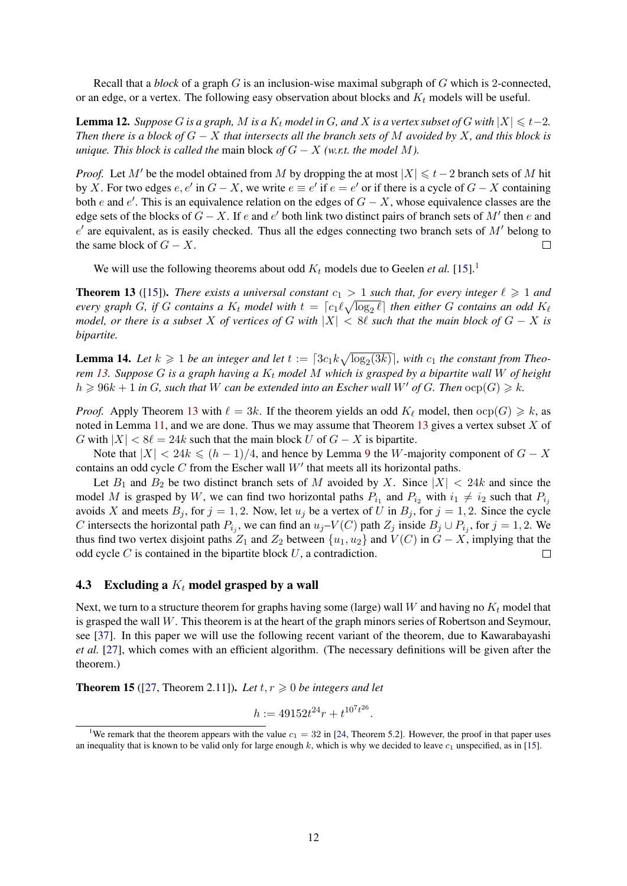Recall that a *block* of a graph $G$ is an inclusion-wise maximal subgraph of $G$ which is 2-connected, or an edge, or a vertex. The following easy observation about blocks and $K_t$ models will be useful.

**Lemma 12.** *Suppose $G$ is a graph, $M$ is a $K_t$ model in $G$, and $X$ is a vertex subset of $G$ with $|X| \leqslant t-2$. Then there is a block of $G - X$ that intersects all the branch sets of $M$ avoided by $X$, and this block is unique. This block is called the* main block *of $G - X$ (w.r.t. the model $M$).*

*Proof.* Let $M'$ be the model obtained from $M$ by dropping the at most $|X| \leqslant t-2$ branch sets of $M$ hit by $X$. For two edges $e, e'$ in $G - X$, we write $e \equiv e'$ if $e = e'$ or if there is a cycle of $G - X$ containing both $e$ and $e'$. This is an equivalence relation on the edges of $G - X$, whose equivalence classes are the edge sets of the blocks of $G - X$. If $e$ and $e'$ both link two distinct pairs of branch sets of $M'$ then $e$ and $e'$ are equivalent, as is easily checked. Thus all the edges connecting two branch sets of $M'$ belong to the same block of $G - X$. □

We will use the following theorems about odd $K_t$ models due to Geelen *et al.* [15].[1]

**Theorem 13** ([15])**.** *There exists a universal constant $c_1 > 1$ such that, for every integer $\ell \geqslant 1$ and every graph $G$, if $G$ contains a $K_t$ model with $t = \lceil c_1 \ell \sqrt{\log_2 \ell} \rceil$ then either $G$ contains an odd $K_\ell$ model, or there is a subset $X$ of vertices of $G$ with $|X| < 8\ell$ such that the main block of $G - X$ is bipartite.*

**Lemma 14.** *Let $k \geqslant 1$ be an integer and let $t := \lceil 3c_1 k \sqrt{\log_2(3k)} \rceil$, with $c_1$ the constant from Theorem 13. Suppose $G$ is a graph having a $K_t$ model $M$ which is grasped by a bipartite wall $W$ of height $h \geqslant 96k + 1$ in $G$, such that $W$ can be extended into an Escher wall $W'$ of $G$. Then $\mathrm{ocp}(G) \geqslant k$.*

*Proof.* Apply Theorem 13 with $\ell = 3k$. If the theorem yields an odd $K_\ell$ model, then $\mathrm{ocp}(G) \geqslant k$, as noted in Lemma 11, and we are done. Thus we may assume that Theorem 13 gives a vertex subset $X$ of $G$ with $|X| < 8\ell = 24k$ such that the main block $U$ of $G - X$ is bipartite.

Note that $|X| < 24k \leqslant (h-1)/4$, and hence by Lemma 9 the $W$-majority component of $G - X$ contains an odd cycle $C$ from the Escher wall $W'$ that meets all its horizontal paths.

Let $B_1$ and $B_2$ be two distinct branch sets of $M$ avoided by $X$. Since $|X| < 24k$ and since the model $M$ is grasped by $W$, we can find two horizontal paths $P_{i_1}$ and $P_{i_2}$ with $i_1 \neq i_2$ such that $P_{i_j}$ avoids $X$ and meets $B_j$, for $j = 1, 2$. Now, let $u_j$ be a vertex of $U$ in $B_j$, for $j = 1, 2$. Since the cycle $C$ intersects the horizontal path $P_{i_j}$, we can find an $u_j$–$V(C)$ path $Z_j$ inside $B_j \cup P_{i_j}$, for $j = 1, 2$. We thus find two vertex disjoint paths $Z_1$ and $Z_2$ between $\{u_1, u_2\}$ and $V(C)$ in $G - X$, implying that the odd cycle $C$ is contained in the bipartite block $U$, a contradiction. □

### 4.3 Excluding a $K_t$ model grasped by a wall

Next, we turn to a structure theorem for graphs having some (large) wall $W$ and having no $K_t$ model that is grasped the wall $W$. This theorem is at the heart of the graph minors series of Robertson and Seymour, see [37]. In this paper we will use the following recent variant of the theorem, due to Kawarabayashi *et al.* [27], which comes with an efficient algorithm. (The necessary definitions will be given after the theorem.)

**Theorem 15** ([27, Theorem 2.11])**.** *Let $t, r \geqslant 0$ be integers and let*

$$h := 49152t^{24}r + t^{10^7 t^{26}}.$$

[1] We remark that the theorem appears with the value $c_1 = 32$ in [24, Theorem 5.2]. However, the proof in that paper uses an inequality that is known to be valid only for large enough $k$, which is why we decided to leave $c_1$ unspecified, as in [15].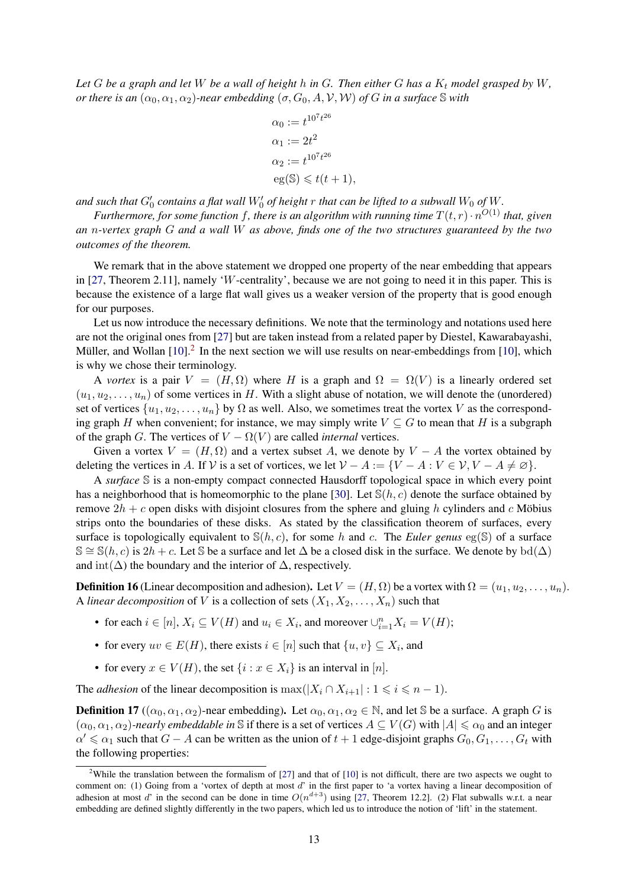*Let $G$ be a graph and let $W$ be a wall of height $h$ in $G$. Then either $G$ has a $K_t$ model grasped by $W$, or there is an $(\alpha_0, \alpha_1, \alpha_2)$-near embedding $(\sigma, G_0, A, \mathcal{V}, \mathcal{W})$ of $G$ in a surface $\mathbb{S}$ with*

$$\alpha_0 := t^{10^7 t^{26}}$$
$$\alpha_1 := 2t^2$$
$$\alpha_2 := t^{10^7 t^{26}}$$
$$\mathrm{eg}(\mathbb{S}) \leqslant t(t+1),$$

*and such that $G'_0$ contains a flat wall $W'_0$ of height $r$ that can be lifted to a subwall $W_0$ of $W$.*

*Furthermore, for some function $f$, there is an algorithm with running time $T(t,r) \cdot n^{O(1)}$ that, given an $n$-vertex graph $G$ and a wall $W$ as above, finds one of the two structures guaranteed by the two outcomes of the theorem.*

We remark that in the above statement we dropped one property of the near embedding that appears in [27, Theorem 2.11], namely '$W$-centrality', because we are not going to need it in this paper. This is because the existence of a large flat wall gives us a weaker version of the property that is good enough for our purposes.

Let us now introduce the necessary definitions. We note that the terminology and notations used here are not the original ones from [27] but are taken instead from a related paper by Diestel, Kawarabayashi, Müller, and Wollan [10].[2] In the next section we will use results on near-embeddings from [10], which is why we chose their terminology.

A *vortex* is a pair $V = (H, \Omega)$ where $H$ is a graph and $\Omega = \Omega(V)$ is a linearly ordered set $(u_1, u_2, \ldots, u_n)$ of some vertices in $H$. With a slight abuse of notation, we will denote the (unordered) set of vertices $\{u_1, u_2, \ldots, u_n\}$ by $\Omega$ as well. Also, we sometimes treat the vortex $V$ as the corresponding graph $H$ when convenient; for instance, we may simply write $V \subseteq G$ to mean that $H$ is a subgraph of the graph $G$. The vertices of $V - \Omega(V)$ are called *internal* vertices.

Given a vortex $V = (H, \Omega)$ and a vertex subset $A$, we denote by $V - A$ the vortex obtained by deleting the vertices in $A$. If $\mathcal{V}$ is a set of vortices, we let $\mathcal{V} - A := \{V - A : V \in \mathcal{V}, V - A \neq \varnothing\}$.

A *surface* $\mathbb{S}$ is a non-empty compact connected Hausdorff topological space in which every point has a neighborhood that is homeomorphic to the plane [30]. Let $\mathbb{S}(h, c)$ denote the surface obtained by remove $2h + c$ open disks with disjoint closures from the sphere and gluing $h$ cylinders and $c$ Möbius strips onto the boundaries of these disks. As stated by the classification theorem of surfaces, every surface is topologically equivalent to $\mathbb{S}(h, c)$, for some $h$ and $c$. The *Euler genus* $\mathrm{eg}(\mathbb{S})$ of a surface $\mathbb{S} \cong \mathbb{S}(h, c)$ is $2h + c$. Let $\mathbb{S}$ be a surface and let $\Delta$ be a closed disk in the surface. We denote by $\mathrm{bd}(\Delta)$ and $\mathrm{int}(\Delta)$ the boundary and the interior of $\Delta$, respectively.

**Definition 16** (Linear decomposition and adhesion)**.** Let $V = (H, \Omega)$ be a vortex with $\Omega = (u_1, u_2, \ldots, u_n)$. A *linear decomposition* of $V$ is a collection of sets $(X_1, X_2, \ldots, X_n)$ such that

- for each $i \in [n]$, $X_i \subseteq V(H)$ and $u_i \in X_i$, and moreover $\cup_{i=1}^{n} X_i = V(H)$;
- for every $uv \in E(H)$, there exists $i \in [n]$ such that $\{u, v\} \subseteq X_i$, and
- for every $x \in V(H)$, the set $\{i : x \in X_i\}$ is an interval in $[n]$.

The *adhesion* of the linear decomposition is $\max(|X_i \cap X_{i+1}| : 1 \leqslant i \leqslant n-1)$.

**Definition 17** ($(\alpha_0, \alpha_1, \alpha_2)$-near embedding)**.** Let $\alpha_0, \alpha_1, \alpha_2 \in \mathbb{N}$, and let $\mathbb{S}$ be a surface. A graph $G$ is *$(\alpha_0, \alpha_1, \alpha_2)$-nearly embeddable in* $\mathbb{S}$ if there is a set of vertices $A \subseteq V(G)$ with $|A| \leqslant \alpha_0$ and an integer $\alpha' \leqslant \alpha_1$ such that $G - A$ can be written as the union of $t + 1$ edge-disjoint graphs $G_0, G_1, \ldots, G_t$ with the following properties:

[2] While the translation between the formalism of [27] and that of [10] is not difficult, there are two aspects we ought to comment on: (1) Going from a 'vortex of depth at most $d$' in the first paper to 'a vortex having a linear decomposition of adhesion at most $d$' in the second can be done in time $O(n^{d+3})$ using [27, Theorem 12.2]. (2) Flat subwalls w.r.t. a near embedding are defined slightly differently in the two papers, which led us to introduce the notion of 'lift' in the statement.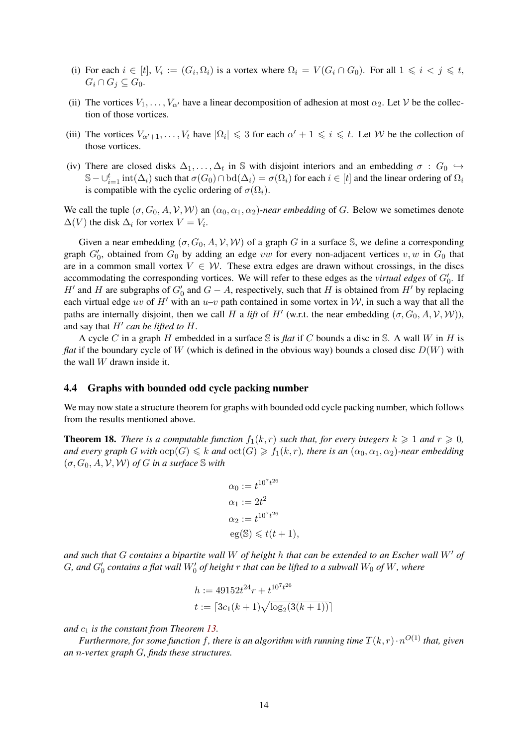(i) For each $i \in [t]$, $V_i := (G_i, \Omega_i)$ is a vortex where $\Omega_i = V(G_i \cap G_0)$. For all $1 \leqslant i < j \leqslant t$, $G_i \cap G_j \subseteq G_0$.

(ii) The vortices $V_1, \dots, V_{\alpha'}$ have a linear decomposition of adhesion at most $\alpha_2$. Let $\mathcal{V}$ be the collection of those vortices.

(iii) The vortices $V_{\alpha'+1}, \dots, V_t$ have $|\Omega_i| \leqslant 3$ for each $\alpha' + 1 \leqslant i \leqslant t$. Let $\mathcal{W}$ be the collection of those vortices.

(iv) There are closed disks $\Delta_1, \dots, \Delta_t$ in $\mathbb{S}$ with disjoint interiors and an embedding $\sigma : G_0 \hookrightarrow \mathbb{S} - \cup_{i=1}^{t} \operatorname{int}(\Delta_i)$ such that $\sigma(G_0) \cap \operatorname{bd}(\Delta_i) = \sigma(\Omega_i)$ for each $i \in [t]$ and the linear ordering of $\Omega_i$ is compatible with the cyclic ordering of $\sigma(\Omega_i)$.

We call the tuple $(\sigma, G_0, A, \mathcal{V}, \mathcal{W})$ an $(\alpha_0, \alpha_1, \alpha_2)$-*near embedding* of $G$. Below we sometimes denote $\Delta(V)$ the disk $\Delta_i$ for vortex $V = V_i$.

Given a near embedding $(\sigma, G_0, A, \mathcal{V}, \mathcal{W})$ of a graph $G$ in a surface $\mathbb{S}$, we define a corresponding graph $G_0'$, obtained from $G_0$ by adding an edge $vw$ for every non-adjacent vertices $v, w$ in $G_0$ that are in a common small vortex $V \in \mathcal{W}$. These extra edges are drawn without crossings, in the discs accommodating the corresponding vortices. We will refer to these edges as the *virtual edges* of $G_0'$. If $H'$ and $H$ are subgraphs of $G_0'$ and $G - A$, respectively, such that $H$ is obtained from $H'$ by replacing each virtual edge $uv$ of $H'$ with an $u$–$v$ path contained in some vortex in $\mathcal{W}$, in such a way that all the paths are internally disjoint, then we call $H$ a *lift* of $H'$ (w.r.t. the near embedding $(\sigma, G_0, A, \mathcal{V}, \mathcal{W})$), and say that $H'$ *can be lifted to* $H$.

A cycle $C$ in a graph $H$ embedded in a surface $\mathbb{S}$ is *flat* if $C$ bounds a disc in $\mathbb{S}$. A wall $W$ in $H$ is *flat* if the boundary cycle of $W$ (which is defined in the obvious way) bounds a closed disc $D(W)$ with the wall $W$ drawn inside it.

### 4.4 Graphs with bounded odd cycle packing number

We may now state a structure theorem for graphs with bounded odd cycle packing number, which follows from the results mentioned above.

**Theorem 18.** *There is a computable function $f_1(k, r)$ such that, for every integers $k \geqslant 1$ and $r \geqslant 0$, and every graph $G$ with $\operatorname{ocp}(G) \leqslant k$ and $\operatorname{oct}(G) \geqslant f_1(k, r)$, there is an $(\alpha_0, \alpha_1, \alpha_2)$-near embedding $(\sigma, G_0, A, \mathcal{V}, \mathcal{W})$ of $G$ in a surface $\mathbb{S}$ with*

$$
\begin{aligned}
\alpha_0 &:= t^{10^7 t^{26}} \\
\alpha_1 &:= 2t^2 \\
\alpha_2 &:= t^{10^7 t^{26}} \\
\operatorname{eg}(\mathbb{S}) &\leqslant t(t+1),
\end{aligned}
$$

*and such that $G$ contains a bipartite wall $W$ of height $h$ that can be extended to an Escher wall $W'$ of $G$, and $G_0'$ contains a flat wall $W_0'$ of height $r$ that can be lifted to a subwall $W_0$ of $W$, where*

$$
\begin{aligned}
h &:= 49152 t^{24} r + t^{10^7 t^{26}} \\
t &:= \lceil 3c_1(k+1)\sqrt{\log_2(3(k+1))} \rceil
\end{aligned}
$$

*and $c_1$ is the constant from Theorem 13.*

*Furthermore, for some function $f$, there is an algorithm with running time $T(k, r) \cdot n^{O(1)}$ that, given an $n$-vertex graph $G$, finds these structures.*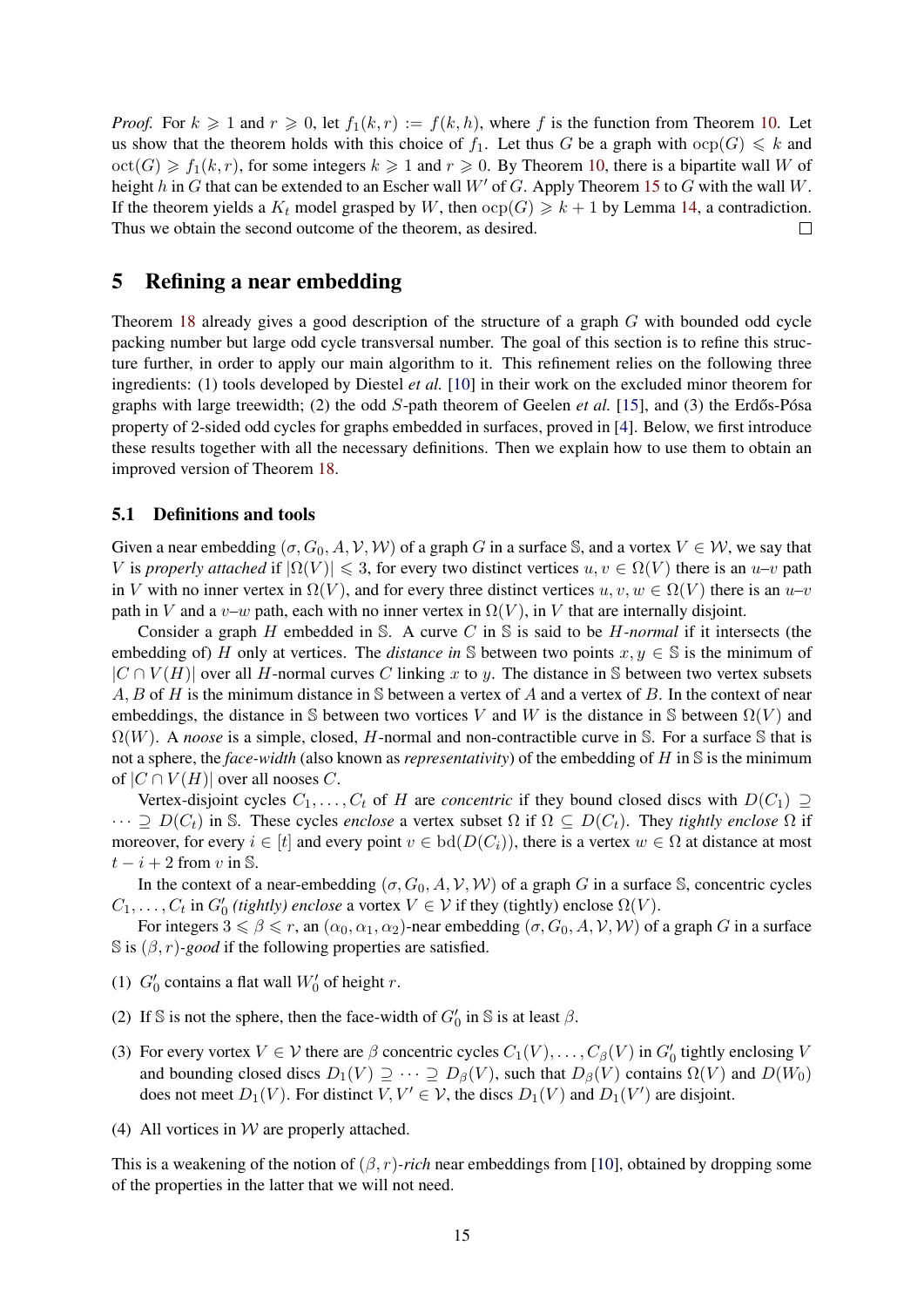*Proof.* For $k \geqslant 1$ and $r \geqslant 0$, let $f_1(k,r) := f(k,h)$, where $f$ is the function from Theorem 10. Let us show that the theorem holds with this choice of $f_1$. Let thus $G$ be a graph with $\operatorname{ocp}(G) \leqslant k$ and $\operatorname{oct}(G) \geqslant f_1(k,r)$, for some integers $k \geqslant 1$ and $r \geqslant 0$. By Theorem 10, there is a bipartite wall $W$ of height $h$ in $G$ that can be extended to an Escher wall $W'$ of $G$. Apply Theorem 15 to $G$ with the wall $W$. If the theorem yields a $K_t$ model grasped by $W$, then $\operatorname{ocp}(G) \geqslant k+1$ by Lemma 14, a contradiction. Thus we obtain the second outcome of the theorem, as desired. □

## 5 Refining a near embedding

Theorem 18 already gives a good description of the structure of a graph $G$ with bounded odd cycle packing number but large odd cycle transversal number. The goal of this section is to refine this structure further, in order to apply our main algorithm to it. This refinement relies on the following three ingredients: (1) tools developed by Diestel *et al.* [10] in their work on the excluded minor theorem for graphs with large treewidth; (2) the odd $S$-path theorem of Geelen *et al.* [15], and (3) the Erdős-Pósa property of 2-sided odd cycles for graphs embedded in surfaces, proved in [4]. Below, we first introduce these results together with all the necessary definitions. Then we explain how to use them to obtain an improved version of Theorem 18.

### 5.1 Definitions and tools

Given a near embedding $(\sigma, G_0, A, \mathcal{V}, \mathcal{W})$ of a graph $G$ in a surface $\mathbb{S}$, and a vortex $V \in \mathcal{W}$, we say that $V$ is *properly attached* if $|\Omega(V)| \leqslant 3$, for every two distinct vertices $u, v \in \Omega(V)$ there is an $u$–$v$ path in $V$ with no inner vertex in $\Omega(V)$, and for every three distinct vertices $u, v, w \in \Omega(V)$ there is an $u$–$v$ path in $V$ and a $v$–$w$ path, each with no inner vertex in $\Omega(V)$, in $V$ that are internally disjoint.

Consider a graph $H$ embedded in $\mathbb{S}$. A curve $C$ in $\mathbb{S}$ is said to be *$H$-normal* if it intersects (the embedding of) $H$ only at vertices. The *distance in* $\mathbb{S}$ between two points $x, y \in \mathbb{S}$ is the minimum of $|C \cap V(H)|$ over all $H$-normal curves $C$ linking $x$ to $y$. The distance in $\mathbb{S}$ between two vertex subsets $A, B$ of $H$ is the minimum distance in $\mathbb{S}$ between a vertex of $A$ and a vertex of $B$. In the context of near embeddings, the distance in $\mathbb{S}$ between two vortices $V$ and $W$ is the distance in $\mathbb{S}$ between $\Omega(V)$ and $\Omega(W)$. A *noose* is a simple, closed, $H$-normal and non-contractible curve in $\mathbb{S}$. For a surface $\mathbb{S}$ that is not a sphere, the *face-width* (also known as *representativity*) of the embedding of $H$ in $\mathbb{S}$ is the minimum of $|C \cap V(H)|$ over all nooses $C$.

Vertex-disjoint cycles $C_1, \dots, C_t$ of $H$ are *concentric* if they bound closed discs with $D(C_1) \supseteq \cdots \supseteq D(C_t)$ in $\mathbb{S}$. These cycles *enclose* a vertex subset $\Omega$ if $\Omega \subseteq D(C_t)$. They *tightly enclose* $\Omega$ if moreover, for every $i \in [t]$ and every point $v \in \operatorname{bd}(D(C_i))$, there is a vertex $w \in \Omega$ at distance at most $t - i + 2$ from $v$ in $\mathbb{S}$.

In the context of a near-embedding $(\sigma, G_0, A, \mathcal{V}, \mathcal{W})$ of a graph $G$ in a surface $\mathbb{S}$, concentric cycles $C_1, \dots, C_t$ in $G'_0$ *(tightly) enclose* a vortex $V \in \mathcal{V}$ if they (tightly) enclose $\Omega(V)$.

For integers $3 \leqslant \beta \leqslant r$, an $(\alpha_0, \alpha_1, \alpha_2)$-near embedding $(\sigma, G_0, A, \mathcal{V}, \mathcal{W})$ of a graph $G$ in a surface $\mathbb{S}$ is *$(\beta, r)$-good* if the following properties are satisfied.

(1) $G'_0$ contains a flat wall $W'_0$ of height $r$.

(2) If $\mathbb{S}$ is not the sphere, then the face-width of $G'_0$ in $\mathbb{S}$ is at least $\beta$.

(3) For every vortex $V \in \mathcal{V}$ there are $\beta$ concentric cycles $C_1(V), \dots, C_\beta(V)$ in $G'_0$ tightly enclosing $V$ and bounding closed discs $D_1(V) \supseteq \cdots \supseteq D_\beta(V)$, such that $D_\beta(V)$ contains $\Omega(V)$ and $D(W_0)$ does not meet $D_1(V)$. For distinct $V, V' \in \mathcal{V}$, the discs $D_1(V)$ and $D_1(V')$ are disjoint.

(4) All vortices in $\mathcal{W}$ are properly attached.

This is a weakening of the notion of *$(\beta, r)$-rich* near embeddings from [10], obtained by dropping some of the properties in the latter that we will not need.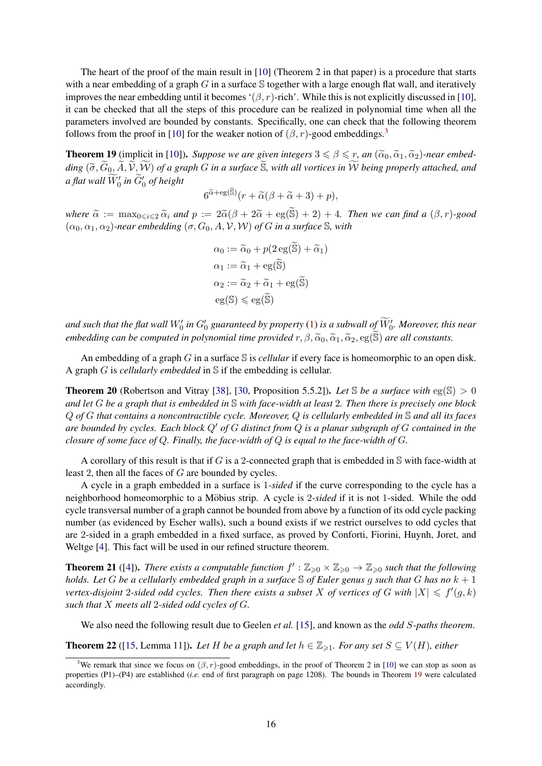The heart of the proof of the main result in [10] (Theorem 2 in that paper) is a procedure that starts with a near embedding of a graph $G$ in a surface $\mathbb{S}$ together with a large enough flat wall, and iteratively improves the near embedding until it becomes '$(\beta, r)$-rich'. While this is not explicitly discussed in [10], it can be checked that all the steps of this procedure can be realized in polynomial time when all the parameters involved are bounded by constants. Specifically, one can check that the following theorem follows from the proof in [10] for the weaker notion of $(\beta, r)$-good embeddings.[3]

**Theorem 19** (implicit in [10])**.** *Suppose we are given integers $3 \leqslant \beta \leqslant r$, an $(\widetilde{\alpha}_0, \widetilde{\alpha}_1, \widetilde{\alpha}_2)$-near embedding $(\widetilde{\sigma}, \widetilde{G}_0, \widetilde{A}, \widetilde{\mathcal{V}}, \widetilde{\mathcal{W}})$ of a graph $G$ in a surface $\widetilde{\mathbb{S}}$, with all vortices in $\widetilde{\mathcal{W}}$ being properly attached, and a flat wall $\widetilde{W}'_0$ in $\widetilde{G}'_0$ of height*

$$6^{\widetilde{\alpha}+\mathrm{eg}(\widetilde{\mathbb{S}})}(r + \widetilde{\alpha}(\beta + \widetilde{\alpha} + 3) + p),$$

*where $\widetilde{\alpha} := \max_{0 \leqslant i \leqslant 2} \widetilde{\alpha}_i$ and $p := 2\widetilde{\alpha}(\beta + 2\widetilde{\alpha} + \mathrm{eg}(\widetilde{\mathbb{S}}) + 2) + 4$. Then we can find a $(\beta, r)$-good $(\alpha_0, \alpha_1, \alpha_2)$-near embedding $(\sigma, G_0, A, \mathcal{V}, \mathcal{W})$ of $G$ in a surface $\mathbb{S}$, with*

$$\begin{aligned}
\alpha_0 &:= \widetilde{\alpha}_0 + p(2\,\mathrm{eg}(\widetilde{\mathbb{S}}) + \widetilde{\alpha}_1) \\
\alpha_1 &:= \widetilde{\alpha}_1 + \mathrm{eg}(\widetilde{\mathbb{S}}) \\
\alpha_2 &:= \widetilde{\alpha}_2 + \widetilde{\alpha}_1 + \mathrm{eg}(\widetilde{\mathbb{S}}) \\
\mathrm{eg}(\mathbb{S}) &\leqslant \mathrm{eg}(\widetilde{\mathbb{S}})
\end{aligned}$$

*and such that the flat wall $W'_0$ in $G'_0$ guaranteed by property (1) is a subwall of $\widetilde{W}'_0$. Moreover, this near embedding can be computed in polynomial time provided $r, \beta, \widetilde{\alpha}_0, \widetilde{\alpha}_1, \widetilde{\alpha}_2, \mathrm{eg}(\widetilde{\mathbb{S}})$ are all constants.*

An embedding of a graph $G$ in a surface $\mathbb{S}$ is *cellular* if every face is homeomorphic to an open disk. A graph $G$ is *cellularly embedded* in $\mathbb{S}$ if the embedding is cellular.

**Theorem 20** (Robertson and Vitray [38], [30, Proposition 5.5.2])**.** *Let $\mathbb{S}$ be a surface with $\mathrm{eg}(\mathbb{S}) > 0$ and let $G$ be a graph that is embedded in $\mathbb{S}$ with face-width at least 2. Then there is precisely one block $Q$ of $G$ that contains a noncontractible cycle. Moreover, $Q$ is cellularly embedded in $\mathbb{S}$ and all its faces are bounded by cycles. Each block $Q'$ of $G$ distinct from $Q$ is a planar subgraph of $G$ contained in the closure of some face of $Q$. Finally, the face-width of $Q$ is equal to the face-width of $G$.*

A corollary of this result is that if $G$ is a 2-connected graph that is embedded in $\mathbb{S}$ with face-width at least 2, then all the faces of $G$ are bounded by cycles.

A cycle in a graph embedded in a surface is 1-*sided* if the curve corresponding to the cycle has a neighborhood homeomorphic to a Möbius strip. A cycle is 2-*sided* if it is not 1-sided. While the odd cycle transversal number of a graph cannot be bounded from above by a function of its odd cycle packing number (as evidenced by Escher walls), such a bound exists if we restrict ourselves to odd cycles that are 2-sided in a graph embedded in a fixed surface, as proved by Conforti, Fiorini, Huynh, Joret, and Weltge [4]. This fact will be used in our refined structure theorem.

**Theorem 21** ([4])**.** *There exists a computable function $f' : \mathbb{Z}_{\geqslant 0} \times \mathbb{Z}_{\geqslant 0} \to \mathbb{Z}_{\geqslant 0}$ such that the following holds. Let $G$ be a cellularly embedded graph in a surface $\mathbb{S}$ of Euler genus $g$ such that $G$ has no $k+1$ vertex-disjoint 2-sided odd cycles. Then there exists a subset $X$ of vertices of $G$ with $|X| \leqslant f'(g, k)$ such that $X$ meets all 2-sided odd cycles of $G$.*

We also need the following result due to Geelen *et al.* [15], and known as the *odd $S$-paths theorem*.

**Theorem 22** ([15, Lemma 11])**.** *Let $H$ be a graph and let $h \in \mathbb{Z}_{\geqslant 1}$. For any set $S \subseteq V(H)$, either*

[3] We remark that since we focus on $(\beta, r)$-good embeddings, in the proof of Theorem 2 in [10] we can stop as soon as properties (P1)–(P4) are established (*i.e.* end of first paragraph on page 1208). The bounds in Theorem 19 were calculated accordingly.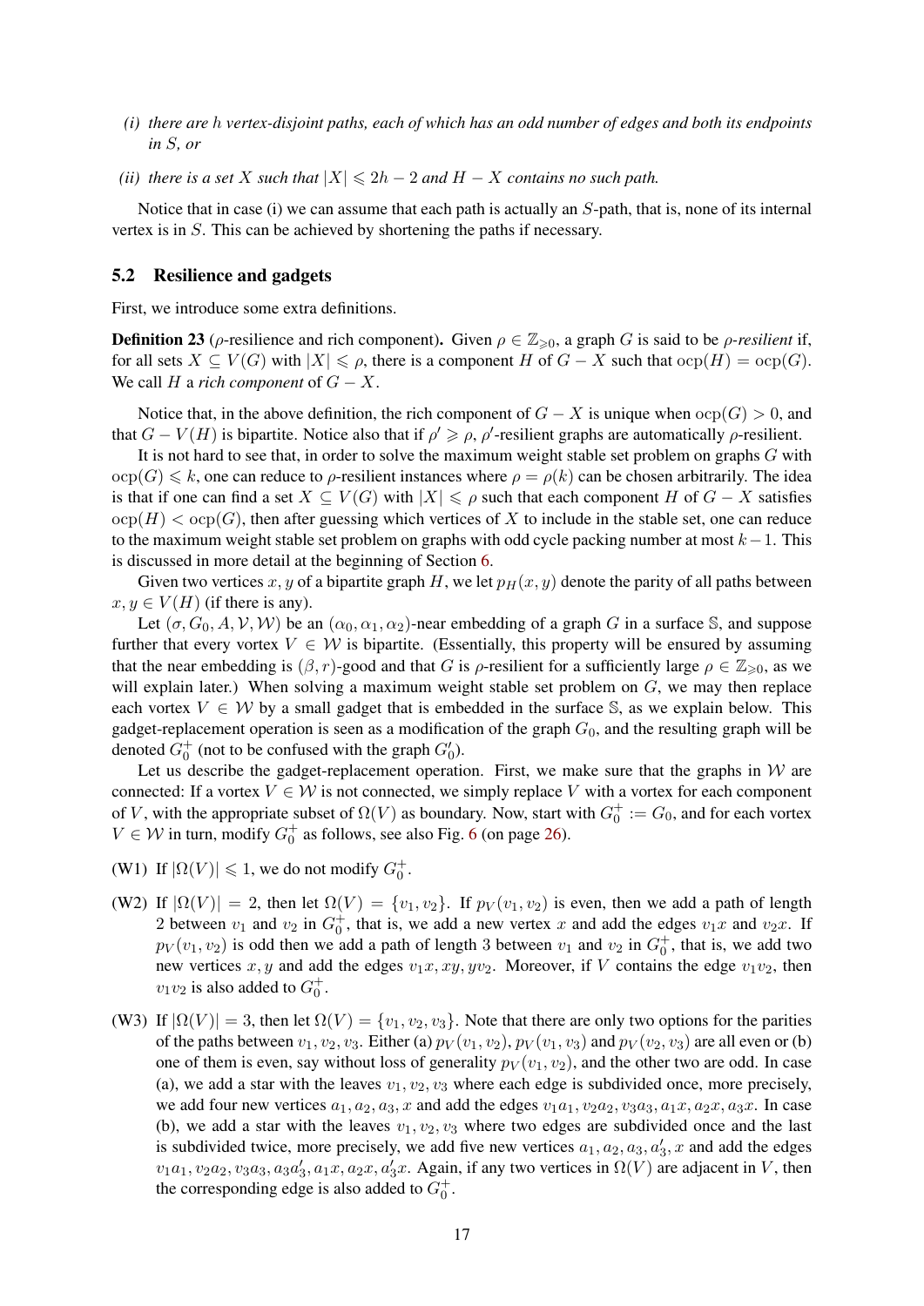*(i) there are $h$ vertex-disjoint paths, each of which has an odd number of edges and both its endpoints in $S$, or*

*(ii) there is a set $X$ such that $|X| \leqslant 2h-2$ and $H-X$ contains no such path.*

Notice that in case (i) we can assume that each path is actually an $S$-path, that is, none of its internal vertex is in $S$. This can be achieved by shortening the paths if necessary.

### 5.2 Resilience and gadgets

First, we introduce some extra definitions.

**Definition 23** ($\rho$-resilience and rich component)**.** Given $\rho \in \mathbb{Z}_{\geqslant 0}$, a graph $G$ is said to be *$\rho$-resilient* if, for all sets $X \subseteq V(G)$ with $|X| \leqslant \rho$, there is a component $H$ of $G-X$ such that $\mathrm{ocp}(H) = \mathrm{ocp}(G)$. We call $H$ a *rich component* of $G-X$.

Notice that, in the above definition, the rich component of $G-X$ is unique when $\mathrm{ocp}(G) > 0$, and that $G - V(H)$ is bipartite. Notice also that if $\rho' \geqslant \rho$, $\rho'$-resilient graphs are automatically $\rho$-resilient.

It is not hard to see that, in order to solve the maximum weight stable set problem on graphs $G$ with $\mathrm{ocp}(G) \leqslant k$, one can reduce to $\rho$-resilient instances where $\rho = \rho(k)$ can be chosen arbitrarily. The idea is that if one can find a set $X \subseteq V(G)$ with $|X| \leqslant \rho$ such that each component $H$ of $G-X$ satisfies $\mathrm{ocp}(H) < \mathrm{ocp}(G)$, then after guessing which vertices of $X$ to include in the stable set, one can reduce to the maximum weight stable set problem on graphs with odd cycle packing number at most $k-1$. This is discussed in more detail at the beginning of Section 6.

Given two vertices $x, y$ of a bipartite graph $H$, we let $p_H(x, y)$ denote the parity of all paths between $x, y \in V(H)$ (if there is any).

Let $(\sigma, G_0, A, \mathcal{V}, \mathcal{W})$ be an $(\alpha_0, \alpha_1, \alpha_2)$-near embedding of a graph $G$ in a surface $\mathbb{S}$, and suppose further that every vortex $V \in \mathcal{W}$ is bipartite. (Essentially, this property will be ensured by assuming that the near embedding is $(\beta, r)$-good and that $G$ is $\rho$-resilient for a sufficiently large $\rho \in \mathbb{Z}_{\geqslant 0}$, as we will explain later.) When solving a maximum weight stable set problem on $G$, we may then replace each vortex $V \in \mathcal{W}$ by a small gadget that is embedded in the surface $\mathbb{S}$, as we explain below. This gadget-replacement operation is seen as a modification of the graph $G_0$, and the resulting graph will be denoted $G_0^+$ (not to be confused with the graph $G_0'$).

Let us describe the gadget-replacement operation. First, we make sure that the graphs in $\mathcal{W}$ are connected: If a vortex $V \in \mathcal{W}$ is not connected, we simply replace $V$ with a vortex for each component of $V$, with the appropriate subset of $\Omega(V)$ as boundary. Now, start with $G_0^+ := G_0$, and for each vortex $V \in \mathcal{W}$ in turn, modify $G_0^+$ as follows, see also Fig. 6 (on page 26).

(W1) If $|\Omega(V)| \leqslant 1$, we do not modify $G_0^+$.

(W2) If $|\Omega(V)| = 2$, then let $\Omega(V) = \{v_1, v_2\}$. If $p_V(v_1, v_2)$ is even, then we add a path of length 2 between $v_1$ and $v_2$ in $G_0^+$, that is, we add a new vertex $x$ and add the edges $v_1x$ and $v_2x$. If $p_V(v_1, v_2)$ is odd then we add a path of length 3 between $v_1$ and $v_2$ in $G_0^+$, that is, we add two new vertices $x, y$ and add the edges $v_1x, xy, yv_2$. Moreover, if $V$ contains the edge $v_1v_2$, then $v_1v_2$ is also added to $G_0^+$.

(W3) If $|\Omega(V)| = 3$, then let $\Omega(V) = \{v_1, v_2, v_3\}$. Note that there are only two options for the parities of the paths between $v_1, v_2, v_3$. Either (a) $p_V(v_1, v_2)$, $p_V(v_1, v_3)$ and $p_V(v_2, v_3)$ are all even or (b) one of them is even, say without loss of generality $p_V(v_1, v_2)$, and the other two are odd. In case (a), we add a star with the leaves $v_1, v_2, v_3$ where each edge is subdivided once, more precisely, we add four new vertices $a_1, a_2, a_3, x$ and add the edges $v_1a_1, v_2a_2, v_3a_3, a_1x, a_2x, a_3x$. In case (b), we add a star with the leaves $v_1, v_2, v_3$ where two edges are subdivided once and the last is subdivided twice, more precisely, we add five new vertices $a_1, a_2, a_3, a_3', x$ and add the edges $v_1a_1, v_2a_2, v_3a_3, a_3a_3', a_1x, a_2x, a_3'x$. Again, if any two vertices in $\Omega(V)$ are adjacent in $V$, then the corresponding edge is also added to $G_0^+$.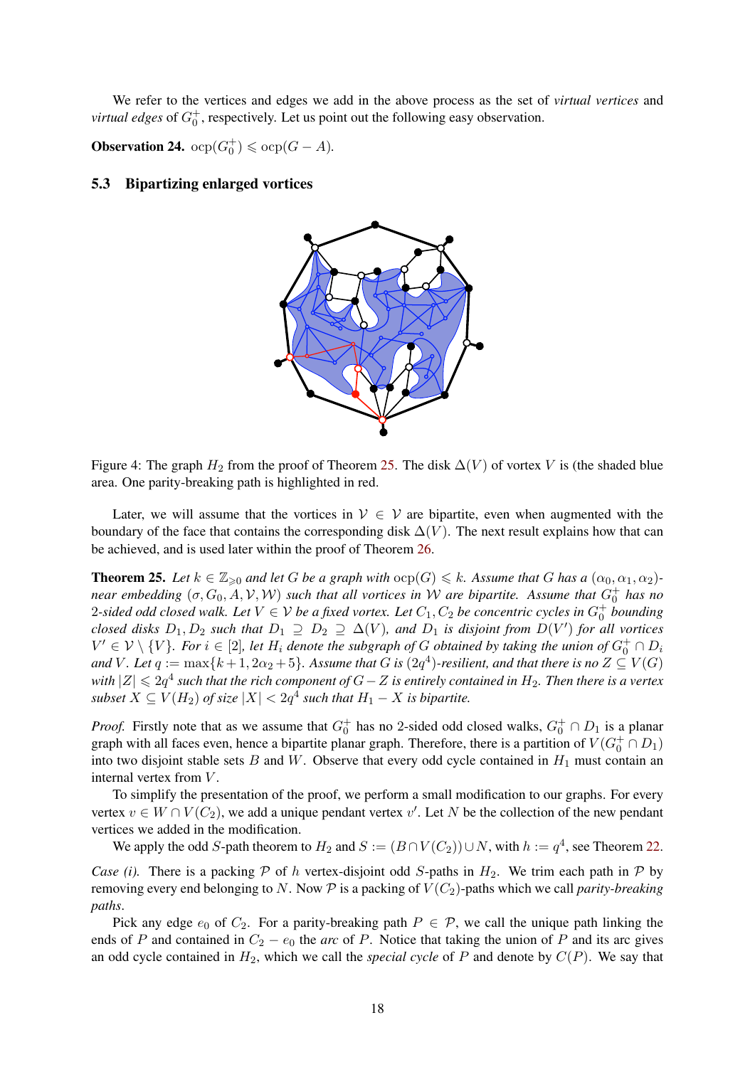We refer to the vertices and edges we add in the above process as the set of *virtual vertices* and *virtual edges* of $G_0^+$, respectively. Let us point out the following easy observation.

**Observation 24.** $\operatorname{ocp}(G_0^+) \leqslant \operatorname{ocp}(G - A)$.

### 5.3 Bipartizing enlarged vortices

Figure 4: The graph $H_2$ from the proof of Theorem 25. The disk $\Delta(V)$ of vortex $V$ is (the shaded blue area. One parity-breaking path is highlighted in red.

Later, we will assume that the vortices in $\mathcal{V} \in \mathcal{V}$ are bipartite, even when augmented with the boundary of the face that contains the corresponding disk $\Delta(V)$. The next result explains how that can be achieved, and is used later within the proof of Theorem 26.

**Theorem 25.** *Let $k \in \mathbb{Z}_{\geqslant 0}$ and let $G$ be a graph with $\operatorname{ocp}(G) \leqslant k$. Assume that $G$ has a $(\alpha_0, \alpha_1, \alpha_2)$-near embedding $(\sigma, G_0, A, \mathcal{V}, \mathcal{W})$ such that all vertices in $\mathcal{W}$ are bipartite. Assume that $G_0^+$ has no 2-sided odd closed walk. Let $V \in \mathcal{V}$ be a fixed vortex. Let $C_1, C_2$ be concentric cycles in $G_0^+$ bounding closed disks $D_1, D_2$ such that $D_1 \supseteq D_2 \supseteq \Delta(V)$, and $D_1$ is disjoint from $D(V')$ for all vortices $V' \in \mathcal{V} \setminus \{V\}$. For $i \in [2]$, let $H_i$ denote the subgraph of $G$ obtained by taking the union of $G_0^+ \cap D_i$ and $V$. Let $q := \max\{k+1, 2\alpha_2 + 5\}$. Assume that $G$ is $(2q^4)$-resilient, and that there is no $Z \subseteq V(G)$ with $|Z| \leqslant 2q^4$ such that the rich component of $G - Z$ is entirely contained in $H_2$. Then there is a vertex subset $X \subseteq V(H_2)$ of size $|X| < 2q^4$ such that $H_1 - X$ is bipartite.*

*Proof.* Firstly note that as we assume that $G_0^+$ has no 2-sided odd closed walks, $G_0^+ \cap D_1$ is a planar graph with all faces even, hence a bipartite planar graph. Therefore, there is a partition of $V(G_0^+ \cap D_1)$ into two disjoint stable sets $B$ and $W$. Observe that every odd cycle contained in $H_1$ must contain an internal vertex from $V$.

To simplify the presentation of the proof, we perform a small modification to our graphs. For every vertex $v \in W \cap V(C_2)$, we add a unique pendant vertex $v'$. Let $N$ be the collection of the new pendant vertices we added in the modification.

We apply the odd $S$-path theorem to $H_2$ and $S := (B \cap V(C_2)) \cup N$, with $h := q^4$, see Theorem 22.

*Case (i).* There is a packing $\mathcal{P}$ of $h$ vertex-disjoint odd $S$-paths in $H_2$. We trim each path in $\mathcal{P}$ by removing every end belonging to $N$. Now $\mathcal{P}$ is a packing of $V(C_2)$-paths which we call *parity-breaking paths*.

Pick any edge $e_0$ of $C_2$. For a parity-breaking path $P \in \mathcal{P}$, we call the unique path linking the ends of $P$ and contained in $C_2 - e_0$ the *arc* of $P$. Notice that taking the union of $P$ and its arc gives an odd cycle contained in $H_2$, which we call the *special cycle* of $P$ and denote by $C(P)$. We say that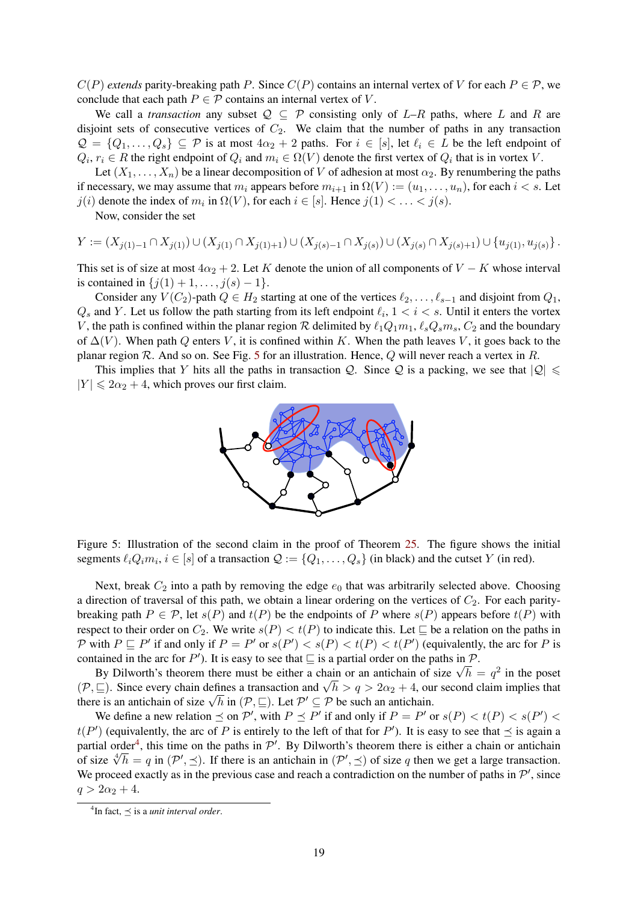$C(P)$ *extends* parity-breaking path $P$. Since $C(P)$ contains an internal vertex of $V$ for each $P \in \mathcal{P}$, we conclude that each path $P \in \mathcal{P}$ contains an internal vertex of $V$.

We call a *transaction* any subset $\mathcal{Q} \subseteq \mathcal{P}$ consisting only of $L$–$R$ paths, where $L$ and $R$ are disjoint sets of consecutive vertices of $C_2$. We claim that the number of paths in any transaction $\mathcal{Q} = \{Q_1, \dots, Q_s\} \subseteq \mathcal{P}$ is at most $4\alpha_2 + 2$ paths. For $i \in [s]$, let $\ell_i \in L$ be the left endpoint of $Q_i$, $r_i \in R$ the right endpoint of $Q_i$ and $m_i \in \Omega(V)$ denote the first vertex of $Q_i$ that is in vortex $V$.

Let $(X_1, \dots, X_n)$ be a linear decomposition of $V$ of adhesion at most $\alpha_2$. By renumbering the paths if necessary, we may assume that $m_i$ appears before $m_{i+1}$ in $\Omega(V) := (u_1, \dots, u_n)$, for each $i < s$. Let $j(i)$ denote the index of $m_i$ in $\Omega(V)$, for each $i \in [s]$. Hence $j(1) < \ldots < j(s)$.

Now, consider the set

$$Y := (X_{j(1)-1} \cap X_{j(1)}) \cup (X_{j(1)} \cap X_{j(1)+1}) \cup (X_{j(s)-1} \cap X_{j(s)}) \cup (X_{j(s)} \cap X_{j(s)+1}) \cup \{u_{j(1)}, u_{j(s)}\}.$$

This set is of size at most $4\alpha_2 + 2$. Let $K$ denote the union of all components of $V - K$ whose interval is contained in $\{j(1)+1, \dots, j(s)-1\}$.

Consider any $V(C_2)$-path $Q \in H_2$ starting at one of the vertices $\ell_2, \dots, \ell_{s-1}$ and disjoint from $Q_1$, $Q_s$ and $Y$. Let us follow the path starting from its left endpoint $\ell_i$, $1 < i < s$. Until it enters the vortex $V$, the path is confined within the planar region $\mathcal{R}$ delimited by $\ell_1 Q_1 m_1$, $\ell_s Q_s m_s$, $C_2$ and the boundary of $\Delta(V)$. When path $Q$ enters $V$, it is confined within $K$. When the path leaves $V$, it goes back to the planar region $\mathcal{R}$. And so on. See Fig. 5 for an illustration. Hence, $Q$ will never reach a vertex in $R$.

This implies that $Y$ hits all the paths in transaction $\mathcal{Q}$. Since $\mathcal{Q}$ is a packing, we see that $|\mathcal{Q}| \leqslant |Y| \leqslant 2\alpha_2 + 4$, which proves our first claim.

Figure 5: Illustration of the second claim in the proof of Theorem 25. The figure shows the initial segments $\ell_i Q_i m_i$, $i \in [s]$ of a transaction $\mathcal{Q} := \{Q_1, \dots, Q_s\}$ (in black) and the cutset $Y$ (in red).

Next, break $C_2$ into a path by removing the edge $e_0$ that was arbitrarily selected above. Choosing a direction of traversal of this path, we obtain a linear ordering on the vertices of $C_2$. For each parity-breaking path $P \in \mathcal{P}$, let $s(P)$ and $t(P)$ be the endpoints of $P$ where $s(P)$ appears before $t(P)$ with respect to their order on $C_2$. We write $s(P) < t(P)$ to indicate this. Let $\sqsubseteq$ be a relation on the paths in $\mathcal{P}$ with $P \sqsubseteq P'$ if and only if $P = P'$ or $s(P') < s(P) < t(P) < t(P')$ (equivalently, the arc for $P$ is contained in the arc for $P'$). It is easy to see that $\sqsubseteq$ is a partial order on the paths in $\mathcal{P}$.

By Dilworth's theorem there must be either a chain or an antichain of size $\sqrt{h} = q^2$ in the poset $(\mathcal{P}, \sqsubseteq)$. Since every chain defines a transaction and $\sqrt{h} > q > 2\alpha_2 + 4$, our second claim implies that there is an antichain of size $\sqrt{h}$ in $(\mathcal{P}, \sqsubseteq)$. Let $\mathcal{P}' \subseteq \mathcal{P}$ be such an antichain.

We define a new relation $\preceq$ on $\mathcal{P}'$, with $P \preceq P'$ if and only if $P = P'$ or $s(P) < t(P) < s(P') < t(P')$ (equivalently, the arc of $P$ is entirely to the left of that for $P'$). It is easy to see that $\preceq$ is again a partial order[4], this time on the paths in $\mathcal{P}'$. By Dilworth's theorem there is either a chain or antichain of size $\sqrt[4]{h} = q$ in $(\mathcal{P}', \preceq)$. If there is an antichain in $(\mathcal{P}', \preceq)$ of size $q$ then we get a large transaction. We proceed exactly as in the previous case and reach a contradiction on the number of paths in $\mathcal{P}'$, since $q > 2\alpha_2 + 4$.

[4]In fact, $\preceq$ is a *unit interval order*.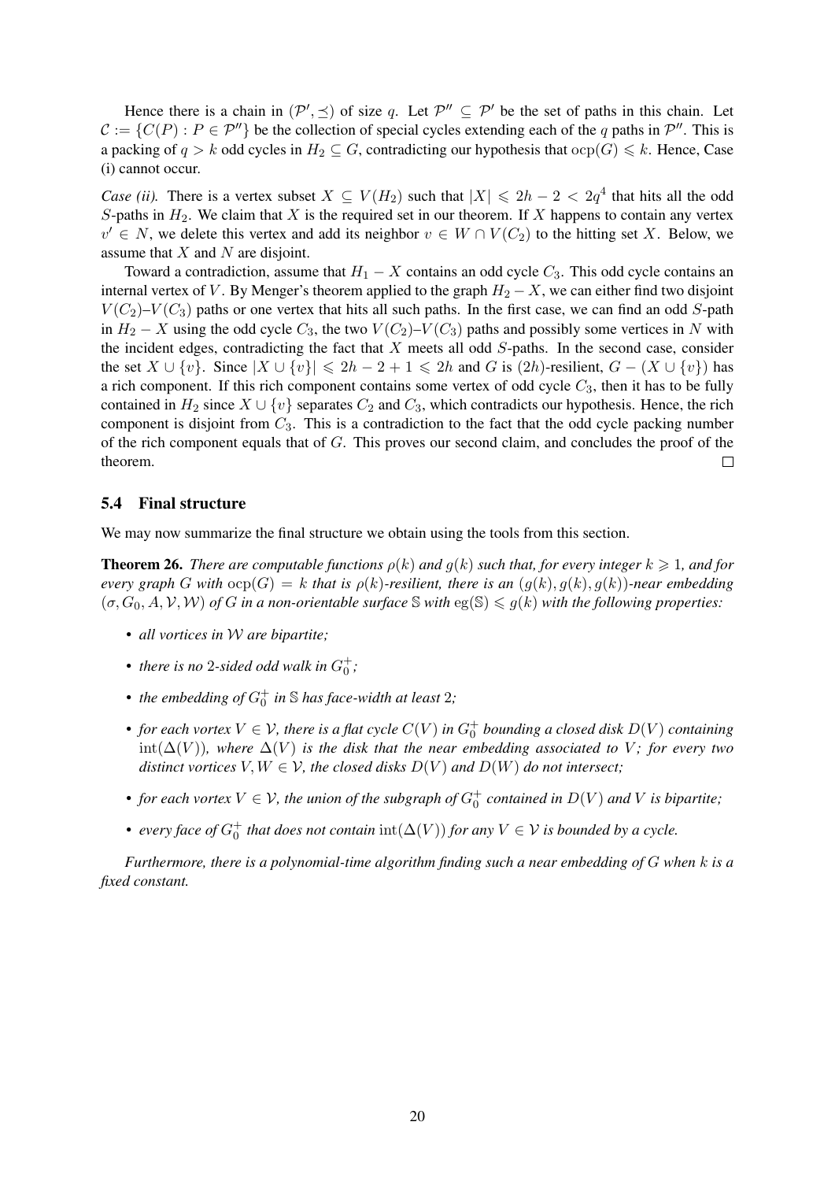Hence there is a chain in $(\mathcal{P}', \preceq)$ of size $q$. Let $\mathcal{P}'' \subseteq \mathcal{P}'$ be the set of paths in this chain. Let $\mathcal{C} := \{C(P) : P \in \mathcal{P}''\}$ be the collection of special cycles extending each of the $q$ paths in $\mathcal{P}''$. This is a packing of $q > k$ odd cycles in $H_2 \subseteq G$, contradicting our hypothesis that $\mathrm{ocp}(G) \leqslant k$. Hence, Case (i) cannot occur.

*Case (ii).* There is a vertex subset $X \subseteq V(H_2)$ such that $|X| \leqslant 2h - 2 < 2q^4$ that hits all the odd $S$-paths in $H_2$. We claim that $X$ is the required set in our theorem. If $X$ happens to contain any vertex $v' \in N$, we delete this vertex and add its neighbor $v \in W \cap V(C_2)$ to the hitting set $X$. Below, we assume that $X$ and $N$ are disjoint.

Toward a contradiction, assume that $H_1 - X$ contains an odd cycle $C_3$. This odd cycle contains an internal vertex of $V$. By Menger's theorem applied to the graph $H_2 - X$, we can either find two disjoint $V(C_2)$–$V(C_3)$ paths or one vertex that hits all such paths. In the first case, we can find an odd $S$-path in $H_2 - X$ using the odd cycle $C_3$, the two $V(C_2)$–$V(C_3)$ paths and possibly some vertices in $N$ with the incident edges, contradicting the fact that $X$ meets all odd $S$-paths. In the second case, consider the set $X \cup \{v\}$. Since $|X \cup \{v\}| \leqslant 2h - 2 + 1 \leqslant 2h$ and $G$ is $(2h)$-resilient, $G - (X \cup \{v\})$ has a rich component. If this rich component contains some vertex of odd cycle $C_3$, then it has to be fully contained in $H_2$ since $X \cup \{v\}$ separates $C_2$ and $C_3$, which contradicts our hypothesis. Hence, the rich component is disjoint from $C_3$. This is a contradiction to the fact that the odd cycle packing number of the rich component equals that of $G$. This proves our second claim, and concludes the proof of the theorem. □

## 5.4 Final structure

We may now summarize the final structure we obtain using the tools from this section.

**Theorem 26.** *There are computable functions $\rho(k)$ and $g(k)$ such that, for every integer $k \geqslant 1$, and for every graph $G$ with $\mathrm{ocp}(G) = k$ that is $\rho(k)$-resilient, there is an $(g(k), g(k), g(k))$-near embedding $(\sigma, G_0, A, \mathcal{V}, \mathcal{W})$ of $G$ in a non-orientable surface $\mathbb{S}$ with $\mathrm{eg}(\mathbb{S}) \leqslant g(k)$ with the following properties:*

- *all vortices in $\mathcal{W}$ are bipartite;*
- *there is no 2-sided odd walk in $G_0^+$;*
- *the embedding of $G_0^+$ in $\mathbb{S}$ has face-width at least 2;*
- *for each vortex $V \in \mathcal{V}$, there is a flat cycle $C(V)$ in $G_0^+$ bounding a closed disk $D(V)$ containing $\mathrm{int}(\Delta(V))$, where $\Delta(V)$ is the disk that the near embedding associated to $V$; for every two distinct vortices $V, W \in \mathcal{V}$, the closed disks $D(V)$ and $D(W)$ do not intersect;*
- *for each vortex $V \in \mathcal{V}$, the union of the subgraph of $G_0^+$ contained in $D(V)$ and $V$ is bipartite;*
- *every face of $G_0^+$ that does not contain $\mathrm{int}(\Delta(V))$ for any $V \in \mathcal{V}$ is bounded by a cycle.*

*Furthermore, there is a polynomial-time algorithm finding such a near embedding of $G$ when $k$ is a fixed constant.*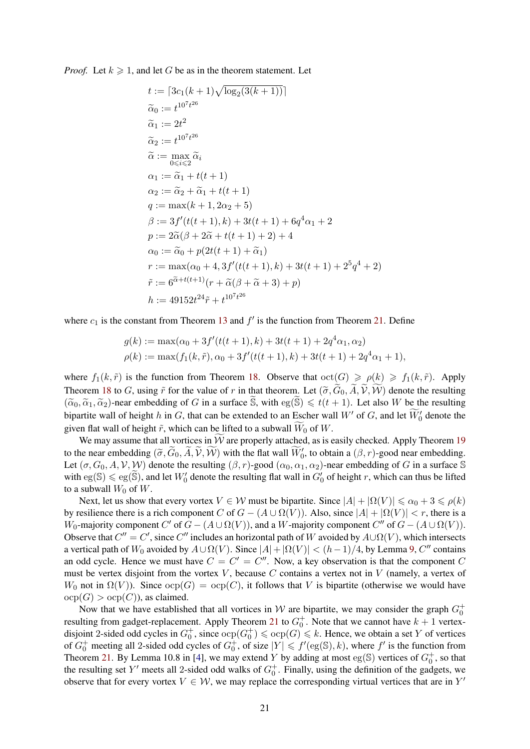*Proof.* Let $k \geqslant 1$, and let $G$ be as in the theorem statement. Let

$$
\begin{aligned}
t &:= \lceil 3c_1(k+1)\sqrt{\log_2(3(k+1))}\rceil \\
\widetilde{\alpha}_0 &:= t^{10^7 t^{26}} \\
\widetilde{\alpha}_1 &:= 2t^2 \\
\widetilde{\alpha}_2 &:= t^{10^7 t^{26}} \\
\widetilde{\alpha} &:= \max_{0 \leqslant i \leqslant 2} \widetilde{\alpha}_i \\
\alpha_1 &:= \widetilde{\alpha}_1 + t(t+1) \\
\alpha_2 &:= \widetilde{\alpha}_2 + \widetilde{\alpha}_1 + t(t+1) \\
q &:= \max(k+1, 2\alpha_2 + 5) \\
\beta &:= 3f'(t(t+1), k) + 3t(t+1) + 6q^4\alpha_1 + 2 \\
p &:= 2\widetilde{\alpha}(\beta + 2\widetilde{\alpha} + t(t+1) + 2) + 4 \\
\alpha_0 &:= \widetilde{\alpha}_0 + p(2t(t+1) + \widetilde{\alpha}_1) \\
r &:= \max(\alpha_0 + 4, 3f'(t(t+1), k) + 3t(t+1) + 2^5 q^4 + 2) \\
\tilde{r} &:= 6^{\widetilde{\alpha} + t(t+1)}(r + \widetilde{\alpha}(\beta + \widetilde{\alpha} + 3) + p) \\
h &:= 49152t^{24}\tilde{r} + t^{10^7 t^{26}}
\end{aligned}
$$

where $c_1$ is the constant from Theorem 13 and $f'$ is the function from Theorem 21. Define

$$
\begin{aligned}
g(k) &:= \max(\alpha_0 + 3f'(t(t+1), k) + 3t(t+1) + 2q^4\alpha_1, \alpha_2) \\
\rho(k) &:= \max(f_1(k, \tilde{r}), \alpha_0 + 3f'(t(t+1), k) + 3t(t+1) + 2^4\alpha_1 + 1),
\end{aligned}
$$

where $f_1(k, \tilde{r})$ is the function from Theorem 18. Observe that $\mathrm{oct}(G) \geqslant \rho(k) \geqslant f_1(k, \tilde{r})$. Apply Theorem 18 to $G$, using $\tilde{r}$ for the value of $r$ in that theorem. Let $(\widetilde{\sigma}, \widetilde{G}_0, \widetilde{A}, \widetilde{\mathcal{V}}, \widetilde{\mathcal{W}})$ denote the resulting $(\widetilde{\alpha}_0, \widetilde{\alpha}_1, \widetilde{\alpha}_2)$-near embedding of $G$ in a surface $\widetilde{\mathbb{S}}$, with $\mathrm{eg}(\widetilde{\mathbb{S}}) \leqslant t(t+1)$. Let also $W$ be the resulting bipartite wall of height $h$ in $G$, that can be extended to an Escher wall $W'$ of $G$, and let $\widetilde{W}_0'$ denote the given flat wall of height $\tilde{r}$, which can be lifted to a subwall $\widetilde{W}_0$ of $W$.

We may assume that all vortices in $\widetilde{\mathcal{W}}$ are properly attached, as is easily checked. Apply Theorem 19 to the near embedding $(\widetilde{\sigma}, \widetilde{G}_0, \widetilde{A}, \widetilde{\mathcal{V}}, \widetilde{\mathcal{W}})$ with the flat wall $\widetilde{W}_0'$, to obtain a $(\beta, r)$-good near embedding. Let $(\sigma, G_0, A, \mathcal{V}, \mathcal{W})$ denote the resulting $(\beta, r)$-good $(\alpha_0, \alpha_1, \alpha_2)$-near embedding of $G$ in a surface $\mathbb{S}$ with $\mathrm{eg}(\mathbb{S}) \leqslant \mathrm{eg}(\widetilde{\mathbb{S}})$, and let $W_0'$ denote the resulting flat wall in $G_0'$ of height $r$, which can thus be lifted to a subwall $W_0$ of $W$.

Next, let us show that every vortex $V \in \mathcal{W}$ must be bipartite. Since $|A| + |\Omega(V)| \leqslant \alpha_0 + 3 \leqslant \rho(k)$ by resilience there is a rich component $C$ of $G - (A \cup \Omega(V))$. Also, since $|A| + |\Omega(V)| < r$, there is a $W_0$-majority component $C'$ of $G - (A \cup \Omega(V))$, and a $W$-majority component $C''$ of $G - (A \cup \Omega(V))$. Observe that $C'' = C'$, since $C''$ includes an horizontal path of $W$ avoided by $A \cup \Omega(V)$, which intersects a vertical path of $W_0$ avoided by $A \cup \Omega(V)$. Since $|A| + |\Omega(V)| < (h-1)/4$, by Lemma 9, $C''$ contains an odd cycle. Hence we must have $C = C' = C''$. Now, a key observation is that the component $C$ must be vertex disjoint from the vortex $V$, because $C$ contains a vertex not in $V$ (namely, a vertex of $W_0$ not in $\Omega(V)$). Since $\mathrm{ocp}(G) = \mathrm{ocp}(C)$, it follows that $V$ is bipartite (otherwise we would have $\mathrm{ocp}(G) > \mathrm{ocp}(C)$), as claimed.

Now that we have established that all vortices in $\mathcal{W}$ are bipartite, we may consider the graph $G_0^+$ resulting from gadget-replacement. Apply Theorem 21 to $G_0^+$. Note that we cannot have $k+1$ vertex-disjoint 2-sided odd cycles in $G_0^+$, since $\mathrm{ocp}(G_0^+) \leqslant \mathrm{ocp}(G) \leqslant k$. Hence, we obtain a set $Y$ of vertices of $G_0^+$ meeting all 2-sided odd cycles of $G_0^+$, of size $|Y| \leqslant f'(\mathrm{eg}(\mathbb{S}), k)$, where $f'$ is the function from Theorem 21. By Lemma 10.8 in [4], we may extend $Y$ by adding at most $\mathrm{eg}(\mathbb{S})$ vertices of $G_0^+$, so that the resulting set $Y'$ meets all 2-sided odd walks of $G_0^+$. Finally, using the definition of the gadgets, we observe that for every vortex $V \in \mathcal{W}$, we may replace the corresponding virtual vertices that are in $Y'$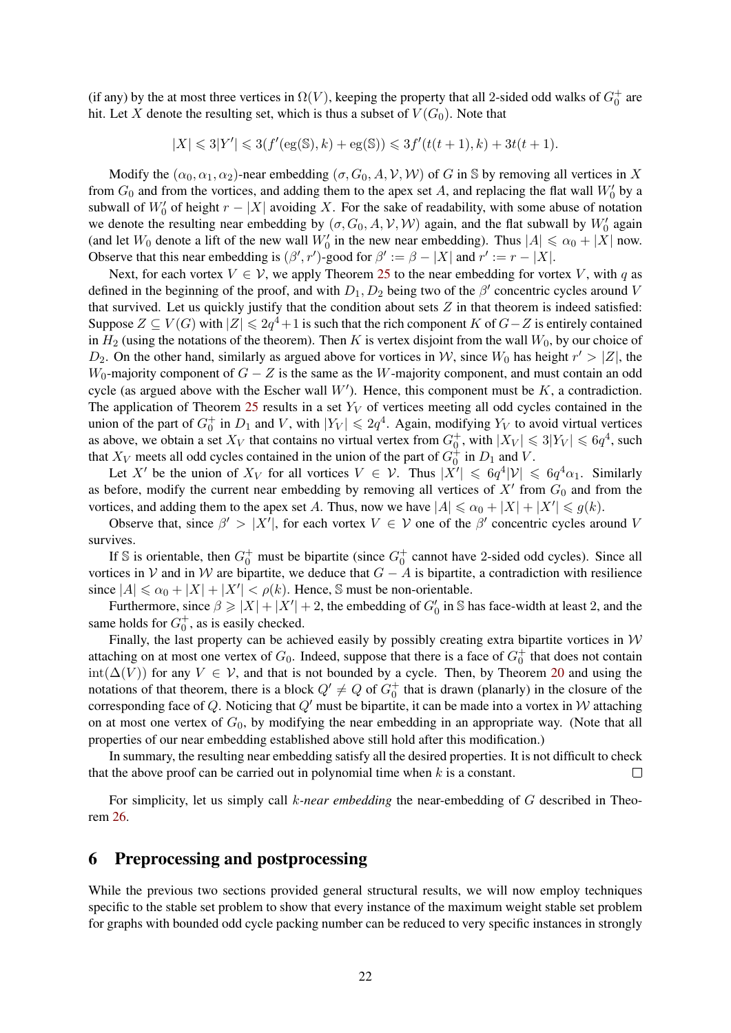(if any) by the at most three vertices in $\Omega(V)$, keeping the property that all 2-sided odd walks of $G_0^+$ are hit. Let $X$ denote the resulting set, which is thus a subset of $V(G_0)$. Note that

$$|X| \leqslant 3|Y'| \leqslant 3(f'(\text{eg}(\mathbb{S}), k) + \text{eg}(\mathbb{S})) \leqslant 3f'(t(t+1), k) + 3t(t+1).$$

Modify the $(\alpha_0, \alpha_1, \alpha_2)$-near embedding $(\sigma, G_0, A, \mathcal{V}, \mathcal{W})$ of $G$ in $\mathbb{S}$ by removing all vertices in $X$ from $G_0$ and from the vortices, and adding them to the apex set $A$, and replacing the flat wall $W_0'$ by a subwall of $W_0'$ of height $r - |X|$ avoiding $X$. For the sake of readability, with some abuse of notation we denote the resulting near embedding by $(\sigma, G_0, A, \mathcal{V}, \mathcal{W})$ again, and the flat subwall by $W_0'$ again (and let $W_0$ denote a lift of the new wall $W_0'$ in the new near embedding). Thus $|A| \leqslant \alpha_0 + |X|$ now. Observe that this near embedding is $(\beta', r')$-good for $\beta' := \beta - |X|$ and $r' := r - |X|$.

Next, for each vortex $V \in \mathcal{V}$, we apply Theorem 25 to the near embedding for vortex $V$, with $q$ as defined in the beginning of the proof, and with $D_1, D_2$ being two of the $\beta'$ concentric cycles around $V$ that survived. Let us quickly justify that the condition about sets $Z$ in that theorem is indeed satisfied: Suppose $Z \subseteq V(G)$ with $|Z| \leqslant 2q^4+1$ is such that the rich component $K$ of $G-Z$ is entirely contained in $H_2$ (using the notations of the theorem). Then $K$ is vertex disjoint from the wall $W_0$, by our choice of $D_2$. On the other hand, similarly as argued above for vortices in $\mathcal{W}$, since $W_0$ has height $r' > |Z|$, the $W_0$-majority component of $G - Z$ is the same as the $W$-majority component, and must contain an odd cycle (as argued above with the Escher wall $W'$). Hence, this component must be $K$, a contradiction. The application of Theorem 25 results in a set $Y_V$ of vertices meeting all odd cycles contained in the union of the part of $G_0^+$ in $D_1$ and $V$, with $|Y_V| \leqslant 2q^4$. Again, modifying $Y_V$ to avoid virtual vertices as above, we obtain a set $X_V$ that contains no virtual vertex from $G_0^+$, with $|X_V| \leqslant 3|Y_V| \leqslant 6q^4$, such that $X_V$ meets all odd cycles contained in the union of the part of $G_0^+$ in $D_1$ and $V$.

Let $X'$ be the union of $X_V$ for all vortices $V \in \mathcal{V}$. Thus $|X'| \leqslant 6q^4|\mathcal{V}| \leqslant 6q^4\alpha_1$. Similarly as before, modify the current near embedding by removing all vertices of $X'$ from $G_0$ and from the vortices, and adding them to the apex set $A$. Thus, now we have $|A| \leqslant \alpha_0 + |X| + |X'| \leqslant g(k)$.

Observe that, since $\beta' > |X'|$, for each vortex $V \in \mathcal{V}$ one of the $\beta'$ concentric cycles around $V$ survives.

If $\mathbb{S}$ is orientable, then $G_0^+$ must be bipartite (since $G_0^+$ cannot have 2-sided odd cycles). Since all vortices in $\mathcal{V}$ and in $\mathcal{W}$ are bipartite, we deduce that $G - A$ is bipartite, a contradiction with resilience since $|A| \leqslant \alpha_0 + |X| + |X'| < \rho(k)$. Hence, $\mathbb{S}$ must be non-orientable.

Furthermore, since $\beta \geqslant |X| + |X'| + 2$, the embedding of $G_0'$ in $\mathbb{S}$ has face-width at least 2, and the same holds for $G_0^+$, as is easily checked.

Finally, the last property can be achieved easily by possibly creating extra bipartite vortices in $\mathcal{W}$ attaching on at most one vertex of $G_0$. Indeed, suppose that there is a face of $G_0^+$ that does not contain $\text{int}(\Delta(V))$ for any $V \in \mathcal{V}$, and that is not bounded by a cycle. Then, by Theorem 20 and using the notations of that theorem, there is a block $Q' \neq Q$ of $G_0^+$ that is drawn (planarly) in the closure of the corresponding face of $Q$. Noticing that $Q'$ must be bipartite, it can be made into a vortex in $\mathcal{W}$ attaching on at most one vertex of $G_0$, by modifying the near embedding in an appropriate way. (Note that all properties of our near embedding established above still hold after this modification.)

In summary, the resulting near embedding satisfy all the desired properties. It is not difficult to check that the above proof can be carried out in polynomial time when $k$ is a constant. □

For simplicity, let us simply call *$k$-near embedding* the near-embedding of $G$ described in Theorem 26.

## 6 Preprocessing and postprocessing

While the previous two sections provided general structural results, we will now employ techniques specific to the stable set problem to show that every instance of the maximum weight stable set problem for graphs with bounded odd cycle packing number can be reduced to very specific instances in strongly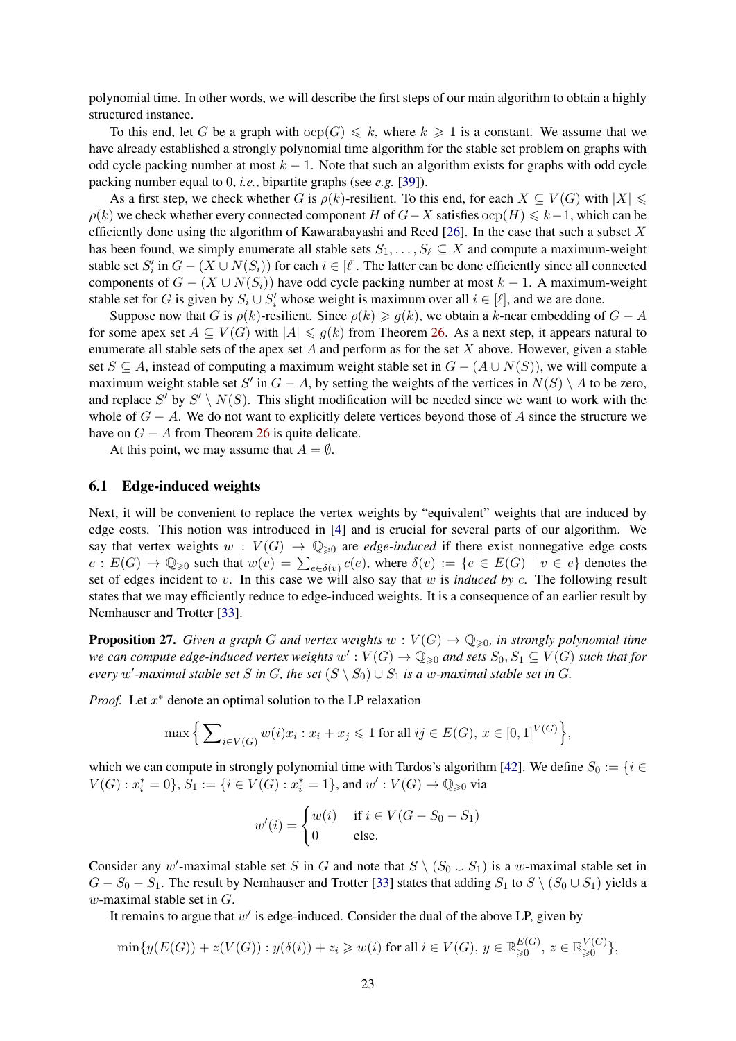polynomial time. In other words, we will describe the first steps of our main algorithm to obtain a highly structured instance.

To this end, let $G$ be a graph with $\operatorname{ocp}(G) \leqslant k$, where $k \geqslant 1$ is a constant. We assume that we have already established a strongly polynomial time algorithm for the stable set problem on graphs with odd cycle packing number at most $k-1$. Note that such an algorithm exists for graphs with odd cycle packing number equal to $0$, *i.e.*, bipartite graphs (see *e.g.* [39]).

As a first step, we check whether $G$ is $\rho(k)$-resilient. To this end, for each $X \subseteq V(G)$ with $|X| \leqslant \rho(k)$ we check whether every connected component $H$ of $G-X$ satisfies $\operatorname{ocp}(H) \leqslant k-1$, which can be efficiently done using the algorithm of Kawarabayashi and Reed [26]. In the case that such a subset $X$ has been found, we simply enumerate all stable sets $S_1, \dots, S_\ell \subseteq X$ and compute a maximum-weight stable set $S'_i$ in $G-(X \cup N(S_i))$ for each $i \in [\ell]$. The latter can be done efficiently since all connected components of $G-(X \cup N(S_i))$ have odd cycle packing number at most $k-1$. A maximum-weight stable set for $G$ is given by $S_i \cup S'_i$ whose weight is maximum over all $i \in [\ell]$, and we are done.

Suppose now that $G$ is $\rho(k)$-resilient. Since $\rho(k) \geqslant g(k)$, we obtain a $k$-near embedding of $G-A$ for some apex set $A \subseteq V(G)$ with $|A| \leqslant g(k)$ from Theorem 26. As a next step, it appears natural to enumerate all stable sets of the apex set $A$ and perform as for the set $X$ above. However, given a stable set $S \subseteq A$, instead of computing a maximum weight stable set in $G-(A \cup N(S))$, we will compute a maximum weight stable set $S'$ in $G-A$, by setting the weights of the vertices in $N(S) \setminus A$ to be zero, and replace $S'$ by $S' \setminus N(S)$. This slight modification will be needed since we want to work with the whole of $G-A$. We do not want to explicitly delete vertices beyond those of $A$ since the structure we have on $G-A$ from Theorem 26 is quite delicate.

At this point, we may assume that $A = \emptyset$.

## 6.1 Edge-induced weights

Next, it will be convenient to replace the vertex weights by "equivalent" weights that are induced by edge costs. This notion was introduced in [4] and is crucial for several parts of our algorithm. We say that vertex weights $w : V(G) \to \mathbb{Q}_{\geqslant 0}$ are *edge-induced* if there exist nonnegative edge costs $c : E(G) \to \mathbb{Q}_{\geqslant 0}$ such that $w(v) = \sum_{e \in \delta(v)} c(e)$, where $\delta(v) := \{e \in E(G) \mid v \in e\}$ denotes the set of edges incident to $v$. In this case we will also say that $w$ is *induced by* $c$. The following result states that we may efficiently reduce to edge-induced weights. It is a consequence of an earlier result by Nemhauser and Trotter [33].

**Proposition 27.** *Given a graph $G$ and vertex weights $w : V(G) \to \mathbb{Q}_{\geqslant 0}$, in strongly polynomial time we can compute edge-induced vertex weights $w' : V(G) \to \mathbb{Q}_{\geqslant 0}$ and sets $S_0, S_1 \subseteq V(G)$ such that for every $w'$-maximal stable set $S$ in $G$, the set $(S \setminus S_0) \cup S_1$ is a $w$-maximal stable set in $G$.*

*Proof.* Let $x^*$ denote an optimal solution to the LP relaxation

$$\max\Big\{\sum\nolimits_{i \in V(G)} w(i) x_i : x_i + x_j \leqslant 1 \text{ for all } ij \in E(G),\ x \in [0,1]^{V(G)}\Big\},$$

which we can compute in strongly polynomial time with Tardos's algorithm [42]. We define $S_0 := \{i \in V(G) : x^*_i = 0\}$, $S_1 := \{i \in V(G) : x^*_i = 1\}$, and $w' : V(G) \to \mathbb{Q}_{\geqslant 0}$ via

$$w'(i) = \begin{cases} w(i) & \text{if } i \in V(G - S_0 - S_1) \\ 0 & \text{else.} \end{cases}$$

Consider any $w'$-maximal stable set $S$ in $G$ and note that $S \setminus (S_0 \cup S_1)$ is a $w$-maximal stable set in $G - S_0 - S_1$. The result by Nemhauser and Trotter [33] states that adding $S_1$ to $S \setminus (S_0 \cup S_1)$ yields a $w$-maximal stable set in $G$.

It remains to argue that $w'$ is edge-induced. Consider the dual of the above LP, given by

$$\min\{y(E(G)) + z(V(G)) : y(\delta(i)) + z_i \geqslant w(i) \text{ for all } i \in V(G),\ y \in \mathbb{R}^{E(G)}_{\geqslant 0},\ z \in \mathbb{R}^{V(G)}_{\geqslant 0}\},$$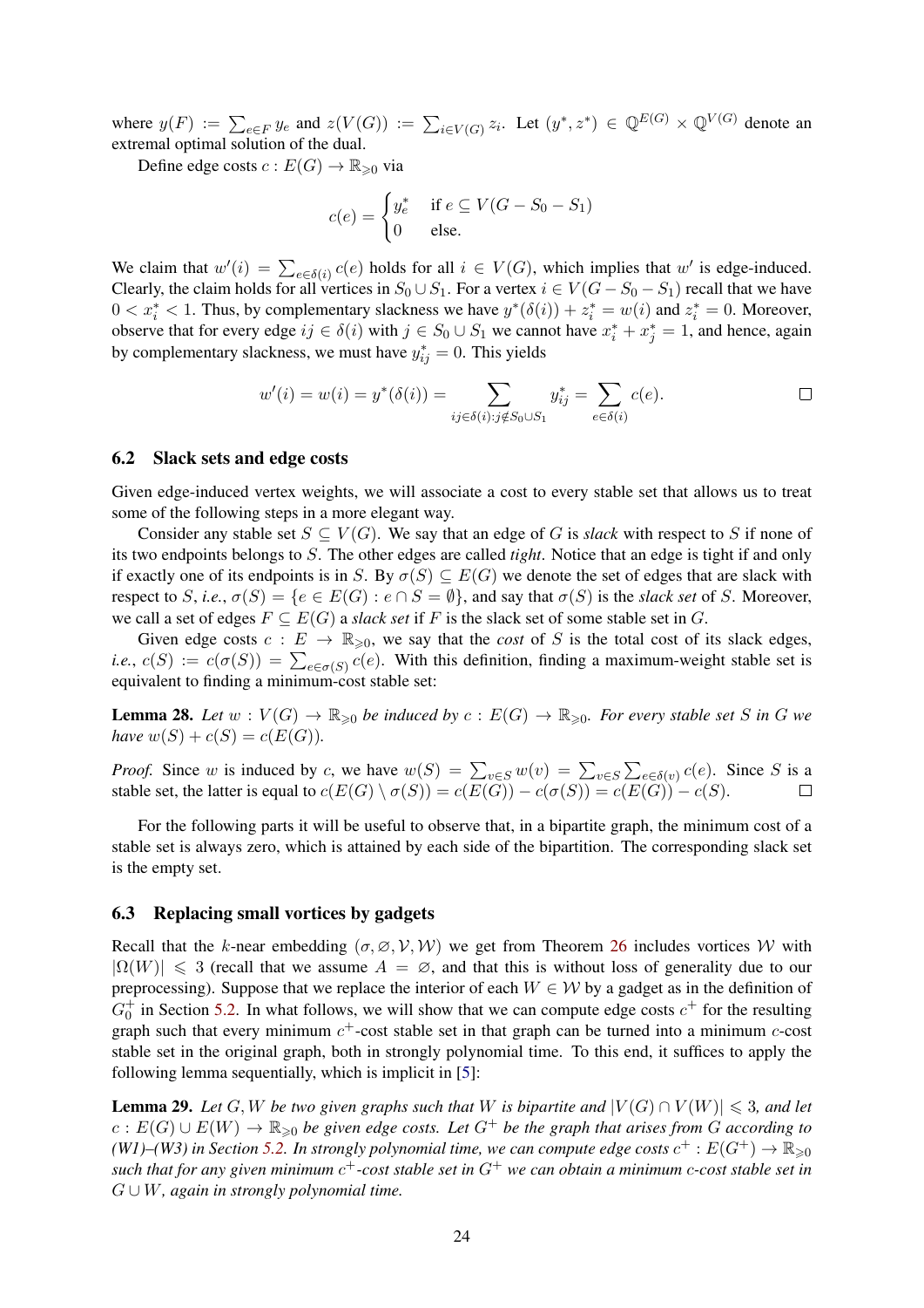where $y(F) := \sum_{e \in F} y_e$ and $z(V(G)) := \sum_{i \in V(G)} z_i$. Let $(y^*, z^*) \in \mathbb{Q}^{E(G)} \times \mathbb{Q}^{V(G)}$ denote an extremal optimal solution of the dual.

Define edge costs $c : E(G) \to \mathbb{R}_{\geqslant 0}$ via

$$c(e) = \begin{cases} y^*_e & \text{if } e \subseteq V(G - S_0 - S_1) \\ 0 & \text{else.} \end{cases}$$

We claim that $w'(i) = \sum_{e \in \delta(i)} c(e)$ holds for all $i \in V(G)$, which implies that $w'$ is edge-induced. Clearly, the claim holds for all vertices in $S_0 \cup S_1$. For a vertex $i \in V(G - S_0 - S_1)$ recall that we have $0 < x^*_i < 1$. Thus, by complementary slackness we have $y^*(\delta(i)) + z^*_i = w(i)$ and $z^*_i = 0$. Moreover, observe that for every edge $ij \in \delta(i)$ with $j \in S_0 \cup S_1$ we cannot have $x^*_i + x^*_j = 1$, and hence, again by complementary slackness, we must have $y^*_{ij} = 0$. This yields

$$w'(i) = w(i) = y^*(\delta(i)) = \sum_{ij \in \delta(i) : j \notin S_0 \cup S_1} y^*_{ij} = \sum_{e \in \delta(i)} c(e). \qquad \square$$

### 6.2 Slack sets and edge costs

Given edge-induced vertex weights, we will associate a cost to every stable set that allows us to treat some of the following steps in a more elegant way.

Consider any stable set $S \subseteq V(G)$. We say that an edge of $G$ is *slack* with respect to $S$ if none of its two endpoints belongs to $S$. The other edges are called *tight*. Notice that an edge is tight if and only if exactly one of its endpoints is in $S$. By $\sigma(S) \subseteq E(G)$ we denote the set of edges that are slack with respect to $S$, *i.e.*, $\sigma(S) = \{e \in E(G) : e \cap S = \emptyset\}$, and say that $\sigma(S)$ is the *slack set* of $S$. Moreover, we call a set of edges $F \subseteq E(G)$ a *slack set* if $F$ is the slack set of some stable set in $G$.

Given edge costs $c : E \to \mathbb{R}_{\geqslant 0}$, we say that the *cost* of $S$ is the total cost of its slack edges, *i.e.*, $c(S) := c(\sigma(S)) = \sum_{e \in \sigma(S)} c(e)$. With this definition, finding a maximum-weight stable set is equivalent to finding a minimum-cost stable set:

**Lemma 28.** *Let $w : V(G) \to \mathbb{R}_{\geqslant 0}$ be induced by $c : E(G) \to \mathbb{R}_{\geqslant 0}$. For every stable set $S$ in $G$ we have $w(S) + c(S) = c(E(G))$.*

*Proof.* Since $w$ is induced by $c$, we have $w(S) = \sum_{v \in S} w(v) = \sum_{v \in S} \sum_{e \in \delta(v)} c(e)$. Since $S$ is a stable set, the latter is equal to $c(E(G) \setminus \sigma(S)) = c(E(G)) - c(\sigma(S)) = c(E(G)) - c(S)$. $\square$

For the following parts it will be useful to observe that, in a bipartite graph, the minimum cost of a stable set is always zero, which is attained by each side of the bipartition. The corresponding slack set is the empty set.

### 6.3 Replacing small vortices by gadgets

Recall that the $k$-near embedding $(\sigma, \varnothing, \mathcal{V}, \mathcal{W})$ we get from Theorem 26 includes vortices $\mathcal{W}$ with $|\Omega(W)| \leqslant 3$ (recall that we assume $A = \varnothing$, and that this is without loss of generality due to our preprocessing). Suppose that we replace the interior of each $W \in \mathcal{W}$ by a gadget as in the definition of $G^+_0$ in Section 5.2. In what follows, we will show that we can compute edge costs $c^+$ for the resulting graph such that every minimum $c^+$-cost stable set in that graph can be turned into a minimum $c$-cost stable set in the original graph, both in strongly polynomial time. To this end, it suffices to apply the following lemma sequentially, which is implicit in [5]:

**Lemma 29.** *Let $G, W$ be two given graphs such that $W$ is bipartite and $|V(G) \cap V(W)| \leqslant 3$, and let $c : E(G) \cup E(W) \to \mathbb{R}_{\geqslant 0}$ be given edge costs. Let $G^+$ be the graph that arises from $G$ according to (W1)–(W3) in Section 5.2. In strongly polynomial time, we can compute edge costs $c^+ : E(G^+) \to \mathbb{R}_{\geqslant 0}$ such that for any given minimum $c^+$-cost stable set in $G^+$ we can obtain a minimum $c$-cost stable set in $G \cup W$, again in strongly polynomial time.*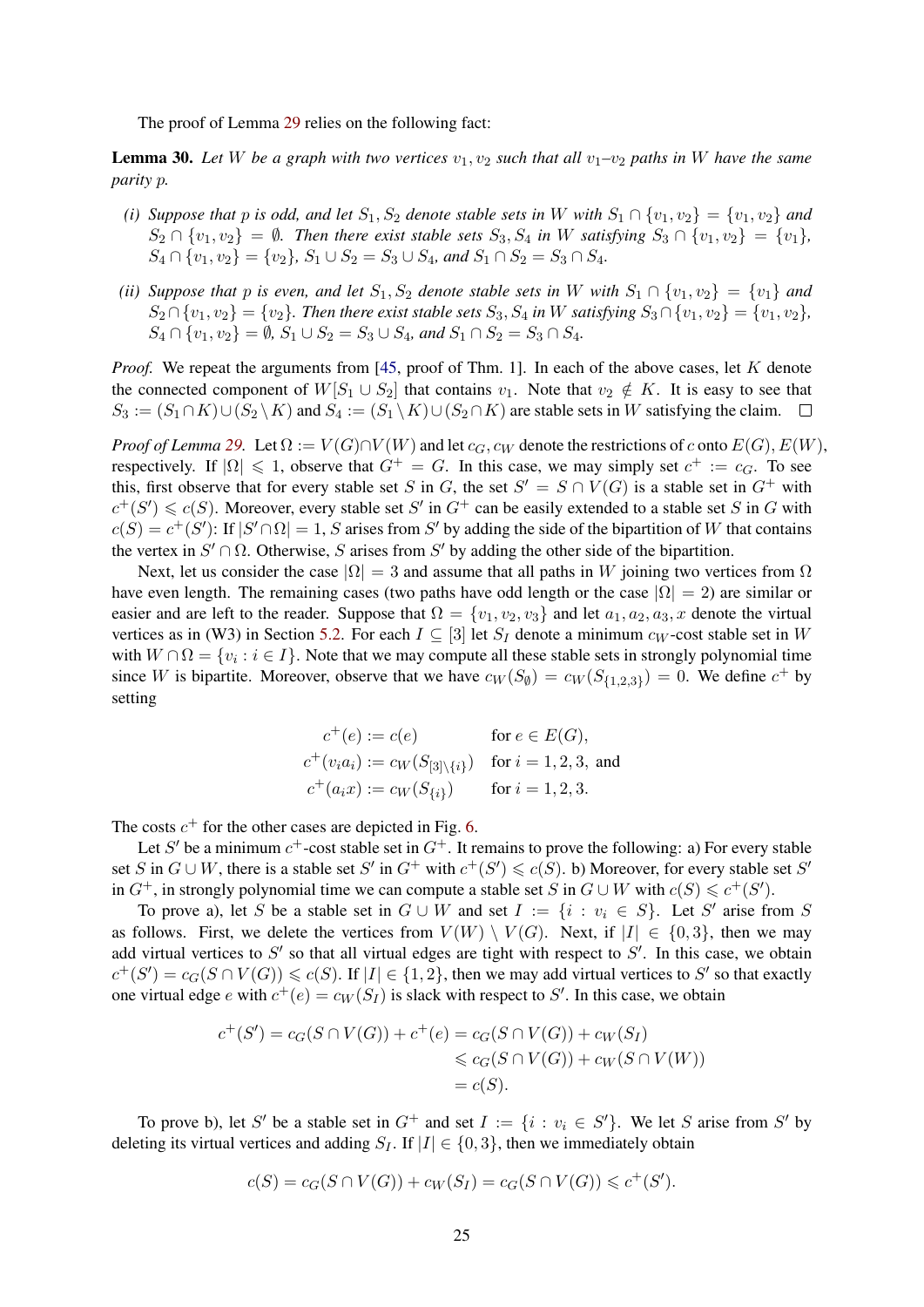The proof of Lemma 29 relies on the following fact:

**Lemma 30.** *Let $W$ be a graph with two vertices $v_1, v_2$ such that all $v_1$–$v_2$ paths in $W$ have the same parity $p$.*

*(i) Suppose that $p$ is odd, and let $S_1, S_2$ denote stable sets in $W$ with $S_1 \cap \{v_1, v_2\} = \{v_1, v_2\}$ and $S_2 \cap \{v_1, v_2\} = \emptyset$. Then there exist stable sets $S_3, S_4$ in $W$ satisfying $S_3 \cap \{v_1, v_2\} = \{v_1\}$, $S_4 \cap \{v_1, v_2\} = \{v_2\}$, $S_1 \cup S_2 = S_3 \cup S_4$, and $S_1 \cap S_2 = S_3 \cap S_4$.*

*(ii) Suppose that $p$ is even, and let $S_1, S_2$ denote stable sets in $W$ with $S_1 \cap \{v_1, v_2\} = \{v_1\}$ and $S_2 \cap \{v_1, v_2\} = \{v_2\}$. Then there exist stable sets $S_3, S_4$ in $W$ satisfying $S_3 \cap \{v_1, v_2\} = \{v_1, v_2\}$, $S_4 \cap \{v_1, v_2\} = \emptyset$, $S_1 \cup S_2 = S_3 \cup S_4$, and $S_1 \cap S_2 = S_3 \cap S_4$.*

*Proof.* We repeat the arguments from [45, proof of Thm. 1]. In each of the above cases, let $K$ denote the connected component of $W[S_1 \cup S_2]$ that contains $v_1$. Note that $v_2 \notin K$. It is easy to see that $S_3 := (S_1 \cap K) \cup (S_2 \setminus K)$ and $S_4 := (S_1 \setminus K) \cup (S_2 \cap K)$ are stable sets in $W$ satisfying the claim. □

*Proof of Lemma 29.* Let $\Omega := V(G) \cap V(W)$ and let $c_G, c_W$ denote the restrictions of $c$ onto $E(G), E(W)$, respectively. If $|\Omega| \leqslant 1$, observe that $G^+ = G$. In this case, we may simply set $c^+ := c_G$. To see this, first observe that for every stable set $S$ in $G$, the set $S' = S \cap V(G)$ is a stable set in $G^+$ with $c^+(S') \leqslant c(S)$. Moreover, every stable set $S'$ in $G^+$ can be easily extended to a stable set $S$ in $G$ with $c(S) = c^+(S')$: If $|S' \cap \Omega| = 1$, $S$ arises from $S'$ by adding the side of the bipartition of $W$ that contains the vertex in $S' \cap \Omega$. Otherwise, $S$ arises from $S'$ by adding the other side of the bipartition.

Next, let us consider the case $|\Omega| = 3$ and assume that all paths in $W$ joining two vertices from $\Omega$ have even length. The remaining cases (two paths have odd length or the case $|\Omega| = 2$) are similar or easier and are left to the reader. Suppose that $\Omega = \{v_1, v_2, v_3\}$ and let $a_1, a_2, a_3, x$ denote the virtual vertices as in (W3) in Section 5.2. For each $I \subseteq [3]$ let $S_I$ denote a minimum $c_W$-cost stable set in $W$ with $W \cap \Omega = \{v_i : i \in I\}$. Note that we may compute all these stable sets in strongly polynomial time since $W$ is bipartite. Moreover, observe that we have $c_W(S_\emptyset) = c_W(S_{\{1,2,3\}}) = 0$. We define $c^+$ by setting

$$
\begin{aligned}
c^+(e) &:= c(e) && \text{for } e \in E(G),\\
c^+(v_i a_i) &:= c_W(S_{[3]\setminus\{i\}}) && \text{for } i = 1, 2, 3, \text{ and}\\
c^+(a_i x) &:= c_W(S_{\{i\}}) && \text{for } i = 1, 2, 3.
\end{aligned}
$$

The costs $c^+$ for the other cases are depicted in Fig. 6.

Let $S'$ be a minimum $c^+$-cost stable set in $G^+$. It remains to prove the following: a) For every stable set $S$ in $G \cup W$, there is a stable set $S'$ in $G^+$ with $c^+(S') \leqslant c(S)$. b) Moreover, for every stable set $S'$ in $G^+$, in strongly polynomial time we can compute a stable set $S$ in $G \cup W$ with $c(S) \leqslant c^+(S')$.

To prove a), let $S$ be a stable set in $G \cup W$ and set $I := \{i : v_i \in S\}$. Let $S'$ arise from $S$ as follows. First, we delete the vertices from $V(W) \setminus V(G)$. Next, if $|I| \in \{0, 3\}$, then we may add virtual vertices to $S'$ so that all virtual edges are tight with respect to $S'$. In this case, we obtain $c^+(S') = c_G(S \cap V(G)) \leqslant c(S)$. If $|I| \in \{1, 2\}$, then we may add virtual vertices to $S'$ so that exactly one virtual edge $e$ with $c^+(e) = c_W(S_I)$ is slack with respect to $S'$. In this case, we obtain

$$
\begin{aligned}
c^+(S') = c_G(S \cap V(G)) + c^+(e) &= c_G(S \cap V(G)) + c_W(S_I)\\
&\leqslant c_G(S \cap V(G)) + c_W(S \cap V(W))\\
&= c(S).
\end{aligned}
$$

To prove b), let $S'$ be a stable set in $G^+$ and set $I := \{i : v_i \in S'\}$. We let $S$ arise from $S'$ by deleting its virtual vertices and adding $S_I$. If $|I| \in \{0, 3\}$, then we immediately obtain

$$
c(S) = c_G(S \cap V(G)) + c_W(S_I) = c_G(S \cap V(G)) \leqslant c^+(S').
$$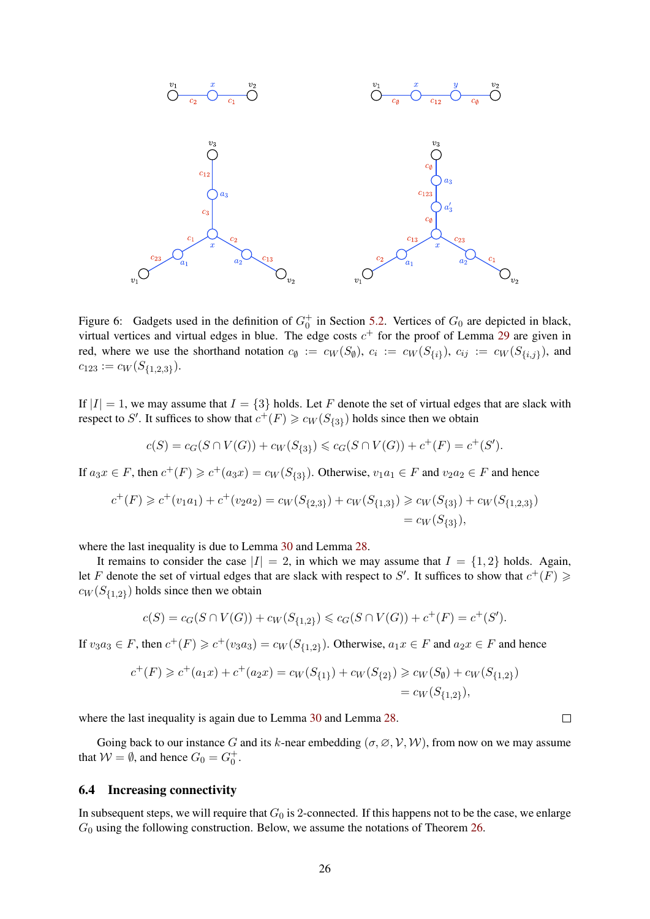Figure 6: Gadgets used in the definition of $G_0^+$ in Section 5.2. Vertices of $G_0$ are depicted in black, virtual vertices and virtual edges in blue. The edge costs $c^+$ for the proof of Lemma 29 are given in red, where we use the shorthand notation $c_\emptyset := c_W(S_\emptyset)$, $c_i := c_W(S_{\{i\}})$, $c_{ij} := c_W(S_{\{i,j\}})$, and $c_{123} := c_W(S_{\{1,2,3\}})$.

If $|I| = 1$, we may assume that $I = \{3\}$ holds. Let $F$ denote the set of virtual edges that are slack with respect to $S'$. It suffices to show that $c^+(F) \geqslant c_W(S_{\{3\}})$ holds since then we obtain

$$c(S) = c_G(S \cap V(G)) + c_W(S_{\{3\}}) \leqslant c_G(S \cap V(G)) + c^+(F) = c^+(S').$$

If $a_3x \in F$, then $c^+(F) \geqslant c^+(a_3x) = c_W(S_{\{3\}})$. Otherwise, $v_1a_1 \in F$ and $v_2a_2 \in F$ and hence

$$\begin{aligned} c^+(F) \geqslant c^+(v_1a_1) + c^+(v_2a_2) = c_W(S_{\{2,3\}}) + c_W(S_{\{1,3\}}) &\geqslant c_W(S_{\{3\}}) + c_W(S_{\{1,2,3\}}) \\ &= c_W(S_{\{3\}}), \end{aligned}$$

where the last inequality is due to Lemma 30 and Lemma 28.

It remains to consider the case $|I| = 2$, in which we may assume that $I = \{1, 2\}$ holds. Again, let $F$ denote the set of virtual edges that are slack with respect to $S'$. It suffices to show that $c^+(F) \geqslant c_W(S_{\{1,2\}})$ holds since then we obtain

$$c(S) = c_G(S \cap V(G)) + c_W(S_{\{1,2\}}) \leqslant c_G(S \cap V(G)) + c^+(F) = c^+(S').$$

If $v_3a_3 \in F$, then $c^+(F) \geqslant c^+(v_3a_3) = c_W(S_{\{1,2\}})$. Otherwise, $a_1x \in F$ and $a_2x \in F$ and hence

$$\begin{aligned} c^+(F) \geqslant c^+(a_1x) + c^+(a_2x) = c_W(S_{\{1\}}) + c_W(S_{\{2\}}) &\geqslant c_W(S_\emptyset) + c_W(S_{\{1,2\}}) \\ &= c_W(S_{\{1,2\}}), \end{aligned}$$

where the last inequality is again due to Lemma 30 and Lemma 28. □

Going back to our instance $G$ and its $k$-near embedding $(\sigma, \varnothing, \mathcal{V}, \mathcal{W})$, from now on we may assume that $\mathcal{W} = \emptyset$, and hence $G_0 = G_0^+$.

## 6.4 Increasing connectivity

In subsequent steps, we will require that $G_0$ is 2-connected. If this happens not to be the case, we enlarge $G_0$ using the following construction. Below, we assume the notations of Theorem 26.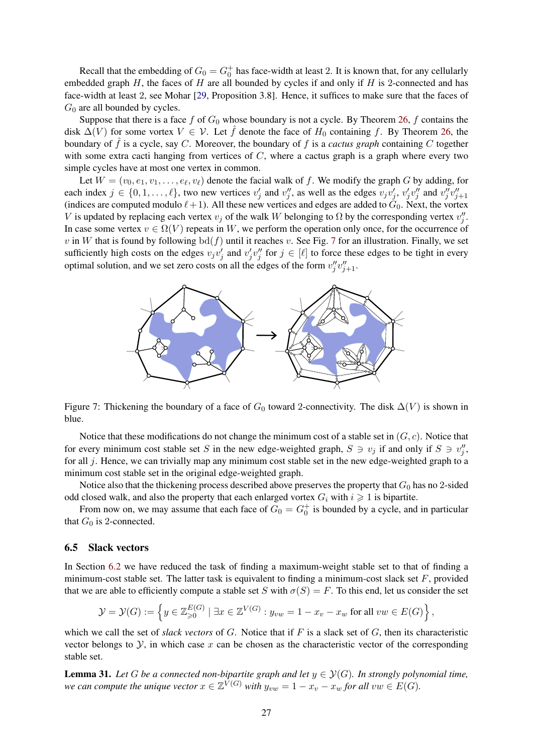Recall that the embedding of $G_0 = G_0^+$ has face-width at least 2. It is known that, for any cellularly embedded graph $H$, the faces of $H$ are all bounded by cycles if and only if $H$ is 2-connected and has face-width at least 2, see Mohar [29, Proposition 3.8]. Hence, it suffices to make sure that the faces of $G_0$ are all bounded by cycles.

Suppose that there is a face $f$ of $G_0$ whose boundary is not a cycle. By Theorem 26, $f$ contains the disk $\Delta(V)$ for some vortex $V \in \mathcal{V}$. Let $\hat{f}$ denote the face of $H_0$ containing $f$. By Theorem 26, the boundary of $\hat{f}$ is a cycle, say $C$. Moreover, the boundary of $f$ is a *cactus graph* containing $C$ together with some extra cacti hanging from vertices of $C$, where a cactus graph is a graph where every two simple cycles have at most one vertex in common.

Let $W = (v_0, e_1, v_1, \ldots, e_\ell, v_\ell)$ denote the facial walk of $f$. We modify the graph $G$ by adding, for each index $j \in \{0, 1, \ldots, \ell\}$, two new vertices $v'_j$ and $v''_j$, as well as the edges $v_j v'_j$, $v'_j v''_j$ and $v''_j v''_{j+1}$ (indices are computed modulo $\ell + 1$). All these new vertices and edges are added to $G_0$. Next, the vortex $V$ is updated by replacing each vertex $v_j$ of the walk $W$ belonging to $\Omega$ by the corresponding vertex $v''_j$. In case some vertex $v \in \Omega(V)$ repeats in $W$, we perform the operation only once, for the occurrence of $v$ in $W$ that is found by following $\mathrm{bd}(f)$ until it reaches $v$. See Fig. 7 for an illustration. Finally, we set sufficiently high costs on the edges $v_j v'_j$ and $v'_j v''_j$ for $j \in [\ell]$ to force these edges to be tight in every optimal solution, and we set zero costs on all the edges of the form $v''_j v''_{j+1}$.

Figure 7: Thickening the boundary of a face of $G_0$ toward 2-connectivity. The disk $\Delta(V)$ is shown in blue.

Notice that these modifications do not change the minimum cost of a stable set in $(G, c)$. Notice that for every minimum cost stable set $S$ in the new edge-weighted graph, $S \ni v_j$ if and only if $S \ni v''_j$, for all $j$. Hence, we can trivially map any minimum cost stable set in the new edge-weighted graph to a minimum cost stable set in the original edge-weighted graph.

Notice also that the thickening process described above preserves the property that $G_0$ has no 2-sided odd closed walk, and also the property that each enlarged vortex $G_i$ with $i \geqslant 1$ is bipartite.

From now on, we may assume that each face of $G_0 = G_0^+$ is bounded by a cycle, and in particular that $G_0$ is 2-connected.

### 6.5 Slack vectors

In Section 6.2 we have reduced the task of finding a maximum-weight stable set to that of finding a minimum-cost stable set. The latter task is equivalent to finding a minimum-cost slack set $F$, provided that we are able to efficiently compute a stable set $S$ with $\sigma(S) = F$. To this end, let us consider the set

$$\mathcal{Y} = \mathcal{Y}(G) := \left\{ y \in \mathbb{Z}_{\geqslant 0}^{E(G)} \mid \exists x \in \mathbb{Z}^{V(G)} : y_{vw} = 1 - x_v - x_w \text{ for all } vw \in E(G) \right\},$$

which we call the set of *slack vectors* of $G$. Notice that if $F$ is a slack set of $G$, then its characteristic vector belongs to $\mathcal{Y}$, in which case $x$ can be chosen as the characteristic vector of the corresponding stable set.

**Lemma 31.** *Let $G$ be a connected non-bipartite graph and let $y \in \mathcal{Y}(G)$. In strongly polynomial time, we can compute the unique vector $x \in \mathbb{Z}^{V(G)}$ with $y_{vw} = 1 - x_v - x_w$ for all $vw \in E(G)$.*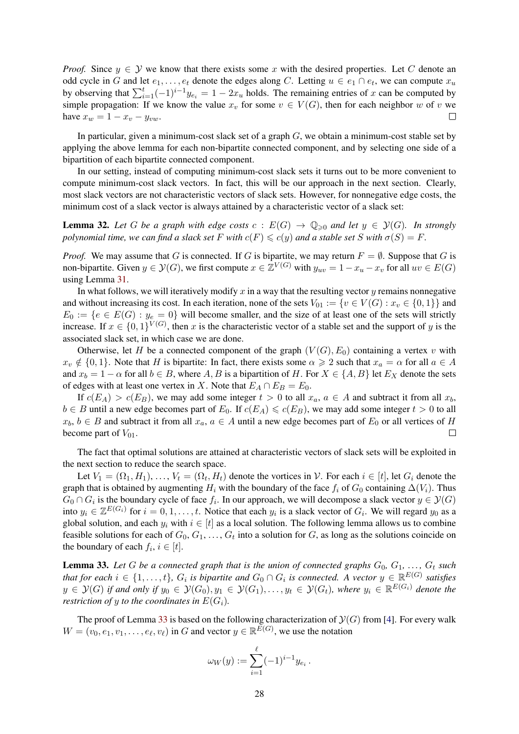*Proof.* Since $y \in \mathcal{Y}$ we know that there exists some $x$ with the desired properties. Let $C$ denote an odd cycle in $G$ and let $e_1, \dots, e_t$ denote the edges along $C$. Letting $u \in e_1 \cap e_t$, we can compute $x_u$ by observing that $\sum_{i=1}^{t}(-1)^{i-1} y_{e_i} = 1 - 2x_u$ holds. The remaining entries of $x$ can be computed by simple propagation: If we know the value $x_v$ for some $v \in V(G)$, then for each neighbor $w$ of $v$ we have $x_w = 1 - x_v - y_{vw}$. □

In particular, given a minimum-cost slack set of a graph $G$, we obtain a minimum-cost stable set by applying the above lemma for each non-bipartite connected component, and by selecting one side of a bipartition of each bipartite connected component.

In our setting, instead of computing minimum-cost slack sets it turns out to be more convenient to compute minimum-cost slack vectors. In fact, this will be our approach in the next section. Clearly, most slack vectors are not characteristic vectors of slack sets. However, for nonnegative edge costs, the minimum cost of a slack vector is always attained by a characteristic vector of a slack set:

**Lemma 32.** *Let $G$ be a graph with edge costs $c : E(G) \to \mathbb{Q}_{\geqslant 0}$ and let $y \in \mathcal{Y}(G)$. In strongly polynomial time, we can find a slack set $F$ with $c(F) \leqslant c(y)$ and a stable set $S$ with $\sigma(S) = F$.*

*Proof.* We may assume that $G$ is connected. If $G$ is bipartite, we may return $F = \emptyset$. Suppose that $G$ is non-bipartite. Given $y \in \mathcal{Y}(G)$, we first compute $x \in \mathbb{Z}^{V(G)}$ with $y_{uv} = 1 - x_u - x_v$ for all $uv \in E(G)$ using Lemma 31.

In what follows, we will iteratively modify $x$ in a way that the resulting vector $y$ remains nonnegative and without increasing its cost. In each iteration, none of the sets $V_{01} := \{v \in V(G) : x_v \in \{0,1\}\}$ and $E_0 := \{e \in E(G) : y_e = 0\}$ will become smaller, and the size of at least one of the sets will strictly increase. If $x \in \{0,1\}^{V(G)}$, then $x$ is the characteristic vector of a stable set and the support of $y$ is the associated slack set, in which case we are done.

Otherwise, let $H$ be a connected component of the graph $(V(G), E_0)$ containing a vertex $v$ with $x_v \notin \{0,1\}$. Note that $H$ is bipartite: In fact, there exists some $\alpha \geqslant 2$ such that $x_a = \alpha$ for all $a \in A$ and $x_b = 1 - \alpha$ for all $b \in B$, where $A, B$ is a bipartition of $H$. For $X \in \{A, B\}$ let $E_X$ denote the sets of edges with at least one vertex in $X$. Note that $E_A \cap E_B = E_0$.

If $c(E_A) > c(E_B)$, we may add some integer $t > 0$ to all $x_a$, $a \in A$ and subtract it from all $x_b$, $b \in B$ until a new edge becomes part of $E_0$. If $c(E_A) \leqslant c(E_B)$, we may add some integer $t > 0$ to all $x_b$, $b \in B$ and subtract it from all $x_a$, $a \in A$ until a new edge becomes part of $E_0$ or all vertices of $H$ become part of $V_{01}$. □

The fact that optimal solutions are attained at characteristic vectors of slack sets will be exploited in the next section to reduce the search space.

Let $V_1 = (\Omega_1, H_1), \dots, V_t = (\Omega_t, H_t)$ denote the vortices in $\mathcal{V}$. For each $i \in [t]$, let $G_i$ denote the graph that is obtained by augmenting $H_i$ with the boundary of the face $f_i$ of $G_0$ containing $\Delta(V_i)$. Thus $G_0 \cap G_i$ is the boundary cycle of face $f_i$. In our approach, we will decompose a slack vector $y \in \mathcal{Y}(G)$ into $y_i \in \mathbb{Z}^{E(G_i)}$ for $i = 0, 1, \dots, t$. Notice that each $y_i$ is a slack vector of $G_i$. We will regard $y_0$ as a global solution, and each $y_i$ with $i \in [t]$ as a local solution. The following lemma allows us to combine feasible solutions for each of $G_0, G_1, \dots, G_t$ into a solution for $G$, as long as the solutions coincide on the boundary of each $f_i$, $i \in [t]$.

**Lemma 33.** *Let $G$ be a connected graph that is the union of connected graphs $G_0, G_1, \dots, G_t$ such that for each $i \in \{1, \dots, t\}$, $G_i$ is bipartite and $G_0 \cap G_i$ is connected. A vector $y \in \mathbb{R}^{E(G)}$ satisfies $y \in \mathcal{Y}(G)$ if and only if $y_0 \in \mathcal{Y}(G_0), y_1 \in \mathcal{Y}(G_1), \dots, y_t \in \mathcal{Y}(G_t)$, where $y_i \in \mathbb{R}^{E(G_i)}$ denote the restriction of $y$ to the coordinates in $E(G_i)$.*

The proof of Lemma 33 is based on the following characterization of $\mathcal{Y}(G)$ from [4]. For every walk $W = (v_0, e_1, v_1, \dots, e_\ell, v_\ell)$ in $G$ and vector $y \in \mathbb{R}^{E(G)}$, we use the notation

$$\omega_W(y) := \sum_{i=1}^{\ell}(-1)^{i-1} y_{e_i}\,.$$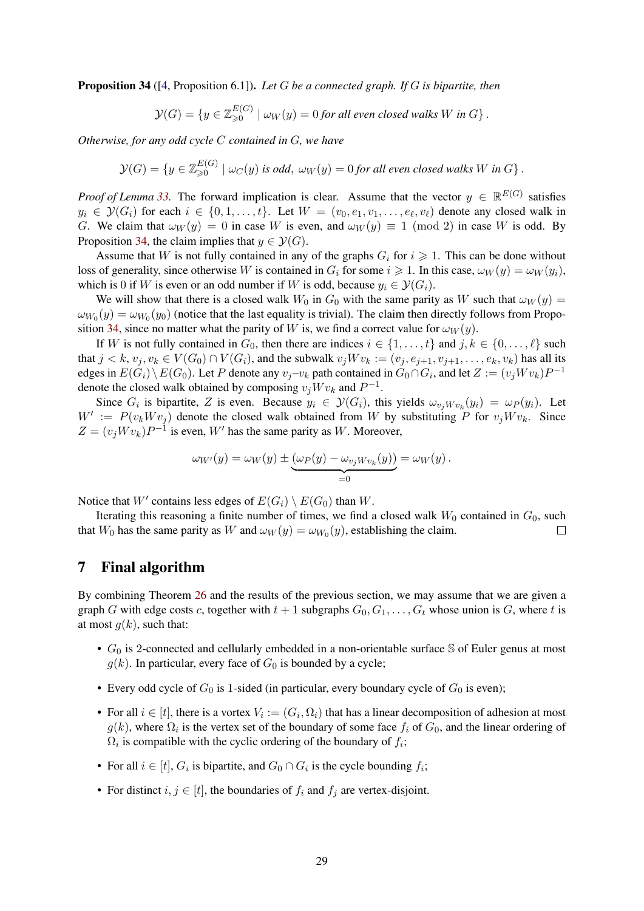**Proposition 34** ([4, Proposition 6.1])**.** *Let $G$ be a connected graph. If $G$ is bipartite, then*

$$\mathcal{Y}(G) = \{y \in \mathbb{Z}_{\geqslant 0}^{E(G)} \mid \omega_W(y) = 0 \text{ for all even closed walks } W \text{ in } G\}.$$

*Otherwise, for any odd cycle $C$ contained in $G$, we have*

$$\mathcal{Y}(G) = \{y \in \mathbb{Z}_{\geqslant 0}^{E(G)} \mid \omega_C(y) \text{ is odd},\ \omega_W(y) = 0 \text{ for all even closed walks } W \text{ in } G\}.$$

*Proof of Lemma 33.* The forward implication is clear. Assume that the vector $y \in \mathbb{R}^{E(G)}$ satisfies $y_i \in \mathcal{Y}(G_i)$ for each $i \in \{0, 1, \dots, t\}$. Let $W = (v_0, e_1, v_1, \dots, e_\ell, v_\ell)$ denote any closed walk in $G$. We claim that $\omega_W(y) = 0$ in case $W$ is even, and $\omega_W(y) \equiv 1 \pmod 2$ in case $W$ is odd. By Proposition 34, the claim implies that $y \in \mathcal{Y}(G)$.

Assume that $W$ is not fully contained in any of the graphs $G_i$ for $i \geqslant 1$. This can be done without loss of generality, since otherwise $W$ is contained in $G_i$ for some $i \geqslant 1$. In this case, $\omega_W(y) = \omega_W(y_i)$, which is 0 if $W$ is even or an odd number if $W$ is odd, because $y_i \in \mathcal{Y}(G_i)$.

We will show that there is a closed walk $W_0$ in $G_0$ with the same parity as $W$ such that $\omega_W(y) = \omega_{W_0}(y) = \omega_{W_0}(y_0)$ (notice that the last equality is trivial). The claim then directly follows from Proposition 34, since no matter what the parity of $W$ is, we find a correct value for $\omega_W(y)$.

If $W$ is not fully contained in $G_0$, then there are indices $i \in \{1, \dots, t\}$ and $j, k \in \{0, \dots, \ell\}$ such that $j < k$, $v_j, v_k \in V(G_0) \cap V(G_i)$, and the subwalk $v_j W v_k := (v_j, e_{j+1}, v_{j+1}, \dots, e_k, v_k)$ has all its edges in $E(G_i) \setminus E(G_0)$. Let $P$ denote any $v_j$–$v_k$ path contained in $G_0 \cap G_i$, and let $Z := (v_j W v_k) P^{-1}$ denote the closed walk obtained by composing $v_j W v_k$ and $P^{-1}$.

Since $G_i$ is bipartite, $Z$ is even. Because $y_i \in \mathcal{Y}(G_i)$, this yields $\omega_{v_j W v_k}(y_i) = \omega_P(y_i)$. Let $W' := P(v_k W v_j)$ denote the closed walk obtained from $W$ by substituting $P$ for $v_j W v_k$. Since $Z = (v_j W v_k) P^{-1}$ is even, $W'$ has the same parity as $W$. Moreover,

$$\omega_{W'}(y) = \omega_W(y) \pm \underbrace{(\omega_P(y) - \omega_{v_j W v_k}(y))}_{=0} = \omega_W(y).$$

Notice that $W'$ contains less edges of $E(G_i) \setminus E(G_0)$ than $W$.

Iterating this reasoning a finite number of times, we find a closed walk $W_0$ contained in $G_0$, such that $W_0$ has the same parity as $W$ and $\omega_W(y) = \omega_{W_0}(y)$, establishing the claim. $\square$

# 7 Final algorithm

By combining Theorem 26 and the results of the previous section, we may assume that we are given a graph $G$ with edge costs $c$, together with $t+1$ subgraphs $G_0, G_1, \dots, G_t$ whose union is $G$, where $t$ is at most $g(k)$, such that:

- $G_0$ is 2-connected and cellularly embedded in a non-orientable surface $\mathbb{S}$ of Euler genus at most $g(k)$. In particular, every face of $G_0$ is bounded by a cycle;
- Every odd cycle of $G_0$ is 1-sided (in particular, every boundary cycle of $G_0$ is even);
- For all $i \in [t]$, there is a vortex $V_i := (G_i, \Omega_i)$ that has a linear decomposition of adhesion at most $g(k)$, where $\Omega_i$ is the vertex set of the boundary of some face $f_i$ of $G_0$, and the linear ordering of $\Omega_i$ is compatible with the cyclic ordering of the boundary of $f_i$;
- For all $i \in [t]$, $G_i$ is bipartite, and $G_0 \cap G_i$ is the cycle bounding $f_i$;
- For distinct $i, j \in [t]$, the boundaries of $f_i$ and $f_j$ are vertex-disjoint.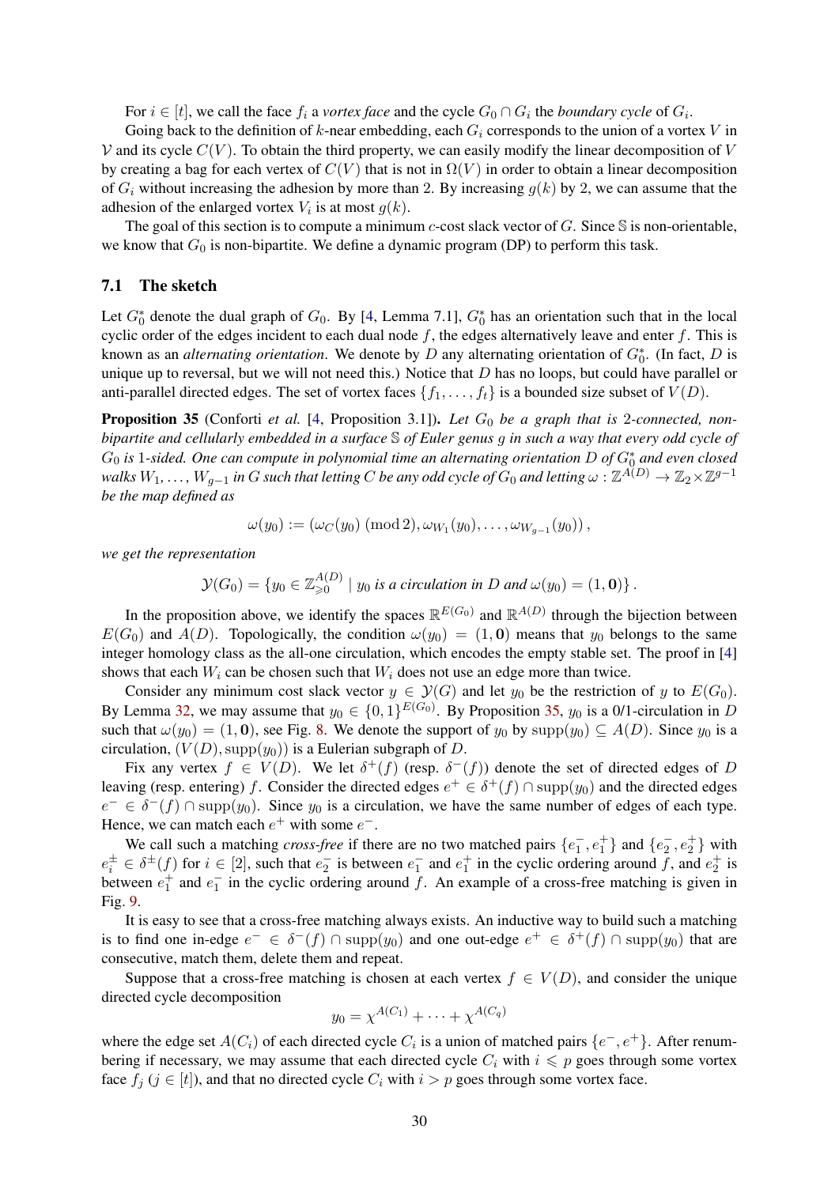For $i \in [t]$, we call the face $f_i$ a *vortex face* and the cycle $G_0 \cap G_i$ the *boundary cycle* of $G_i$.

Going back to the definition of $k$-near embedding, each $G_i$ corresponds to the union of a vortex $V$ in $\mathcal{V}$ and its cycle $C(V)$. To obtain the third property, we can easily modify the linear decomposition of $V$ by creating a bag for each vertex of $C(V)$ that is not in $\Omega(V)$ in order to obtain a linear decomposition of $G_i$ without increasing the adhesion by more than 2. By increasing $g(k)$ by 2, we can assume that the adhesion of the enlarged vortex $V_i$ is at most $g(k)$.

The goal of this section is to compute a minimum $c$-cost slack vector of $G$. Since $\mathbb{S}$ is non-orientable, we know that $G_0$ is non-bipartite. We define a dynamic program (DP) to perform this task.

### 7.1 The sketch

Let $G_0^*$ denote the dual graph of $G_0$. By [4, Lemma 7.1], $G_0^*$ has an orientation such that in the local cyclic order of the edges incident to each dual node $f$, the edges alternatively leave and enter $f$. This is known as an *alternating orientation*. We denote by $D$ any alternating orientation of $G_0^*$. (In fact, $D$ is unique up to reversal, but we will not need this.) Notice that $D$ has no loops, but could have parallel or anti-parallel directed edges. The set of vortex faces $\{f_1, \ldots, f_t\}$ is a bounded size subset of $V(D)$.

**Proposition 35** (Conforti *et al.* [4, Proposition 3.1]). *Let $G_0$ be a graph that is 2-connected, non-bipartite and cellularly embedded in a surface $\mathbb{S}$ of Euler genus $g$ in such a way that every odd cycle of $G_0$ is 1-sided. One can compute in polynomial time an alternating orientation $D$ of $G_0^*$ and even closed walks $W_1, \ldots, W_{g-1}$ in $G$ such that letting $C$ be any odd cycle of $G_0$ and letting $\omega : \mathbb{Z}^{A(D)} \to \mathbb{Z}_2 \times \mathbb{Z}^{g-1}$ be the map defined as*

$$\omega(y_0) := (\omega_C(y_0) \pmod 2, \omega_{W_1}(y_0), \ldots, \omega_{W_{g-1}}(y_0)),$$

*we get the representation*

$$\mathcal{Y}(G_0) = \{y_0 \in \mathbb{Z}_{\geqslant 0}^{A(D)} \mid y_0 \text{ is a circulation in } D \text{ and } \omega(y_0) = (1, \mathbf{0})\}.$$

In the proposition above, we identify the spaces $\mathbb{R}^{E(G_0)}$ and $\mathbb{R}^{A(D)}$ through the bijection between $E(G_0)$ and $A(D)$. Topologically, the condition $\omega(y_0) = (1, \mathbf{0})$ means that $y_0$ belongs to the same integer homology class as the all-one circulation, which encodes the empty stable set. The proof in [4] shows that each $W_i$ can be chosen such that $W_i$ does not use an edge more than twice.

Consider any minimum cost slack vector $y \in \mathcal{Y}(G)$ and let $y_0$ be the restriction of $y$ to $E(G_0)$. By Lemma 32, we may assume that $y_0 \in \{0,1\}^{E(G_0)}$. By Proposition 35, $y_0$ is a 0/1-circulation in $D$ such that $\omega(y_0) = (1, \mathbf{0})$, see Fig. 8. We denote the support of $y_0$ by $\mathrm{supp}(y_0) \subseteq A(D)$. Since $y_0$ is a circulation, $(V(D), \mathrm{supp}(y_0))$ is a Eulerian subgraph of $D$.

Fix any vertex $f \in V(D)$. We let $\delta^+(f)$ (resp. $\delta^-(f)$) denote the set of directed edges of $D$ leaving (resp. entering) $f$. Consider the directed edges $e^+ \in \delta^+(f) \cap \mathrm{supp}(y_0)$ and the directed edges $e^- \in \delta^-(f) \cap \mathrm{supp}(y_0)$. Since $y_0$ is a circulation, we have the same number of edges of each type. Hence, we can match each $e^+$ with some $e^-$.

We call such a matching *cross-free* if there are no two matched pairs $\{e_1^-, e_1^+\}$ and $\{e_2^-, e_2^+\}$ with $e_i^\pm \in \delta^\pm(f)$ for $i \in [2]$, such that $e_2^-$ is between $e_1^-$ and $e_1^+$ in the cyclic ordering around $f$, and $e_2^+$ is between $e_1^+$ and $e_1^-$ in the cyclic ordering around $f$. An example of a cross-free matching is given in Fig. 9.

It is easy to see that a cross-free matching always exists. An inductive way to build such a matching is to find one in-edge $e^- \in \delta^-(f) \cap \mathrm{supp}(y_0)$ and one out-edge $e^+ \in \delta^+(f) \cap \mathrm{supp}(y_0)$ that are consecutive, match them, delete them and repeat.

Suppose that a cross-free matching is chosen at each vertex $f \in V(D)$, and consider the unique directed cycle decomposition

$$y_0 = \chi^{A(C_1)} + \cdots + \chi^{A(C_q)}$$

where the edge set $A(C_i)$ of each directed cycle $C_i$ is a union of matched pairs $\{e^-, e^+\}$. After renumbering if necessary, we may assume that each directed cycle $C_i$ with $i \leqslant p$ goes through some vortex face $f_j$ ($j \in [t]$), and that no directed cycle $C_i$ with $i > p$ goes through some vortex face.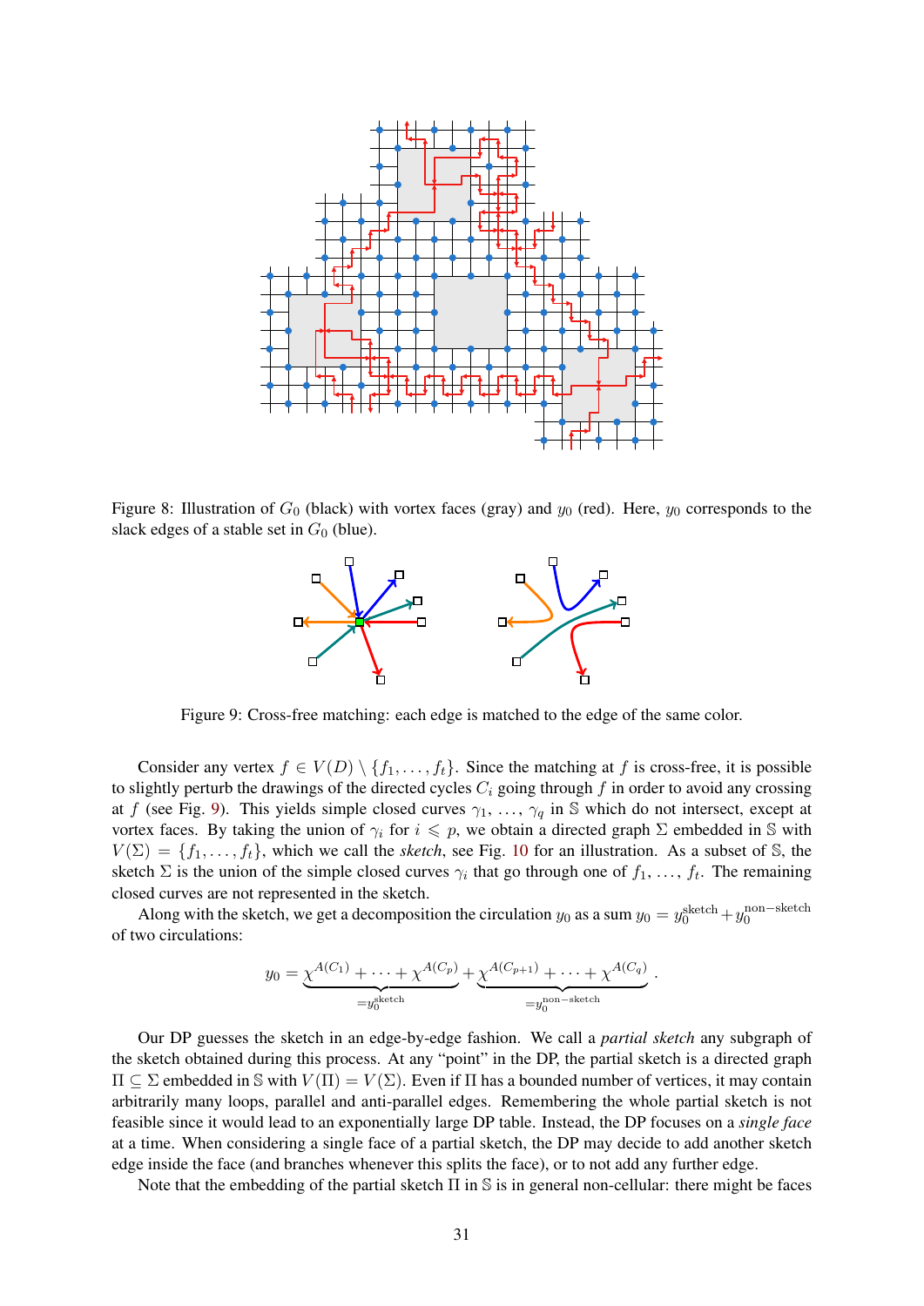Figure 8: Illustration of $G_0$ (black) with vortex faces (gray) and $y_0$ (red). Here, $y_0$ corresponds to the slack edges of a stable set in $G_0$ (blue).

Figure 9: Cross-free matching: each edge is matched to the edge of the same color.

Consider any vertex $f \in V(D) \setminus \{f_1, \dots, f_t\}$. Since the matching at $f$ is cross-free, it is possible to slightly perturb the drawings of the directed cycles $C_i$ going through $f$ in order to avoid any crossing at $f$ (see Fig. 9). This yields simple closed curves $\gamma_1, \dots, \gamma_q$ in $\mathbb{S}$ which do not intersect, except at vortex faces. By taking the union of $\gamma_i$ for $i \leqslant p$, we obtain a directed graph $\Sigma$ embedded in $\mathbb{S}$ with $V(\Sigma) = \{f_1, \dots, f_t\}$, which we call the *sketch*, see Fig. 10 for an illustration. As a subset of $\mathbb{S}$, the sketch $\Sigma$ is the union of the simple closed curves $\gamma_i$ that go through one of $f_1, \dots, f_t$. The remaining closed curves are not represented in the sketch.

Along with the sketch, we get a decomposition the circulation $y_0$ as a sum $y_0 = y_0^{\text{sketch}} + y_0^{\text{non-sketch}}$ of two circulations:

$$y_0 = \underbrace{\chi^{A(C_1)} + \cdots + \chi^{A(C_p)}}_{=y_0^{\text{sketch}}} + \underbrace{\chi^{A(C_{p+1})} + \cdots + \chi^{A(C_q)}}_{=y_0^{\text{non-sketch}}} .$$

Our DP guesses the sketch in an edge-by-edge fashion. We call a *partial sketch* any subgraph of the sketch obtained during this process. At any "point" in the DP, the partial sketch is a directed graph $\Pi \subseteq \Sigma$ embedded in $\mathbb{S}$ with $V(\Pi) = V(\Sigma)$. Even if $\Pi$ has a bounded number of vertices, it may contain arbitrarily many loops, parallel and anti-parallel edges. Remembering the whole partial sketch is not feasible since it would lead to an exponentially large DP table. Instead, the DP focuses on a *single face* at a time. When considering a single face of a partial sketch, the DP may decide to add another sketch edge inside the face (and branches whenever this splits the face), or to not add any further edge.

Note that the embedding of the partial sketch $\Pi$ in $\mathbb{S}$ is in general non-cellular: there might be faces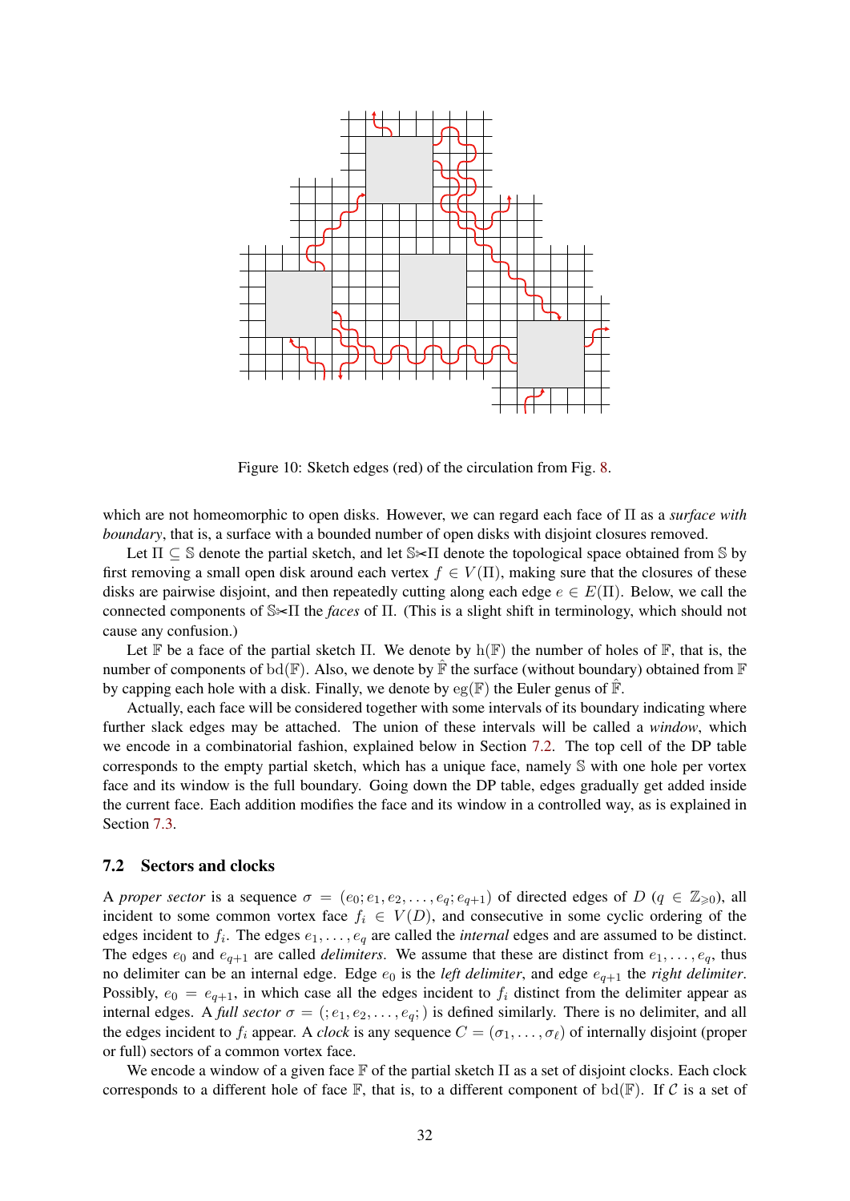Figure 10: Sketch edges (red) of the circulation from Fig. 8.

which are not homeomorphic to open disks. However, we can regard each face of $\Pi$ as a *surface with boundary*, that is, a surface with a bounded number of open disks with disjoint closures removed.

Let $\Pi \subseteq \mathbb{S}$ denote the partial sketch, and let $\mathbb{S} \mathbin{\text{✂}} \Pi$ denote the topological space obtained from $\mathbb{S}$ by first removing a small open disk around each vertex $f \in V(\Pi)$, making sure that the closures of these disks are pairwise disjoint, and then repeatedly cutting along each edge $e \in E(\Pi)$. Below, we call the connected components of $\mathbb{S} \mathbin{\text{✂}} \Pi$ the *faces* of $\Pi$. (This is a slight shift in terminology, which should not cause any confusion.)

Let $\mathbb{F}$ be a face of the partial sketch $\Pi$. We denote by $\mathrm{h}(\mathbb{F})$ the number of holes of $\mathbb{F}$, that is, the number of components of $\mathrm{bd}(\mathbb{F})$. Also, we denote by $\hat{\mathbb{F}}$ the surface (without boundary) obtained from $\mathbb{F}$ by capping each hole with a disk. Finally, we denote by $\mathrm{eg}(\mathbb{F})$ the Euler genus of $\hat{\mathbb{F}}$.

Actually, each face will be considered together with some intervals of its boundary indicating where further slack edges may be attached. The union of these intervals will be called a *window*, which we encode in a combinatorial fashion, explained below in Section 7.2. The top cell of the DP table corresponds to the empty partial sketch, which has a unique face, namely $\mathbb{S}$ with one hole per vortex face and its window is the full boundary. Going down the DP table, edges gradually get added inside the current face. Each addition modifies the face and its window in a controlled way, as is explained in Section 7.3.

### 7.2 Sectors and clocks

A *proper sector* is a sequence $\sigma = (e_0; e_1, e_2, \ldots, e_q; e_{q+1})$ of directed edges of $D$ ($q \in \mathbb{Z}_{\geqslant 0}$), all incident to some common vortex face $f_i \in V(D)$, and consecutive in some cyclic ordering of the edges incident to $f_i$. The edges $e_1, \ldots, e_q$ are called the *internal* edges and are assumed to be distinct. The edges $e_0$ and $e_{q+1}$ are called *delimiters*. We assume that these are distinct from $e_1, \ldots, e_q$, thus no delimiter can be an internal edge. Edge $e_0$ is the *left delimiter*, and edge $e_{q+1}$ the *right delimiter*. Possibly, $e_0 = e_{q+1}$, in which case all the edges incident to $f_i$ distinct from the delimiter appear as internal edges. A *full sector* $\sigma = (; e_1, e_2, \ldots, e_q;)$ is defined similarly. There is no delimiter, and all the edges incident to $f_i$ appear. A *clock* is any sequence $C = (\sigma_1, \ldots, \sigma_\ell)$ of internally disjoint (proper or full) sectors of a common vortex face.

We encode a window of a given face $\mathbb{F}$ of the partial sketch $\Pi$ as a set of disjoint clocks. Each clock corresponds to a different hole of face $\mathbb{F}$, that is, to a different component of $\mathrm{bd}(\mathbb{F})$. If $\mathcal{C}$ is a set of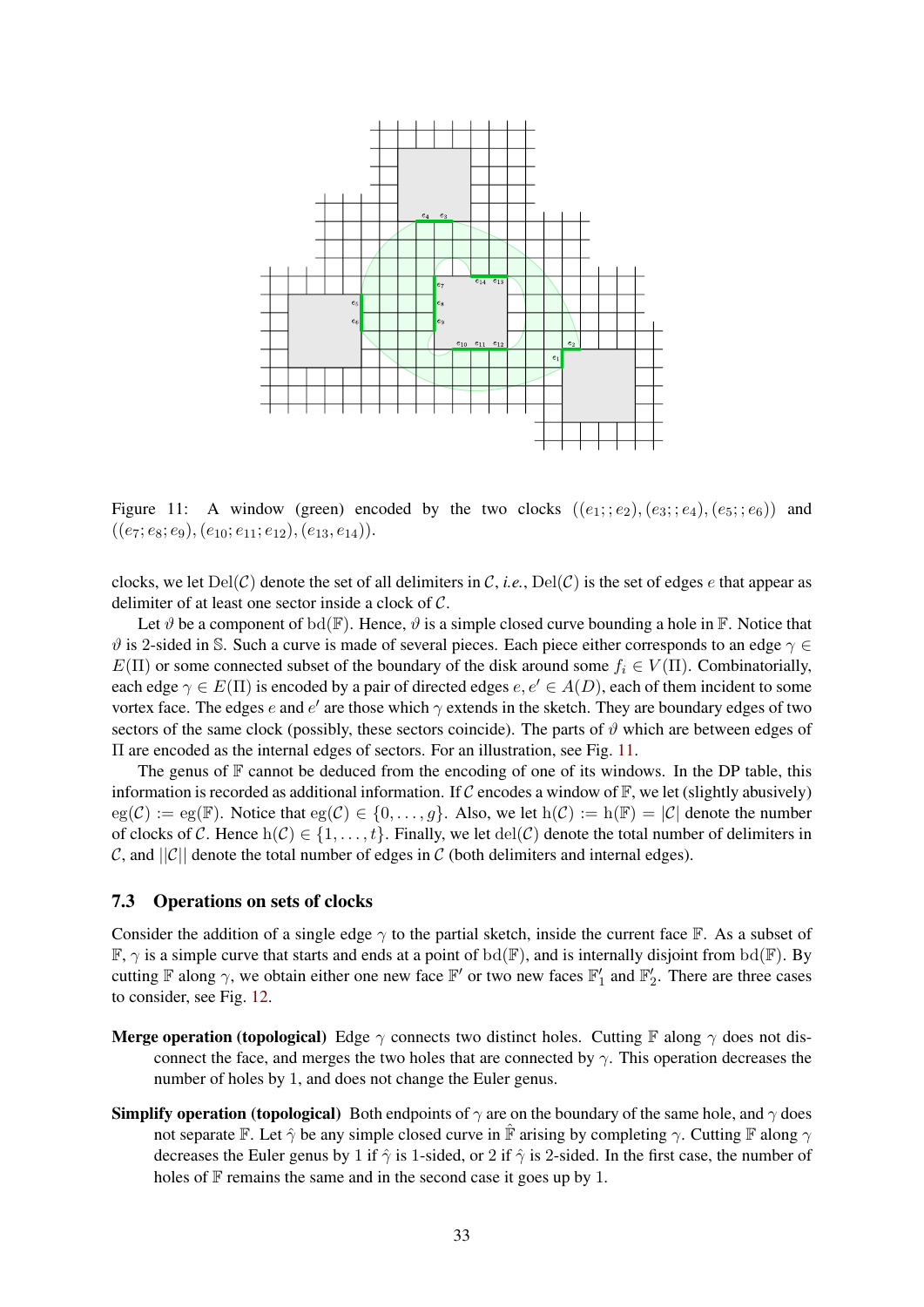Figure 11: A window (green) encoded by the two clocks $((e_1;;e_2),(e_3;;e_4),(e_5;;e_6))$ and $((e_7;e_8;e_9),(e_{10};e_{11};e_{12}),(e_{13},e_{14}))$.

clocks, we let $\mathrm{Del}(\mathcal{C})$ denote the set of all delimiters in $\mathcal{C}$, *i.e.*, $\mathrm{Del}(\mathcal{C})$ is the set of edges $e$ that appear as delimiter of at least one sector inside a clock of $\mathcal{C}$.

Let $\vartheta$ be a component of $\mathrm{bd}(\mathbb{F})$. Hence, $\vartheta$ is a simple closed curve bounding a hole in $\mathbb{F}$. Notice that $\vartheta$ is 2-sided in $\mathbb{S}$. Such a curve is made of several pieces. Each piece either corresponds to an edge $\gamma \in E(\Pi)$ or some connected subset of the boundary of the disk around some $f_i \in V(\Pi)$. Combinatorially, each edge $\gamma \in E(\Pi)$ is encoded by a pair of directed edges $e, e' \in A(D)$, each of them incident to some vortex face. The edges $e$ and $e'$ are those which $\gamma$ extends in the sketch. They are boundary edges of two sectors of the same clock (possibly, these sectors coincide). The parts of $\vartheta$ which are between edges of $\Pi$ are encoded as the internal edges of sectors. For an illustration, see Fig. 11.

The genus of $\mathbb{F}$ cannot be deduced from the encoding of one of its windows. In the DP table, this information is recorded as additional information. If $\mathcal{C}$ encodes a window of $\mathbb{F}$, we let (slightly abusively) $\mathrm{eg}(\mathcal{C}) := \mathrm{eg}(\mathbb{F})$. Notice that $\mathrm{eg}(\mathcal{C}) \in \{0, \ldots, g\}$. Also, we let $\mathrm{h}(\mathcal{C}) := \mathrm{h}(\mathbb{F}) = |\mathcal{C}|$ denote the number of clocks of $\mathcal{C}$. Hence $\mathrm{h}(\mathcal{C}) \in \{1, \ldots, t\}$. Finally, we let $\mathrm{del}(\mathcal{C})$ denote the total number of delimiters in $\mathcal{C}$, and $||\mathcal{C}||$ denote the total number of edges in $\mathcal{C}$ (both delimiters and internal edges).

### 7.3 Operations on sets of clocks

Consider the addition of a single edge $\gamma$ to the partial sketch, inside the current face $\mathbb{F}$. As a subset of $\mathbb{F}$, $\gamma$ is a simple curve that starts and ends at a point of $\mathrm{bd}(\mathbb{F})$, and is internally disjoint from $\mathrm{bd}(\mathbb{F})$. By cutting $\mathbb{F}$ along $\gamma$, we obtain either one new face $\mathbb{F}'$ or two new faces $\mathbb{F}'_1$ and $\mathbb{F}'_2$. There are three cases to consider, see Fig. 12.

**Merge operation (topological)** Edge $\gamma$ connects two distinct holes. Cutting $\mathbb{F}$ along $\gamma$ does not disconnect the face, and merges the two holes that are connected by $\gamma$. This operation decreases the number of holes by 1, and does not change the Euler genus.

**Simplify operation (topological)** Both endpoints of $\gamma$ are on the boundary of the same hole, and $\gamma$ does not separate $\mathbb{F}$. Let $\hat{\gamma}$ be any simple closed curve in $\hat{\mathbb{F}}$ arising by completing $\gamma$. Cutting $\mathbb{F}$ along $\gamma$ decreases the Euler genus by 1 if $\hat{\gamma}$ is 1-sided, or 2 if $\hat{\gamma}$ is 2-sided. In the first case, the number of holes of $\mathbb{F}$ remains the same and in the second case it goes up by 1.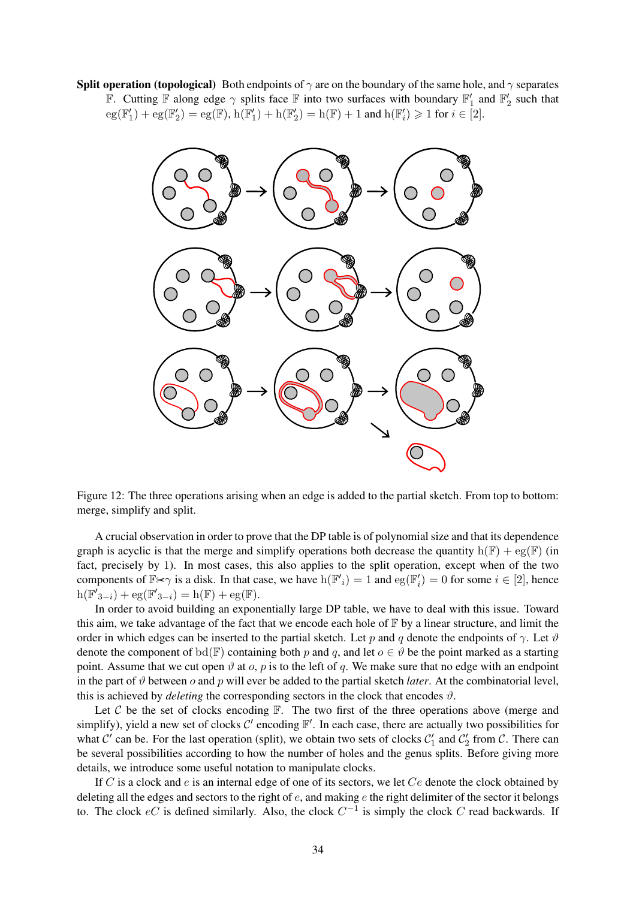**Split operation (topological)** Both endpoints of $\gamma$ are on the boundary of the same hole, and $\gamma$ separates $\mathbb{F}$. Cutting $\mathbb{F}$ along edge $\gamma$ splits face $\mathbb{F}$ into two surfaces with boundary $\mathbb{F}'_1$ and $\mathbb{F}'_2$ such that $\mathrm{eg}(\mathbb{F}'_1) + \mathrm{eg}(\mathbb{F}'_2) = \mathrm{eg}(\mathbb{F})$, $\mathrm{h}(\mathbb{F}'_1) + \mathrm{h}(\mathbb{F}'_2) = \mathrm{h}(\mathbb{F}) + 1$ and $\mathrm{h}(\mathbb{F}'_i) \geqslant 1$ for $i \in [2]$.

Figure 12: The three operations arising when an edge is added to the partial sketch. From top to bottom: merge, simplify and split.

A crucial observation in order to prove that the DP table is of polynomial size and that its dependence graph is acyclic is that the merge and simplify operations both decrease the quantity $\mathrm{h}(\mathbb{F}) + \mathrm{eg}(\mathbb{F})$ (in fact, precisely by 1). In most cases, this also applies to the split operation, except when of the two components of $\mathbb{F} \rtimes \gamma$ is a disk. In that case, we have $\mathrm{h}(\mathbb{F}'_i) = 1$ and $\mathrm{eg}(\mathbb{F}'_i) = 0$ for some $i \in [2]$, hence $\mathrm{h}(\mathbb{F}'_{3-i}) + \mathrm{eg}(\mathbb{F}'_{3-i}) = \mathrm{h}(\mathbb{F}) + \mathrm{eg}(\mathbb{F})$.

In order to avoid building an exponentially large DP table, we have to deal with this issue. Toward this aim, we take advantage of the fact that we encode each hole of $\mathbb{F}$ by a linear structure, and limit the order in which edges can be inserted to the partial sketch. Let $p$ and $q$ denote the endpoints of $\gamma$. Let $\vartheta$ denote the component of $\mathrm{bd}(\mathbb{F})$ containing both $p$ and $q$, and let $o \in \vartheta$ be the point marked as a starting point. Assume that we cut open $\vartheta$ at $o$, $p$ is to the left of $q$. We make sure that no edge with an endpoint in the part of $\vartheta$ between $o$ and $p$ will ever be added to the partial sketch *later*. At the combinatorial level, this is achieved by *deleting* the corresponding sectors in the clock that encodes $\vartheta$.

Let $\mathcal{C}$ be the set of clocks encoding $\mathbb{F}$. The two first of the three operations above (merge and simplify), yield a new set of clocks $\mathcal{C}'$ encoding $\mathbb{F}'$. In each case, there are actually two possibilities for what $\mathcal{C}'$ can be. For the last operation (split), we obtain two sets of clocks $\mathcal{C}'_1$ and $\mathcal{C}'_2$ from $\mathcal{C}$. There can be several possibilities according to how the number of holes and the genus splits. Before giving more details, we introduce some useful notation to manipulate clocks.

If $C$ is a clock and $e$ is an internal edge of one of its sectors, we let $Ce$ denote the clock obtained by deleting all the edges and sectors to the right of $e$, and making $e$ the right delimiter of the sector it belongs to. The clock $eC$ is defined similarly. Also, the clock $C^{-1}$ is simply the clock $C$ read backwards. If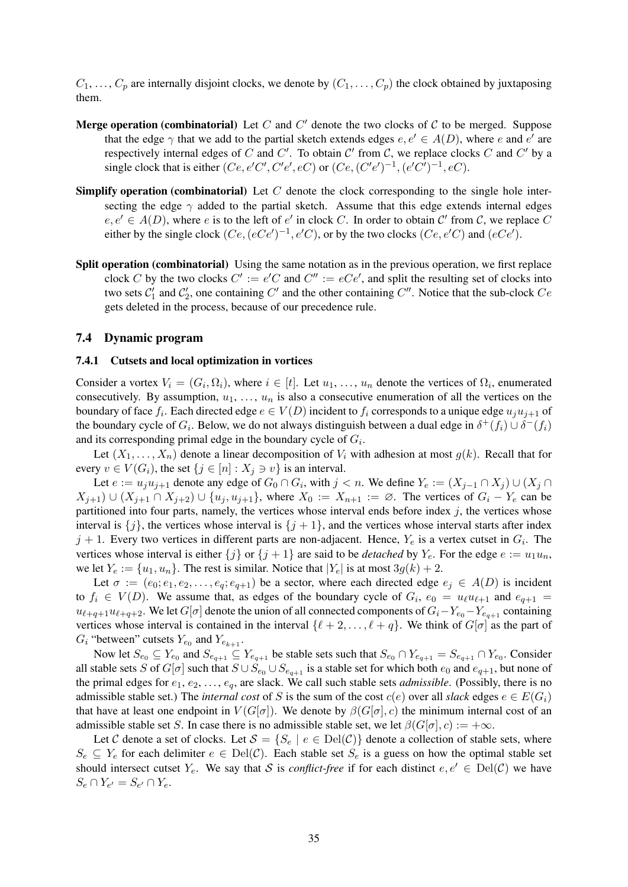$C_1, \ldots, C_p$ are internally disjoint clocks, we denote by $(C_1, \ldots, C_p)$ the clock obtained by juxtaposing them.

**Merge operation (combinatorial)** Let $C$ and $C'$ denote the two clocks of $\mathcal{C}$ to be merged. Suppose that the edge $\gamma$ that we add to the partial sketch extends edges $e, e' \in A(D)$, where $e$ and $e'$ are respectively internal edges of $C$ and $C'$. To obtain $\mathcal{C}'$ from $\mathcal{C}$, we replace clocks $C$ and $C'$ by a single clock that is either $(Ce, e'C', C'e', eC)$ or $(Ce, (C'e')^{-1}, (e'C')^{-1}, eC)$.

**Simplify operation (combinatorial)** Let $C$ denote the clock corresponding to the single hole intersecting the edge $\gamma$ added to the partial sketch. Assume that this edge extends internal edges $e, e' \in A(D)$, where $e$ is to the left of $e'$ in clock $C$. In order to obtain $\mathcal{C}'$ from $\mathcal{C}$, we replace $C$ either by the single clock $(Ce, (eCe')^{-1}, e'C)$, or by the two clocks $(Ce, e'C)$ and $(eCe')$.

**Split operation (combinatorial)** Using the same notation as in the previous operation, we first replace clock $C$ by the two clocks $C' := e'C$ and $C'' := eCe'$, and split the resulting set of clocks into two sets $\mathcal{C}'_1$ and $\mathcal{C}'_2$, one containing $C'$ and the other containing $C''$. Notice that the sub-clock $Ce$ gets deleted in the process, because of our precedence rule.

## 7.4 Dynamic program

### 7.4.1 Cutsets and local optimization in vortices

Consider a vortex $V_i = (G_i, \Omega_i)$, where $i \in [t]$. Let $u_1, \ldots, u_n$ denote the vertices of $\Omega_i$, enumerated consecutively. By assumption, $u_1, \ldots, u_n$ is also a consecutive enumeration of all the vertices on the boundary of face $f_i$. Each directed edge $e \in V(D)$ incident to $f_i$ corresponds to a unique edge $u_j u_{j+1}$ of the boundary cycle of $G_i$. Below, we do not always distinguish between a dual edge in $\delta^+(f_i) \cup \delta^-(f_i)$ and its corresponding primal edge in the boundary cycle of $G_i$.

Let $(X_1, \ldots, X_n)$ denote a linear decomposition of $V_i$ with adhesion at most $g(k)$. Recall that for every $v \in V(G_i)$, the set $\{j \in [n] : X_j \ni v\}$ is an interval.

Let $e := u_j u_{j+1}$ denote any edge of $G_0 \cap G_i$, with $j < n$. We define $Y_e := (X_{j-1} \cap X_j) \cup (X_j \cap X_{j+1}) \cup (X_{j+1} \cap X_{j+2}) \cup \{u_j, u_{j+1}\}$, where $X_0 := X_{n+1} := \varnothing$. The vertices of $G_i - Y_e$ can be partitioned into four parts, namely, the vertices whose interval ends before index $j$, the vertices whose interval is $\{j\}$, the vertices whose interval is $\{j+1\}$, and the vertices whose interval starts after index $j+1$. Every two vertices in different parts are non-adjacent. Hence, $Y_e$ is a vertex cutset in $G_i$. The vertices whose interval is either $\{j\}$ or $\{j+1\}$ are said to be *detached* by $Y_e$. For the edge $e := u_1 u_n$, we let $Y_e := \{u_1, u_n\}$. The rest is similar. Notice that $|Y_e|$ is at most $3g(k) + 2$.

Let $\sigma := (e_0; e_1, e_2, \ldots, e_q; e_{q+1})$ be a sector, where each directed edge $e_j \in A(D)$ is incident to $f_i \in V(D)$. We assume that, as edges of the boundary cycle of $G_i$, $e_0 = u_\ell u_{\ell+1}$ and $e_{q+1} = u_{\ell+q+1} u_{\ell+q+2}$. We let $G[\sigma]$ denote the union of all connected components of $G_i - Y_{e_0} - Y_{e_{q+1}}$ containing vertices whose interval is contained in the interval $\{\ell+2, \ldots, \ell+q\}$. We think of $G[\sigma]$ as the part of $G_i$ "between" cutsets $Y_{e_0}$ and $Y_{e_{k+1}}$.

Now let $S_{e_0} \subseteq Y_{e_0}$ and $S_{e_{q+1}} \subseteq Y_{e_{q+1}}$ be stable sets such that $S_{e_0} \cap Y_{e_{q+1}} = S_{e_{q+1}} \cap Y_{e_0}$. Consider all stable sets $S$ of $G[\sigma]$ such that $S \cup S_{e_0} \cup S_{e_{q+1}}$ is a stable set for which both $e_0$ and $e_{q+1}$, but none of the primal edges for $e_1, e_2, \ldots, e_q$, are slack. We call such stable sets *admissible*. (Possibly, there is no admissible stable set.) The *internal cost* of $S$ is the sum of the cost $c(e)$ over all *slack* edges $e \in E(G_i)$ that have at least one endpoint in $V(G[\sigma])$. We denote by $\beta(G[\sigma], c)$ the minimum internal cost of an admissible stable set $S$. In case there is no admissible stable set, we let $\beta(G[\sigma], c) := +\infty$.

Let $\mathcal{C}$ denote a set of clocks. Let $\mathcal{S} = \{S_e \mid e \in \mathrm{Del}(\mathcal{C})\}$ denote a collection of stable sets, where $S_e \subseteq Y_e$ for each delimiter $e \in \mathrm{Del}(\mathcal{C})$. Each stable set $S_e$ is a guess on how the optimal stable set should intersect cutset $Y_e$. We say that $\mathcal{S}$ is *conflict-free* if for each distinct $e, e' \in \mathrm{Del}(\mathcal{C})$ we have $S_e \cap Y_{e'} = S_{e'} \cap Y_e$.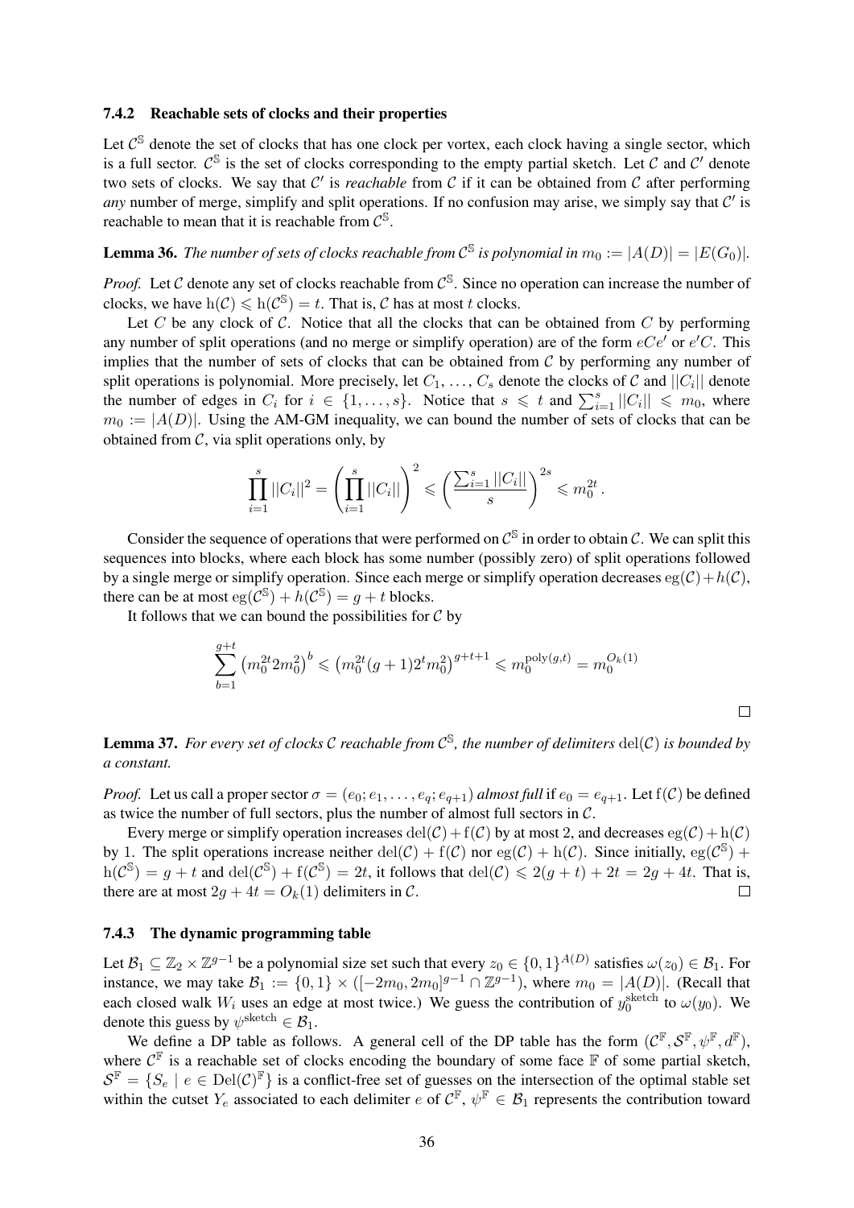### 7.4.2 Reachable sets of clocks and their properties

Let $\mathcal{C}^{\mathbb{S}}$ denote the set of clocks that has one clock per vortex, each clock having a single sector, which is a full sector. $\mathcal{C}^{\mathbb{S}}$ is the set of clocks corresponding to the empty partial sketch. Let $\mathcal{C}$ and $\mathcal{C}'$ denote two sets of clocks. We say that $\mathcal{C}'$ is *reachable* from $\mathcal{C}$ if it can be obtained from $\mathcal{C}$ after performing *any* number of merge, simplify and split operations. If no confusion may arise, we simply say that $\mathcal{C}'$ is reachable to mean that it is reachable from $\mathcal{C}^{\mathbb{S}}$.

**Lemma 36.** *The number of sets of clocks reachable from $\mathcal{C}^{\mathbb{S}}$ is polynomial in $m_0 := |A(D)| = |E(G_0)|$.*

*Proof.* Let $\mathcal{C}$ denote any set of clocks reachable from $\mathcal{C}^{\mathbb{S}}$. Since no operation can increase the number of clocks, we have $\mathrm{h}(\mathcal{C}) \leqslant \mathrm{h}(\mathcal{C}^{\mathbb{S}}) = t$. That is, $\mathcal{C}$ has at most $t$ clocks.

Let $C$ be any clock of $\mathcal{C}$. Notice that all the clocks that can be obtained from $C$ by performing any number of split operations (and no merge or simplify operation) are of the form $eCe'$ or $e'C$. This implies that the number of sets of clocks that can be obtained from $\mathcal{C}$ by performing any number of split operations is polynomial. More precisely, let $C_1, \ldots, C_s$ denote the clocks of $\mathcal{C}$ and $||C_i||$ denote the number of edges in $C_i$ for $i \in \{1, \ldots, s\}$. Notice that $s \leqslant t$ and $\sum_{i=1}^{s} ||C_i|| \leqslant m_0$, where $m_0 := |A(D)|$. Using the AM-GM inequality, we can bound the number of sets of clocks that can be obtained from $\mathcal{C}$, via split operations only, by

$$\prod_{i=1}^{s} ||C_i||^2 = \left(\prod_{i=1}^{s} ||C_i||\right)^2 \leqslant \left(\frac{\sum_{i=1}^{s} ||C_i||}{s}\right)^{2s} \leqslant m_0^{2t}\,.$$

Consider the sequence of operations that were performed on $\mathcal{C}^{\mathbb{S}}$ in order to obtain $\mathcal{C}$. We can split this sequences into blocks, where each block has some number (possibly zero) of split operations followed by a single merge or simplify operation. Since each merge or simplify operation decreases $\mathrm{eg}(\mathcal{C}) + h(\mathcal{C})$, there can be at most $\mathrm{eg}(\mathcal{C}^{\mathbb{S}}) + h(\mathcal{C}^{\mathbb{S}}) = g + t$ blocks.

It follows that we can bound the possibilities for $\mathcal{C}$ by

$$\sum_{b=1}^{g+t} \left(m_0^{2t} 2m_0^2\right)^b \leqslant \left(m_0^{2t}(g+1)2^t m_0^2\right)^{g+t+1} \leqslant m_0^{\mathrm{poly}(g,t)} = m_0^{O_k(1)}$$

$\square$

**Lemma 37.** *For every set of clocks $\mathcal{C}$ reachable from $\mathcal{C}^{\mathbb{S}}$, the number of delimiters $\mathrm{del}(\mathcal{C})$ is bounded by a constant.*

*Proof.* Let us call a proper sector $\sigma = (e_0; e_1, \ldots, e_q; e_{q+1})$ *almost full* if $e_0 = e_{q+1}$. Let $\mathrm{f}(\mathcal{C})$ be defined as twice the number of full sectors, plus the number of almost full sectors in $\mathcal{C}$.

Every merge or simplify operation increases $\mathrm{del}(\mathcal{C}) + \mathrm{f}(\mathcal{C})$ by at most 2, and decreases $\mathrm{eg}(\mathcal{C}) + \mathrm{h}(\mathcal{C})$ by 1. The split operations increase neither $\mathrm{del}(\mathcal{C}) + \mathrm{f}(\mathcal{C})$ nor $\mathrm{eg}(\mathcal{C}) + \mathrm{h}(\mathcal{C})$. Since initially, $\mathrm{eg}(\mathcal{C}^{\mathbb{S}}) + \mathrm{h}(\mathcal{C}^{\mathbb{S}}) = g + t$ and $\mathrm{del}(\mathcal{C}^{\mathbb{S}}) + \mathrm{f}(\mathcal{C}^{\mathbb{S}}) = 2t$, it follows that $\mathrm{del}(\mathcal{C}) \leqslant 2(g+t) + 2t = 2g + 4t$. That is, there are at most $2g + 4t = O_k(1)$ delimiters in $\mathcal{C}$. $\square$

### 7.4.3 The dynamic programming table

Let $\mathcal{B}_1 \subseteq \mathbb{Z}_2 \times \mathbb{Z}^{g-1}$ be a polynomial size set such that every $z_0 \in \{0,1\}^{A(D)}$ satisfies $\omega(z_0) \in \mathcal{B}_1$. For instance, we may take $\mathcal{B}_1 := \{0,1\} \times ([-2m_0, 2m_0]^{g-1} \cap \mathbb{Z}^{g-1})$, where $m_0 = |A(D)|$. (Recall that each closed walk $W_i$ uses an edge at most twice.) We guess the contribution of $y_0^{\text{sketch}}$ to $\omega(y_0)$. We denote this guess by $\psi^{\text{sketch}} \in \mathcal{B}_1$.

We define a DP table as follows. A general cell of the DP table has the form $(\mathcal{C}^{\mathbb{F}}, \mathcal{S}^{\mathbb{F}}, \psi^{\mathbb{F}}, d^{\mathbb{F}})$, where $\mathcal{C}^{\mathbb{F}}$ is a reachable set of clocks encoding the boundary of some face $\mathbb{F}$ of some partial sketch, $\mathcal{S}^{\mathbb{F}} = \{S_e \mid e \in \mathrm{Del}(\mathcal{C})^{\mathbb{F}}\}$ is a conflict-free set of guesses on the intersection of the optimal stable set within the cutset $Y_e$ associated to each delimiter $e$ of $\mathcal{C}^{\mathbb{F}}$, $\psi^{\mathbb{F}} \in \mathcal{B}_1$ represents the contribution toward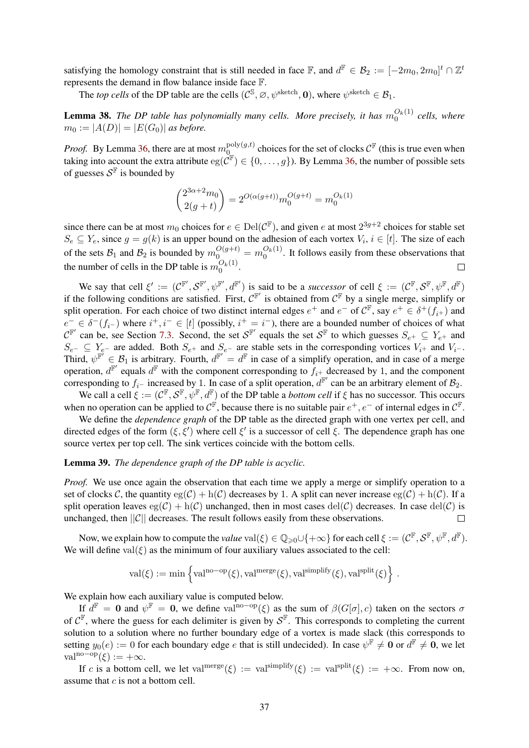satisfying the homology constraint that is still needed in face $\mathbb{F}$, and $d^{\mathbb{F}} \in \mathcal{B}_2 := [-2m_0, 2m_0]^t \cap \mathbb{Z}^t$ represents the demand in flow balance inside face $\mathbb{F}$.

The *top cells* of the DP table are the cells $(\mathcal{C}^{\mathbb{S}}, \varnothing, \psi^{\text{sketch}}, \mathbf{0})$, where $\psi^{\text{sketch}} \in \mathcal{B}_1$.

**Lemma 38.** *The DP table has polynomially many cells. More precisely, it has $m_0^{O_k(1)}$ cells, where $m_0 := |A(D)| = |E(G_0)|$ as before.*

*Proof.* By Lemma 36, there are at most $m_0^{\text{poly}(g,t)}$ choices for the set of clocks $\mathcal{C}^{\mathbb{F}}$ (this is true even when taking into account the extra attribute $\text{eg}(\mathcal{C}^{\mathbb{F}}) \in \{0, \dots, g\}$). By Lemma 36, the number of possible sets of guesses $\mathcal{S}^{\mathbb{F}}$ is bounded by

$$\binom{2^{3\alpha+2} m_0}{2(g+t)} = 2^{O(\alpha(g+t))} m_0^{O(g+t)} = m_0^{O_k(1)}$$

since there can be at most $m_0$ choices for $e \in \text{Del}(\mathcal{C}^{\mathbb{F}})$, and given $e$ at most $2^{3g+2}$ choices for stable set $S_e \subseteq Y_e$, since $g = g(k)$ is an upper bound on the adhesion of each vortex $V_i$, $i \in [t]$. The size of each of the sets $\mathcal{B}_1$ and $\mathcal{B}_2$ is bounded by $m_0^{O(g+t)} = m_0^{O_k(1)}$. It follows easily from these observations that the number of cells in the DP table is $m_0^{O_k(1)}$. $\square$

We say that cell $\xi' := (\mathcal{C}^{\mathbb{F}'}, \mathcal{S}^{\mathbb{F}'}, \psi^{\mathbb{F}'}, d^{\mathbb{F}'})$ is said to be a *successor* of cell $\xi := (\mathcal{C}^{\mathbb{F}}, \mathcal{S}^{\mathbb{F}}, \psi^{\mathbb{F}}, d^{\mathbb{F}})$ if the following conditions are satisfied. First, $\mathcal{C}^{\mathbb{F}'}$ is obtained from $\mathcal{C}^{\mathbb{F}}$ by a single merge, simplify or split operation. For each choice of two distinct internal edges $e^+$ and $e^-$ of $\mathcal{C}^{\mathbb{F}}$, say $e^+ \in \delta^+(f_{i^+})$ and $e^- \in \delta^-(f_{i^-})$ where $i^+, i^- \in [t]$ (possibly, $i^+ = i^-$), there are a bounded number of choices of what $\mathcal{C}^{\mathbb{F}'}$ can be, see Section 7.3. Second, the set $\mathcal{S}^{\mathbb{F}'}$ equals the set $\mathcal{S}^{\mathbb{F}}$ to which guesses $S_{e^+} \subseteq Y_{e^+}$ and $S_{e^-} \subseteq Y_{e^-}$ are added. Both $S_{e^+}$ and $S_{e^-}$ are stable sets in the corresponding vortices $V_{i^+}$ and $V_{i^-}$. Third, $\psi^{\mathbb{F}'} \in \mathcal{B}_1$ is arbitrary. Fourth, $d^{\mathbb{F}'} = d^{\mathbb{F}}$ in case of a simplify operation, and in case of a merge operation, $d^{\mathbb{F}'}$ equals $d^{\mathbb{F}}$ with the component corresponding to $f_{i^+}$ decreased by 1, and the component corresponding to $f_{i^-}$ increased by 1. In case of a split operation, $d^{\mathbb{F}'}$ can be an arbitrary element of $\mathcal{B}_2$.

We call a cell $\xi := (\mathcal{C}^{\mathbb{F}}, \mathcal{S}^{\mathbb{F}}, \psi^{\mathbb{F}}, d^{\mathbb{F}})$ of the DP table a *bottom cell* if $\xi$ has no successor. This occurs when no operation can be applied to $\mathcal{C}^{\mathbb{F}}$, because there is no suitable pair $e^+, e^-$ of internal edges in $\mathcal{C}^{\mathbb{F}}$.

We define the *dependence graph* of the DP table as the directed graph with one vertex per cell, and directed edges of the form $(\xi, \xi')$ where cell $\xi'$ is a successor of cell $\xi$. The dependence graph has one source vertex per top cell. The sink vertices coincide with the bottom cells.

**Lemma 39.** *The dependence graph of the DP table is acyclic.*

*Proof.* We use once again the observation that each time we apply a merge or simplify operation to a set of clocks $\mathcal{C}$, the quantity $\text{eg}(\mathcal{C}) + \text{h}(\mathcal{C})$ decreases by 1. A split can never increase $\text{eg}(\mathcal{C}) + \text{h}(\mathcal{C})$. If a split operation leaves $\text{eg}(\mathcal{C}) + \text{h}(\mathcal{C})$ unchanged, then in most cases $\text{del}(\mathcal{C})$ decreases. In case $\text{del}(\mathcal{C})$ is unchanged, then $||\mathcal{C}||$ decreases. The result follows easily from these observations. $\square$

Now, we explain how to compute the *value* $\text{val}(\xi) \in \mathbb{Q}_{\geqslant 0} \cup \{+\infty\}$ for each cell $\xi := (\mathcal{C}^{\mathbb{F}}, \mathcal{S}^{\mathbb{F}}, \psi^{\mathbb{F}}, d^{\mathbb{F}})$. We will define $\text{val}(\xi)$ as the minimum of four auxiliary values associated to the cell:

$$\text{val}(\xi) := \min\left\{\text{val}^{\text{no-op}}(\xi), \text{val}^{\text{merge}}(\xi), \text{val}^{\text{simplify}}(\xi), \text{val}^{\text{split}}(\xi)\right\}.$$

We explain how each auxiliary value is computed below.

If $d^{\mathbb{F}} = \mathbf{0}$ and $\psi^{\mathbb{F}} = \mathbf{0}$, we define $\text{val}^{\text{no-op}}(\xi)$ as the sum of $\beta(G[\sigma], c)$ taken on the sectors $\sigma$ of $\mathcal{C}^{\mathbb{F}}$, where the guess for each delimiter is given by $\mathcal{S}^{\mathbb{F}}$. This corresponds to completing the current solution to a solution where no further boundary edge of a vortex is made slack (this corresponds to setting $y_0(e) := 0$ for each boundary edge $e$ that is still undecided). In case $\psi^{\mathbb{F}} \neq \mathbf{0}$ or $d^{\mathbb{F}} \neq \mathbf{0}$, we let $\text{val}^{\text{no-op}}(\xi) := +\infty$.

If $c$ is a bottom cell, we let $\text{val}^{\text{merge}}(\xi) := \text{val}^{\text{simplify}}(\xi) := \text{val}^{\text{split}}(\xi) := +\infty$. From now on, assume that $c$ is not a bottom cell.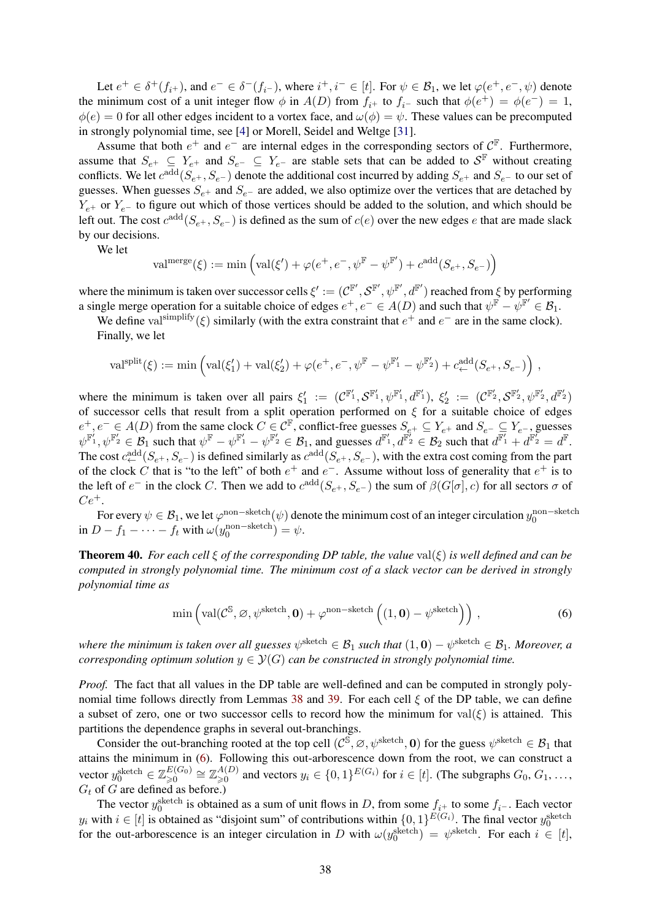Let $e^+ \in \delta^+(f_{i^+})$, and $e^- \in \delta^-(f_{i^-})$, where $i^+, i^- \in [t]$. For $\psi \in \mathcal{B}_1$, we let $\varphi(e^+, e^-, \psi)$ denote the minimum cost of a unit integer flow $\phi$ in $A(D)$ from $f_{i^+}$ to $f_{i^-}$ such that $\phi(e^+) = \phi(e^-) = 1$, $\phi(e) = 0$ for all other edges incident to a vortex face, and $\omega(\phi) = \psi$. These values can be precomputed in strongly polynomial time, see [4] or Morell, Seidel and Weltge [31].

Assume that both $e^+$ and $e^-$ are internal edges in the corresponding sectors of $\mathcal{C}^{\mathbb{F}}$. Furthermore, assume that $S_{e^+} \subseteq Y_{e^+}$ and $S_{e^-} \subseteq Y_{e^-}$ are stable sets that can be added to $\mathcal{S}^{\mathbb{F}}$ without creating conflicts. We let $c^{\text{add}}(S_{e^+}, S_{e^-})$ denote the additional cost incurred by adding $S_{e^+}$ and $S_{e^-}$ to our set of guesses. When guesses $S_{e^+}$ and $S_{e^-}$ are added, we also optimize over the vertices that are detached by $Y_{e^+}$ or $Y_{e^-}$ to figure out which of those vertices should be added to the solution, and which should be left out. The cost $c^{\text{add}}(S_{e^+}, S_{e^-})$ is defined as the sum of $c(e)$ over the new edges $e$ that are made slack by our decisions.

We let

$$\text{val}^{\text{merge}}(\xi) := \min \left( \text{val}(\xi') + \varphi(e^+, e^-, \psi^{\mathbb{F}} - \psi^{\mathbb{F}'}) + c^{\text{add}}(S_{e^+}, S_{e^-}) \right)$$

where the minimum is taken over successor cells $\xi' := (\mathcal{C}^{\mathbb{F}'}, \mathcal{S}^{\mathbb{F}'}, \psi^{\mathbb{F}'}, d^{\mathbb{F}'})$ reached from $\xi$ by performing a single merge operation for a suitable choice of edges $e^+, e^- \in A(D)$ and such that $\psi^{\mathbb{F}} - \psi^{\mathbb{F}'} \in \mathcal{B}_1$.

We define $\text{val}^{\text{simplify}}(\xi)$ similarly (with the extra constraint that $e^+$ and $e^-$ are in the same clock).

Finally, we let

$$\text{val}^{\text{split}}(\xi) := \min \left( \text{val}(\xi'_1) + \text{val}(\xi'_2) + \varphi(e^+, e^-, \psi^{\mathbb{F}} - \psi^{\mathbb{F}'_1} - \psi^{\mathbb{F}'_2}) + c^{\text{add}}_{\leftarrow}(S_{e^+}, S_{e^-}) \right) ,$$

where the minimum is taken over all pairs $\xi'_1 := (\mathcal{C}^{\mathbb{F}'_1}, \mathcal{S}^{\mathbb{F}'_1}, \psi^{\mathbb{F}'_1}, d^{\mathbb{F}'_1})$, $\xi'_2 := (\mathcal{C}^{\mathbb{F}'_2}, \mathcal{S}^{\mathbb{F}'_2}, \psi^{\mathbb{F}'_2}, d^{\mathbb{F}'_2})$ of successor cells that result from a split operation performed on $\xi$ for a suitable choice of edges $e^+, e^- \in A(D)$ from the same clock $C \in \mathcal{C}^{\mathbb{F}}$, conflict-free guesses $S_{e^+} \subseteq Y_{e^+}$ and $S_{e^-} \subseteq Y_{e^-}$, guesses $\psi^{\mathbb{F}'_1}, \psi^{\mathbb{F}'_2} \in \mathcal{B}_1$ such that $\psi^{\mathbb{F}} - \psi^{\mathbb{F}'_1} - \psi^{\mathbb{F}'_2} \in \mathcal{B}_1$, and guesses $d^{\mathbb{F}'_1}, d^{\mathbb{F}'_2} \in \mathcal{B}_2$ such that $d^{\mathbb{F}'_1} + d^{\mathbb{F}'_2} = d^{\mathbb{F}}$. The cost $c^{\text{add}}_{\leftarrow}(S_{e^+}, S_{e^-})$ is defined similarly as $c^{\text{add}}(S_{e^+}, S_{e^-})$, with the extra cost coming from the part of the clock $C$ that is "to the left" of both $e^+$ and $e^-$. Assume without loss of generality that $e^+$ is to the left of $e^-$ in the clock $C$. Then we add to $c^{\text{add}}(S_{e^+}, S_{e^-})$ the sum of $\beta(G[\sigma], c)$ for all sectors $\sigma$ of $Ce^+$.

For every $\psi \in \mathcal{B}_1$, we let $\varphi^{\text{non-sketch}}(\psi)$ denote the minimum cost of an integer circulation $y_0^{\text{non-sketch}}$ in $D - f_1 - \cdots - f_t$ with $\omega(y_0^{\text{non-sketch}}) = \psi$.

**Theorem 40.** *For each cell $\xi$ of the corresponding DP table, the value $\text{val}(\xi)$ is well defined and can be computed in strongly polynomial time. The minimum cost of a slack vector can be derived in strongly polynomial time as*

$$\min \left( \text{val}(\mathcal{C}^{\mathbb{S}}, \varnothing, \psi^{\text{sketch}}, \mathbf{0}) + \varphi^{\text{non-sketch}} \left( (1, \mathbf{0}) - \psi^{\text{sketch}} \right) \right) , \tag{6}$$

*where the minimum is taken over all guesses $\psi^{\text{sketch}} \in \mathcal{B}_1$ such that $(1, \mathbf{0}) - \psi^{\text{sketch}} \in \mathcal{B}_1$. Moreover, a corresponding optimum solution $y \in \mathcal{Y}(G)$ can be constructed in strongly polynomial time.*

*Proof.* The fact that all values in the DP table are well-defined and can be computed in strongly polynomial time follows directly from Lemmas 38 and 39. For each cell $\xi$ of the DP table, we can define a subset of zero, one or two successor cells to record how the minimum for $\text{val}(\xi)$ is attained. This partitions the dependence graphs in several out-branchings.

Consider the out-branching rooted at the top cell $(\mathcal{C}^{\mathbb{S}}, \varnothing, \psi^{\text{sketch}}, \mathbf{0})$ for the guess $\psi^{\text{sketch}} \in \mathcal{B}_1$ that attains the minimum in (6). Following this out-arborescence down from the root, we can construct a vector $y_0^{\text{sketch}} \in \mathbb{Z}_{\geqslant 0}^{E(G_0)} \cong \mathbb{Z}_{\geqslant 0}^{A(D)}$ and vectors $y_i \in \{0, 1\}^{E(G_i)}$ for $i \in [t]$. (The subgraphs $G_0, G_1, \ldots, G_t$ of $G$ are defined as before.)

The vector $y_0^{\text{sketch}}$ is obtained as a sum of unit flows in $D$, from some $f_{i^+}$ to some $f_{i^-}$. Each vector $y_i$ with $i \in [t]$ is obtained as "disjoint sum" of contributions within $\{0, 1\}^{E(G_i)}$. The final vector $y_0^{\text{sketch}}$ for the out-arborescence is an integer circulation in $D$ with $\omega(y_0^{\text{sketch}}) = \psi^{\text{sketch}}$. For each $i \in [t]$,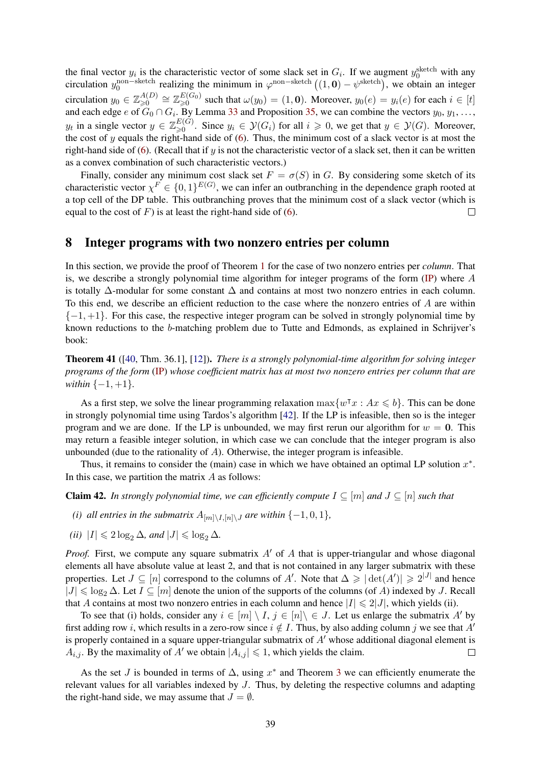the final vector $y_i$ is the characteristic vector of some slack set in $G_i$. If we augment $y_0^{\text{sketch}}$ with any circulation $y_0^{\text{non-sketch}}$ realizing the minimum in $\varphi^{\text{non-sketch}}\big((1,\mathbf{0}) - \psi^{\text{sketch}}\big)$, we obtain an integer circulation $y_0 \in \mathbb{Z}_{\geqslant 0}^{A(D)} \cong \mathbb{Z}_{\geqslant 0}^{E(G_0)}$ such that $\omega(y_0) = (1, \mathbf{0})$. Moreover, $y_0(e) = y_i(e)$ for each $i \in [t]$ and each edge $e$ of $G_0 \cap G_i$. By Lemma 33 and Proposition 35, we can combine the vectors $y_0, y_1, \ldots,$ $y_t$ in a single vector $y \in \mathbb{Z}_{\geqslant 0}^{E(G)}$. Since $y_i \in \mathcal{Y}(G_i)$ for all $i \geqslant 0$, we get that $y \in \mathcal{Y}(G)$. Moreover, the cost of $y$ equals the right-hand side of (6). Thus, the minimum cost of a slack vector is at most the right-hand side of (6). (Recall that if $y$ is not the characteristic vector of a slack set, then it can be written as a convex combination of such characteristic vectors.)

Finally, consider any minimum cost slack set $F = \sigma(S)$ in $G$. By considering some sketch of its characteristic vector $\chi^F \in \{0,1\}^{E(G)}$, we can infer an outbranching in the dependence graph rooted at a top cell of the DP table. This outbranching proves that the minimum cost of a slack vector (which is equal to the cost of $F$) is at least the right-hand side of (6). $\square$

## 8 Integer programs with two nonzero entries per column

In this section, we provide the proof of Theorem 1 for the case of two nonzero entries per *column*. That is, we describe a strongly polynomial time algorithm for integer programs of the form (IP) where $A$ is totally $\Delta$-modular for some constant $\Delta$ and contains at most two nonzero entries in each column. To this end, we describe an efficient reduction to the case where the nonzero entries of $A$ are within $\{-1,+1\}$. For this case, the respective integer program can be solved in strongly polynomial time by known reductions to the $b$-matching problem due to Tutte and Edmonds, as explained in Schrijver's book:

**Theorem 41** ([40, Thm. 36.1], [12]). *There is a strongly polynomial-time algorithm for solving integer programs of the form* (IP) *whose coefficient matrix has at most two nonzero entries per column that are within* $\{-1,+1\}$.

As a first step, we solve the linear programming relaxation $\max\{w^\intercal x : Ax \leqslant b\}$. This can be done in strongly polynomial time using Tardos's algorithm [42]. If the LP is infeasible, then so is the integer program and we are done. If the LP is unbounded, we may first rerun our algorithm for $w = \mathbf{0}$. This may return a feasible integer solution, in which case we can conclude that the integer program is also unbounded (due to the rationality of $A$). Otherwise, the integer program is infeasible.

Thus, it remains to consider the (main) case in which we have obtained an optimal LP solution $x^*$. In this case, we partition the matrix $A$ as follows:

**Claim 42.** *In strongly polynomial time, we can efficiently compute $I \subseteq [m]$ and $J \subseteq [n]$ such that*

*(i) all entries in the submatrix $A_{[m]\setminus I,[n]\setminus J}$ are within $\{-1,0,1\}$,*

*(ii) $|I| \leqslant 2\log_2\Delta$, and $|J| \leqslant \log_2\Delta$.*

*Proof.* First, we compute any square submatrix $A'$ of $A$ that is upper-triangular and whose diagonal elements all have absolute value at least 2, and that is not contained in any larger submatrix with these properties. Let $J \subseteq [n]$ correspond to the columns of $A'$. Note that $\Delta \geqslant |\det(A')| \geqslant 2^{|J|}$ and hence $|J| \leqslant \log_2\Delta$. Let $I \subseteq [m]$ denote the union of the supports of the columns (of $A$) indexed by $J$. Recall that $A$ contains at most two nonzero entries in each column and hence $|I| \leqslant 2|J|$, which yields (ii).

To see that (i) holds, consider any $i \in [m] \setminus I$, $j \in [n] \setminus \in J$. Let us enlarge the submatrix $A'$ by first adding row $i$, which results in a zero-row since $i \notin I$. Thus, by also adding column $j$ we see that $A'$ is properly contained in a square upper-triangular submatrix of $A'$ whose additional diagonal element is $A_{i,j}$. By the maximality of $A'$ we obtain $|A_{i,j}| \leqslant 1$, which yields the claim. $\square$

As the set $J$ is bounded in terms of $\Delta$, using $x^*$ and Theorem 3 we can efficiently enumerate the relevant values for all variables indexed by $J$. Thus, by deleting the respective columns and adapting the right-hand side, we may assume that $J = \emptyset$.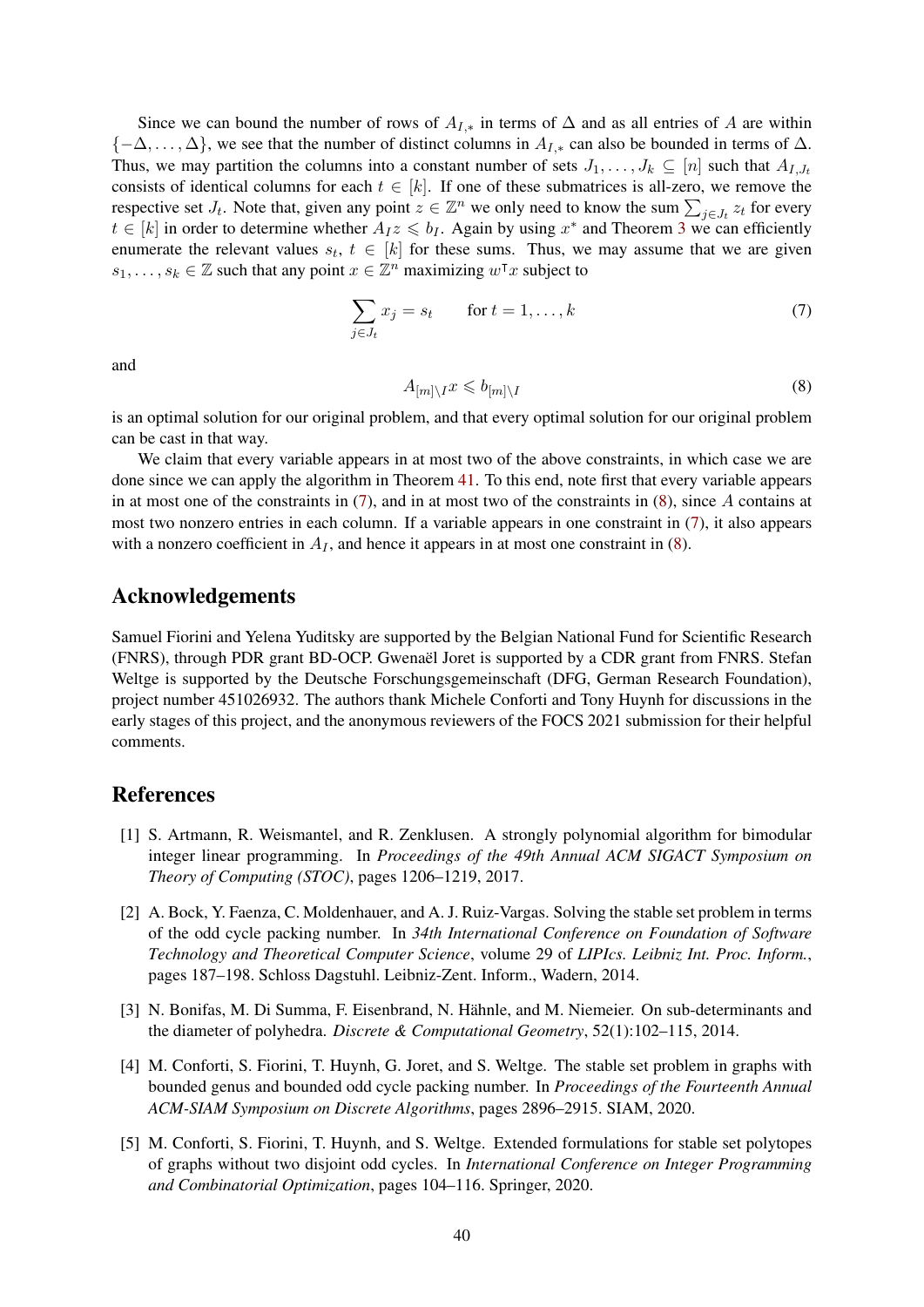Since we can bound the number of rows of $A_{I,*}$ in terms of $\Delta$ and as all entries of $A$ are within $\{-\Delta, \dots, \Delta\}$, we see that the number of distinct columns in $A_{I,*}$ can also be bounded in terms of $\Delta$. Thus, we may partition the columns into a constant number of sets $J_1, \dots, J_k \subseteq [n]$ such that $A_{I,J_t}$ consists of identical columns for each $t \in [k]$. If one of these submatrices is all-zero, we remove the respective set $J_t$. Note that, given any point $z \in \mathbb{Z}^n$ we only need to know the sum $\sum_{j \in J_t} z_t$ for every $t \in [k]$ in order to determine whether $A_I z \leqslant b_I$. Again by using $x^*$ and Theorem 3 we can efficiently enumerate the relevant values $s_t$, $t \in [k]$ for these sums. Thus, we may assume that we are given $s_1, \dots, s_k \in \mathbb{Z}$ such that any point $x \in \mathbb{Z}^n$ maximizing $w^\intercal x$ subject to

$$\sum_{j \in J_t} x_j = s_t \qquad \text{for } t = 1, \dots, k \tag{7}$$

and

$$A_{[m] \setminus I} x \leqslant b_{[m] \setminus I} \tag{8}$$

is an optimal solution for our original problem, and that every optimal solution for our original problem can be cast in that way.

We claim that every variable appears in at most two of the above constraints, in which case we are done since we can apply the algorithm in Theorem 41. To this end, note first that every variable appears in at most one of the constraints in (7), and in at most two of the constraints in (8), since $A$ contains at most two nonzero entries in each column. If a variable appears in one constraint in (7), it also appears with a nonzero coefficient in $A_I$, and hence it appears in at most one constraint in (8).

## Acknowledgements

Samuel Fiorini and Yelena Yuditsky are supported by the Belgian National Fund for Scientific Research (FNRS), through PDR grant BD-OCP. Gwenaël Joret is supported by a CDR grant from FNRS. Stefan Weltge is supported by the Deutsche Forschungsgemeinschaft (DFG, German Research Foundation), project number 451026932. The authors thank Michele Conforti and Tony Huynh for discussions in the early stages of this project, and the anonymous reviewers of the FOCS 2021 submission for their helpful comments.

## References

[1] S. Artmann, R. Weismantel, and R. Zenklusen. A strongly polynomial algorithm for bimodular integer linear programming. In *Proceedings of the 49th Annual ACM SIGACT Symposium on Theory of Computing (STOC)*, pages 1206–1219, 2017.

[2] A. Bock, Y. Faenza, C. Moldenhauer, and A. J. Ruiz-Vargas. Solving the stable set problem in terms of the odd cycle packing number. In *34th International Conference on Foundation of Software Technology and Theoretical Computer Science*, volume 29 of *LIPIcs. Leibniz Int. Proc. Inform.*, pages 187–198. Schloss Dagstuhl. Leibniz-Zent. Inform., Wadern, 2014.

[3] N. Bonifas, M. Di Summa, F. Eisenbrand, N. Hähnle, and M. Niemeier. On sub-determinants and the diameter of polyhedra. *Discrete & Computational Geometry*, 52(1):102–115, 2014.

[4] M. Conforti, S. Fiorini, T. Huynh, G. Joret, and S. Weltge. The stable set problem in graphs with bounded genus and bounded odd cycle packing number. In *Proceedings of the Fourteenth Annual ACM-SIAM Symposium on Discrete Algorithms*, pages 2896–2915. SIAM, 2020.

[5] M. Conforti, S. Fiorini, T. Huynh, and S. Weltge. Extended formulations for stable set polytopes of graphs without two disjoint odd cycles. In *International Conference on Integer Programming and Combinatorial Optimization*, pages 104–116. Springer, 2020.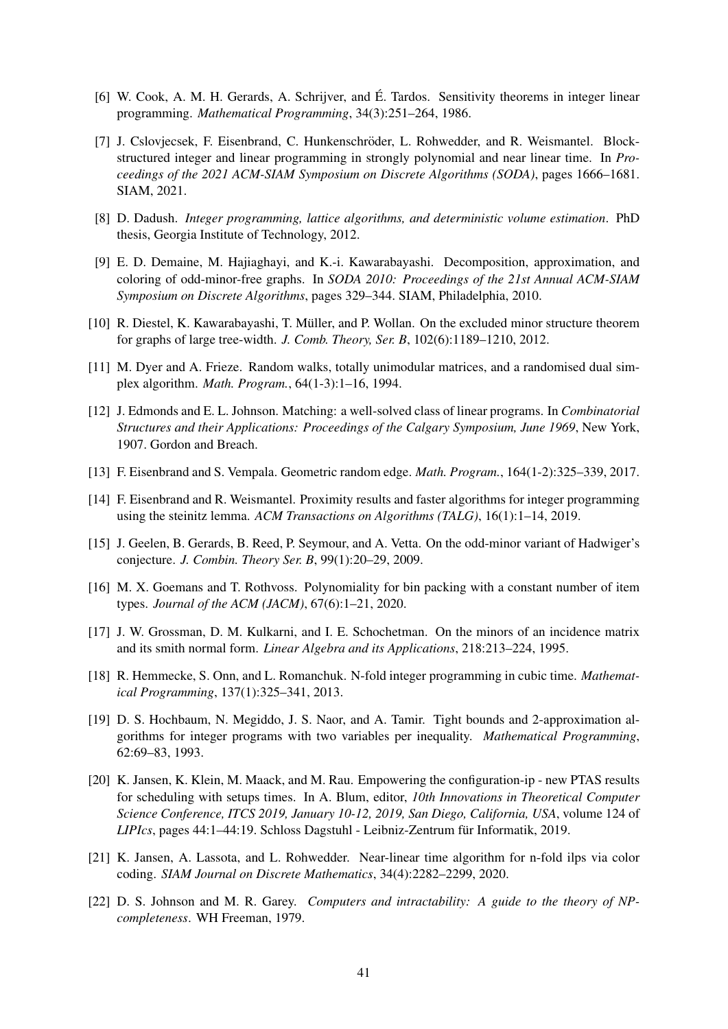[6] W. Cook, A. M. H. Gerards, A. Schrijver, and É. Tardos. Sensitivity theorems in integer linear programming. *Mathematical Programming*, 34(3):251–264, 1986.

[7] J. Cslovjecsek, F. Eisenbrand, C. Hunkenschröder, L. Rohwedder, and R. Weismantel. Block-structured integer and linear programming in strongly polynomial and near linear time. In *Proceedings of the 2021 ACM-SIAM Symposium on Discrete Algorithms (SODA)*, pages 1666–1681. SIAM, 2021.

[8] D. Dadush. *Integer programming, lattice algorithms, and deterministic volume estimation*. PhD thesis, Georgia Institute of Technology, 2012.

[9] E. D. Demaine, M. Hajiaghayi, and K.-i. Kawarabayashi. Decomposition, approximation, and coloring of odd-minor-free graphs. In *SODA 2010: Proceedings of the 21st Annual ACM-SIAM Symposium on Discrete Algorithms*, pages 329–344. SIAM, Philadelphia, 2010.

[10] R. Diestel, K. Kawarabayashi, T. Müller, and P. Wollan. On the excluded minor structure theorem for graphs of large tree-width. *J. Comb. Theory, Ser. B*, 102(6):1189–1210, 2012.

[11] M. Dyer and A. Frieze. Random walks, totally unimodular matrices, and a randomised dual simplex algorithm. *Math. Program.*, 64(1-3):1–16, 1994.

[12] J. Edmonds and E. L. Johnson. Matching: a well-solved class of linear programs. In *Combinatorial Structures and their Applications: Proceedings of the Calgary Symposium, June 1969*, New York, 1907. Gordon and Breach.

[13] F. Eisenbrand and S. Vempala. Geometric random edge. *Math. Program.*, 164(1-2):325–339, 2017.

[14] F. Eisenbrand and R. Weismantel. Proximity results and faster algorithms for integer programming using the steinitz lemma. *ACM Transactions on Algorithms (TALG)*, 16(1):1–14, 2019.

[15] J. Geelen, B. Gerards, B. Reed, P. Seymour, and A. Vetta. On the odd-minor variant of Hadwiger's conjecture. *J. Combin. Theory Ser. B*, 99(1):20–29, 2009.

[16] M. X. Goemans and T. Rothvoss. Polynomiality for bin packing with a constant number of item types. *Journal of the ACM (JACM)*, 67(6):1–21, 2020.

[17] J. W. Grossman, D. M. Kulkarni, and I. E. Schochetman. On the minors of an incidence matrix and its smith normal form. *Linear Algebra and its Applications*, 218:213–224, 1995.

[18] R. Hemmecke, S. Onn, and L. Romanchuk. N-fold integer programming in cubic time. *Mathematical Programming*, 137(1):325–341, 2013.

[19] D. S. Hochbaum, N. Megiddo, J. S. Naor, and A. Tamir. Tight bounds and 2-approximation algorithms for integer programs with two variables per inequality. *Mathematical Programming*, 62:69–83, 1993.

[20] K. Jansen, K. Klein, M. Maack, and M. Rau. Empowering the configuration-ip - new PTAS results for scheduling with setups times. In A. Blum, editor, *10th Innovations in Theoretical Computer Science Conference, ITCS 2019, January 10-12, 2019, San Diego, California, USA*, volume 124 of *LIPIcs*, pages 44:1–44:19. Schloss Dagstuhl - Leibniz-Zentrum für Informatik, 2019.

[21] K. Jansen, A. Lassota, and L. Rohwedder. Near-linear time algorithm for n-fold ilps via color coding. *SIAM Journal on Discrete Mathematics*, 34(4):2282–2299, 2020.

[22] D. S. Johnson and M. R. Garey. *Computers and intractability: A guide to the theory of NP-completeness*. WH Freeman, 1979.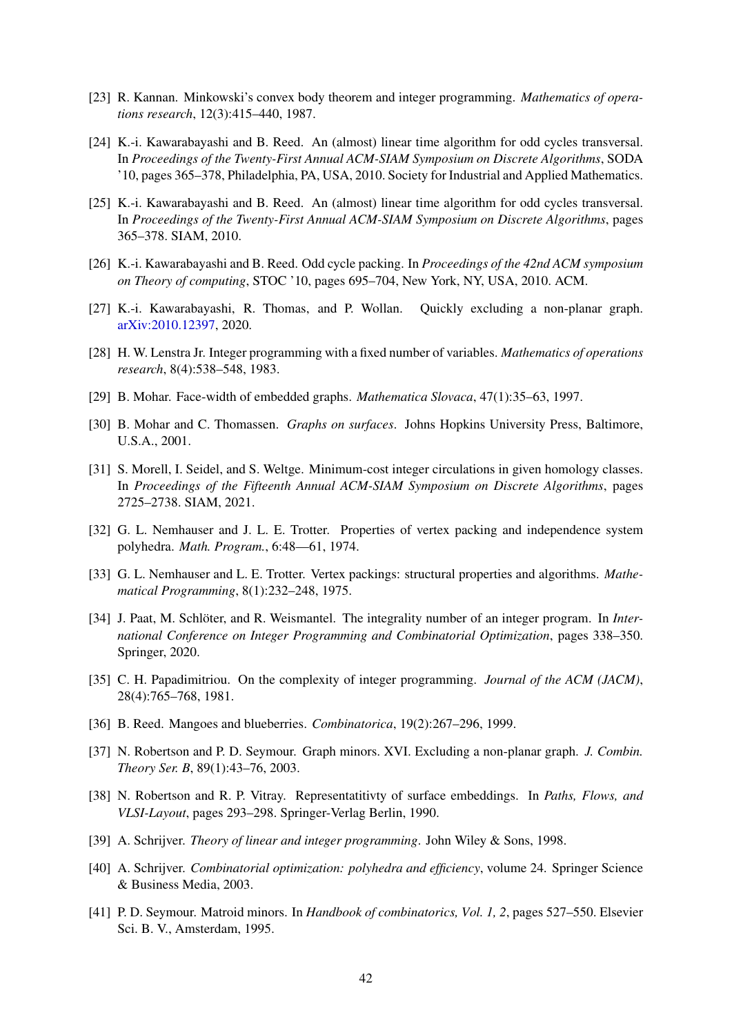[23] R. Kannan. Minkowski's convex body theorem and integer programming. *Mathematics of operations research*, 12(3):415–440, 1987.

[24] K.-i. Kawarabayashi and B. Reed. An (almost) linear time algorithm for odd cycles transversal. In *Proceedings of the Twenty-First Annual ACM-SIAM Symposium on Discrete Algorithms*, SODA '10, pages 365–378, Philadelphia, PA, USA, 2010. Society for Industrial and Applied Mathematics.

[25] K.-i. Kawarabayashi and B. Reed. An (almost) linear time algorithm for odd cycles transversal. In *Proceedings of the Twenty-First Annual ACM-SIAM Symposium on Discrete Algorithms*, pages 365–378. SIAM, 2010.

[26] K.-i. Kawarabayashi and B. Reed. Odd cycle packing. In *Proceedings of the 42nd ACM symposium on Theory of computing*, STOC '10, pages 695–704, New York, NY, USA, 2010. ACM.

[27] K.-i. Kawarabayashi, R. Thomas, and P. Wollan. Quickly excluding a non-planar graph. arXiv:2010.12397, 2020.

[28] H. W. Lenstra Jr. Integer programming with a fixed number of variables. *Mathematics of operations research*, 8(4):538–548, 1983.

[29] B. Mohar. Face-width of embedded graphs. *Mathematica Slovaca*, 47(1):35–63, 1997.

[30] B. Mohar and C. Thomassen. *Graphs on surfaces*. Johns Hopkins University Press, Baltimore, U.S.A., 2001.

[31] S. Morell, I. Seidel, and S. Weltge. Minimum-cost integer circulations in given homology classes. In *Proceedings of the Fifteenth Annual ACM-SIAM Symposium on Discrete Algorithms*, pages 2725–2738. SIAM, 2021.

[32] G. L. Nemhauser and J. L. E. Trotter. Properties of vertex packing and independence system polyhedra. *Math. Program.*, 6:48—61, 1974.

[33] G. L. Nemhauser and L. E. Trotter. Vertex packings: structural properties and algorithms. *Mathematical Programming*, 8(1):232–248, 1975.

[34] J. Paat, M. Schlöter, and R. Weismantel. The integrality number of an integer program. In *International Conference on Integer Programming and Combinatorial Optimization*, pages 338–350. Springer, 2020.

[35] C. H. Papadimitriou. On the complexity of integer programming. *Journal of the ACM (JACM)*, 28(4):765–768, 1981.

[36] B. Reed. Mangoes and blueberries. *Combinatorica*, 19(2):267–296, 1999.

[37] N. Robertson and P. D. Seymour. Graph minors. XVI. Excluding a non-planar graph. *J. Combin. Theory Ser. B*, 89(1):43–76, 2003.

[38] N. Robertson and R. P. Vitray. Representatitivty of surface embeddings. In *Paths, Flows, and VLSI-Layout*, pages 293–298. Springer-Verlag Berlin, 1990.

[39] A. Schrijver. *Theory of linear and integer programming*. John Wiley & Sons, 1998.

[40] A. Schrijver. *Combinatorial optimization: polyhedra and efficiency*, volume 24. Springer Science & Business Media, 2003.

[41] P. D. Seymour. Matroid minors. In *Handbook of combinatorics, Vol. 1, 2*, pages 527–550. Elsevier Sci. B. V., Amsterdam, 1995.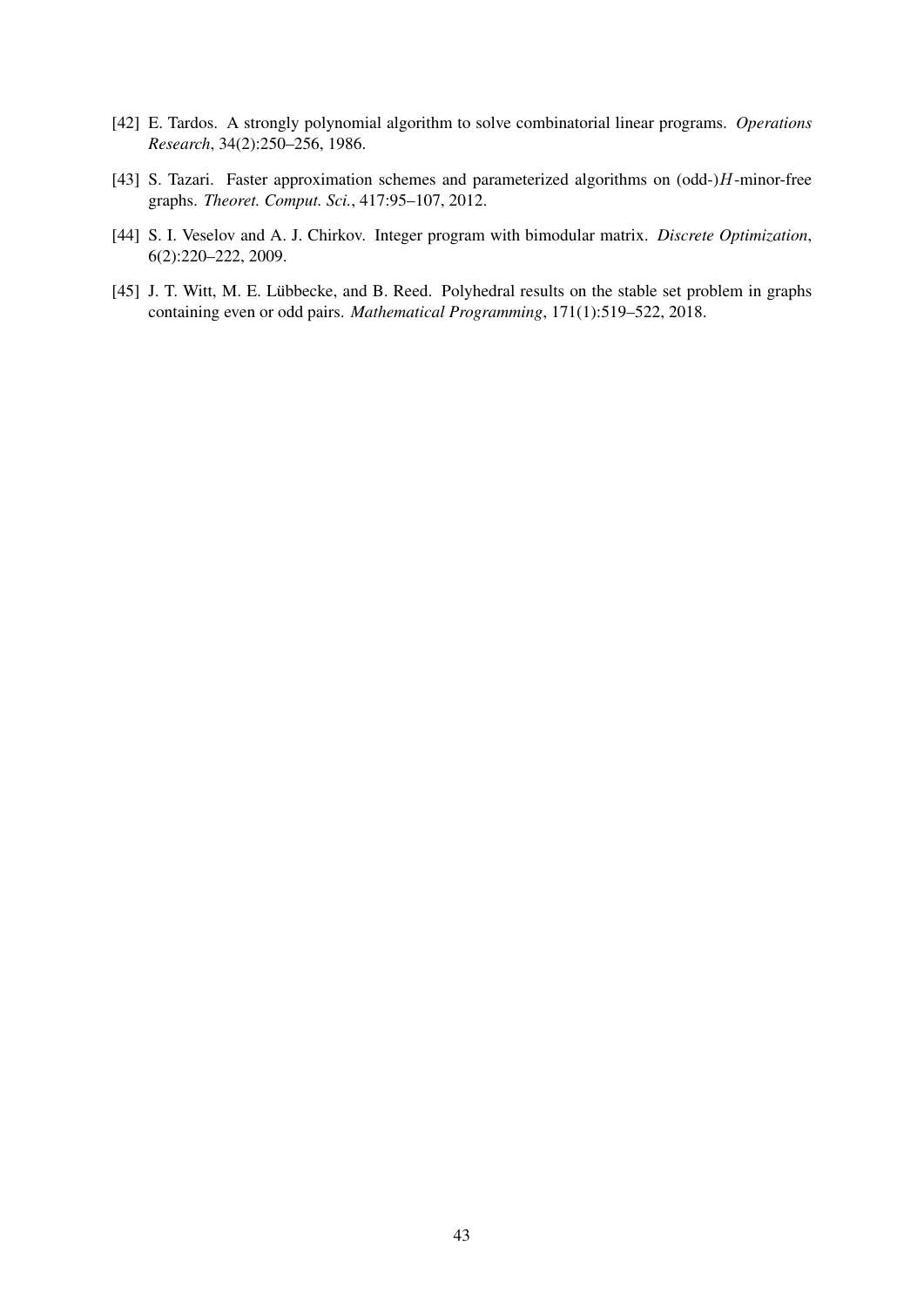[42] E. Tardos. A strongly polynomial algorithm to solve combinatorial linear programs. *Operations Research*, 34(2):250–256, 1986.

[43] S. Tazari. Faster approximation schemes and parameterized algorithms on (odd-)$H$-minor-free graphs. *Theoret. Comput. Sci.*, 417:95–107, 2012.

[44] S. I. Veselov and A. J. Chirkov. Integer program with bimodular matrix. *Discrete Optimization*, 6(2):220–222, 2009.

[45] J. T. Witt, M. E. Lübbecke, and B. Reed. Polyhedral results on the stable set problem in graphs containing even or odd pairs. *Mathematical Programming*, 171(1):519–522, 2018.